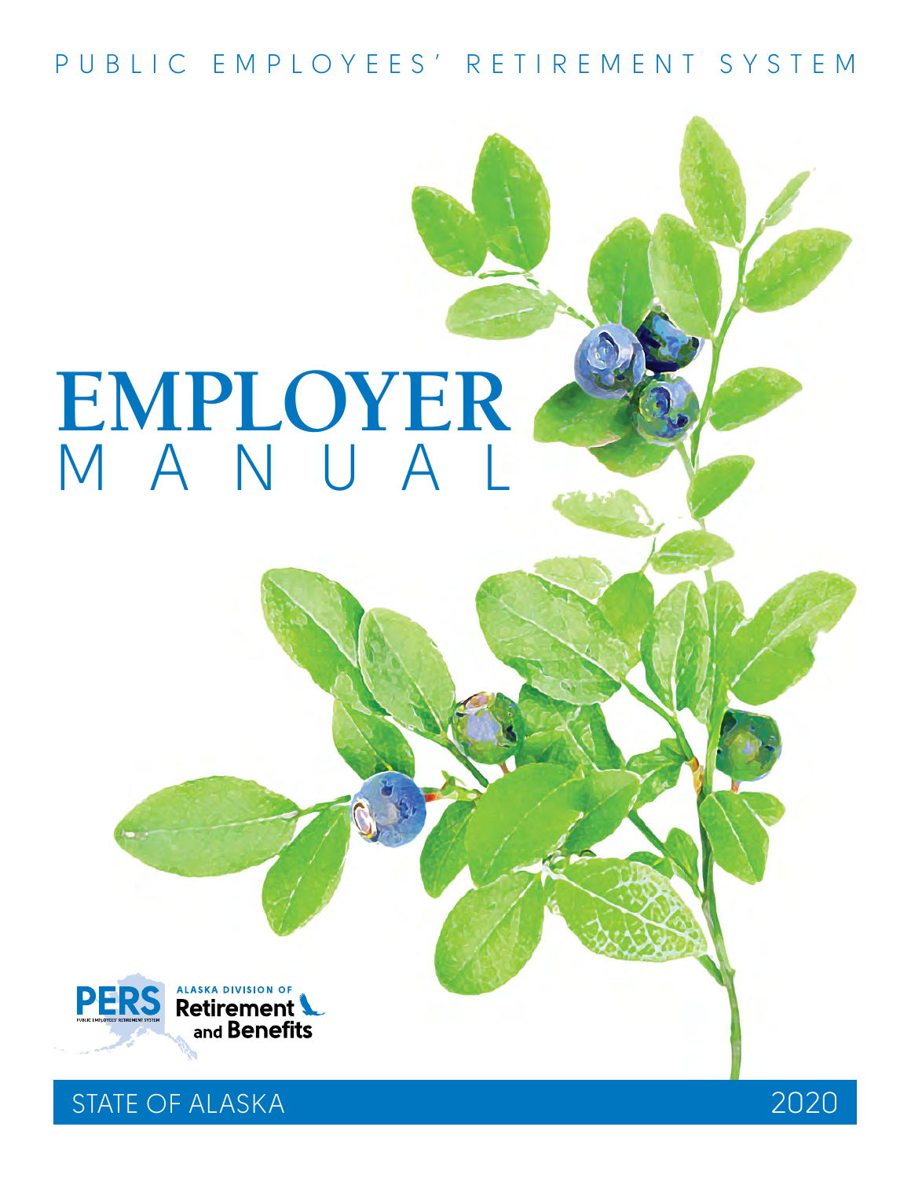PUBLIC EMPLOYEES' RETIREMENT SYSTEM

# EMPLOYER MANUAL

PERS

PUBLIC EMPLOYEES' RETIREMENT SYSTEM

ALASKA DIVISION OF Retirement and Benefits

STATE OF ALASKA 2020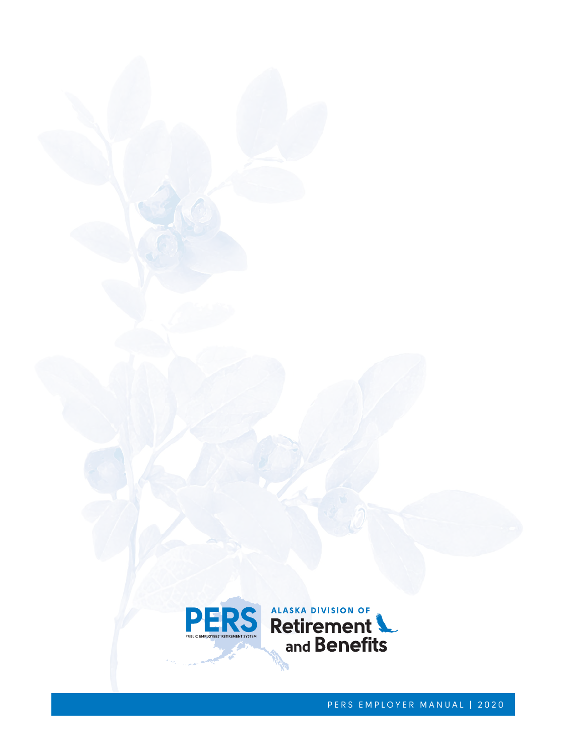PERS

PUBLIC EMPLOYEES' RETIREMENT SYSTEM

ALASKA DIVISION OF

Retirement and Benefits

PERS EMPLOYER MANUAL | 2020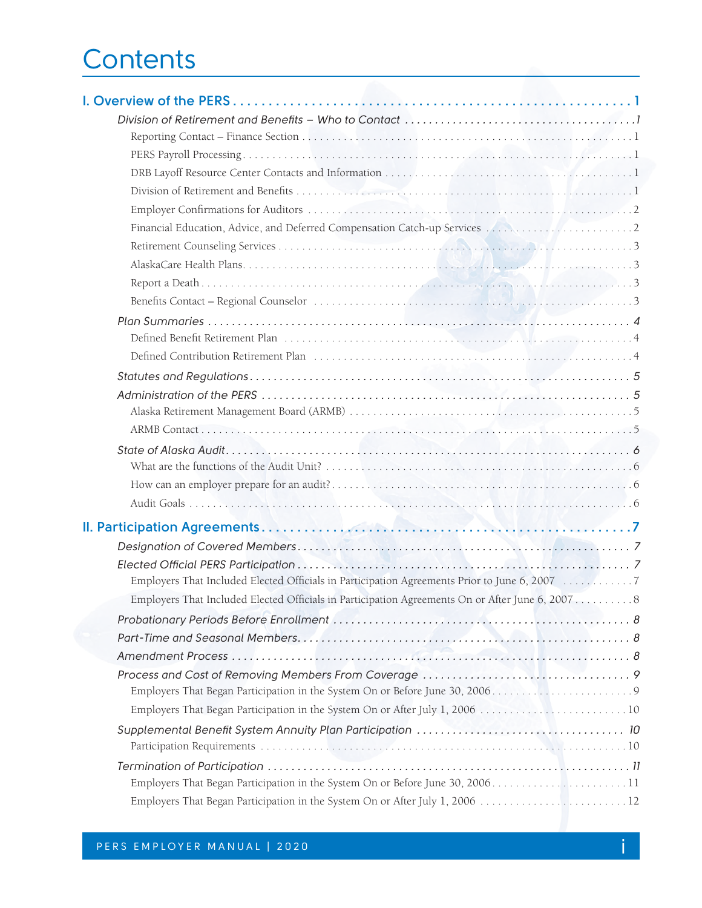# Contents

**I. Overview of the PERS** ..... 1

*Division of Retirement and Benefits – Who to Contact* ..... 1

- Reporting Contact – Finance Section ..... 1
- PERS Payroll Processing ..... 1
- DRB Layoff Resource Center Contacts and Information ..... 1
- Division of Retirement and Benefits ..... 1
- Employer Confirmations for Auditors ..... 2
- Financial Education, Advice, and Deferred Compensation Catch-up Services ..... 2
- Retirement Counseling Services ..... 3
- AlaskaCare Health Plans ..... 3
- Report a Death ..... 3
- Benefits Contact – Regional Counselor ..... 3

*Plan Summaries* ..... 4

- Defined Benefit Retirement Plan ..... 4
- Defined Contribution Retirement Plan ..... 4

*Statutes and Regulations* ..... 5

*Administration of the PERS* ..... 5

- Alaska Retirement Management Board (ARMB) ..... 5
- ARMB Contact ..... 5

*State of Alaska Audit* ..... 6

- What are the functions of the Audit Unit? ..... 6
- How can an employer prepare for an audit? ..... 6
- Audit Goals ..... 6

**II. Participation Agreements** ..... 7

*Designation of Covered Members* ..... 7

*Elected Official PERS Participation* ..... 7

- Employers That Included Elected Officials in Participation Agreements Prior to June 6, 2007 ..... 7
- Employers That Included Elected Officials in Participation Agreements On or After June 6, 2007 ..... 8

*Probationary Periods Before Enrollment* ..... 8

*Part-Time and Seasonal Members* ..... 8

*Amendment Process* ..... 8

*Process and Cost of Removing Members From Coverage* ..... 9

- Employers That Began Participation in the System On or Before June 30, 2006 ..... 9
- Employers That Began Participation in the System On or After July 1, 2006 ..... 10

*Supplemental Benefit System Annuity Plan Participation* ..... 10

- Participation Requirements ..... 10

*Termination of Participation* ..... 11

- Employers That Began Participation in the System On or Before June 30, 2006 ..... 11
- Employers That Began Participation in the System On or After July 1, 2006 ..... 12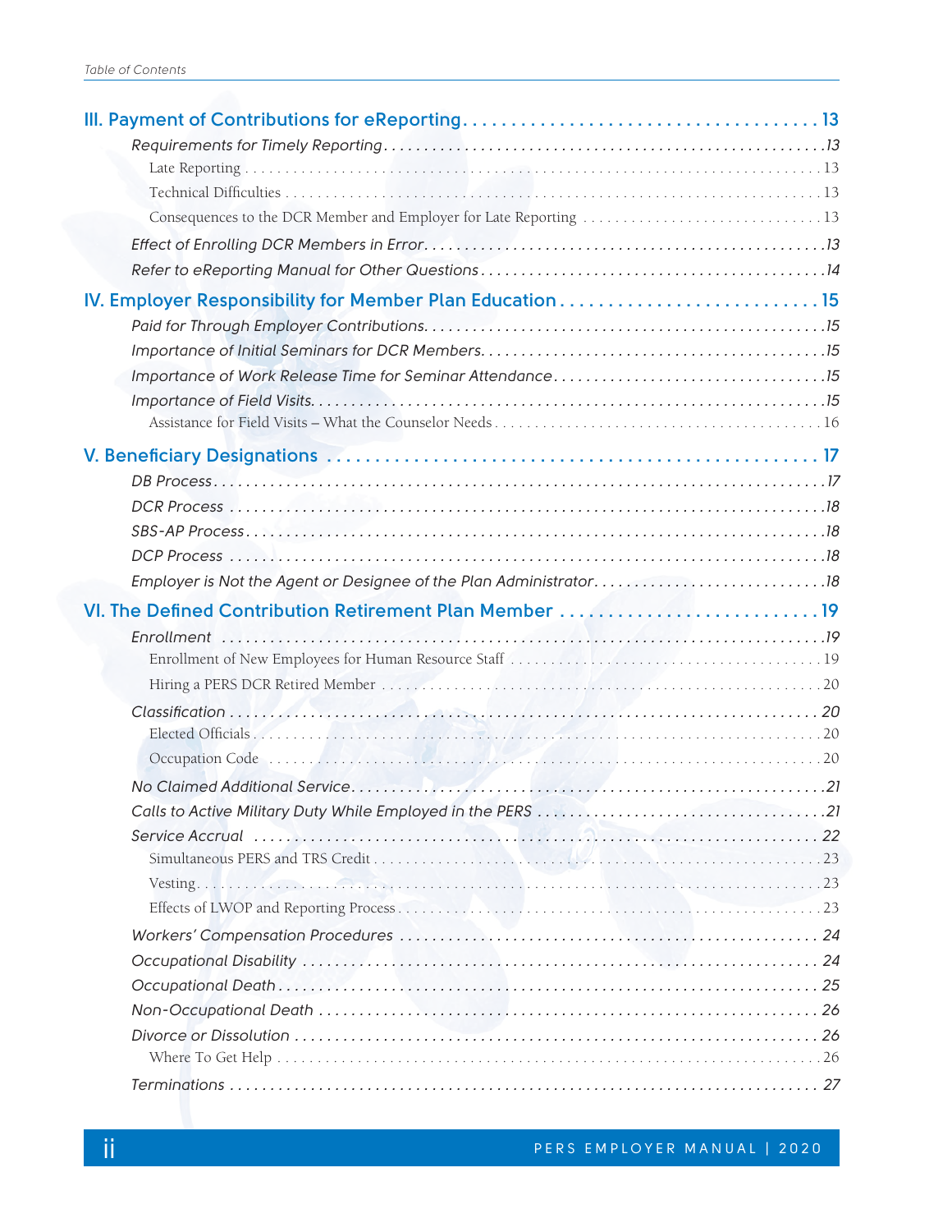- **III. Payment of Contributions for eReporting** . . . 13
  - *Requirements for Timely Reporting* . . . 13
    - Late Reporting . . . 13
    - Technical Difficulties . . . 13
    - Consequences to the DCR Member and Employer for Late Reporting . . . 13
  - *Effect of Enrolling DCR Members in Error* . . . 13
  - *Refer to eReporting Manual for Other Questions* . . . 14
- **IV. Employer Responsibility for Member Plan Education** . . . 15
  - *Paid for Through Employer Contributions.* . . . 15
  - *Importance of Initial Seminars for DCR Members.* . . . 15
  - *Importance of Work Release Time for Seminar Attendance* . . . 15
  - *Importance of Field Visits.* . . . 15
    - Assistance for Field Visits – What the Counselor Needs . . . 16
- **V. Beneficiary Designations** . . . 17
  - *DB Process* . . . 17
  - *DCR Process* . . . 18
  - *SBS-AP Process* . . . 18
  - *DCP Process* . . . 18
  - *Employer is Not the Agent or Designee of the Plan Administrator* . . . 18
- **VI. The Defined Contribution Retirement Plan Member** . . . 19
  - *Enrollment* . . . 19
    - Enrollment of New Employees for Human Resource Staff . . . 19
    - Hiring a PERS DCR Retired Member . . . 20
  - *Classification* . . . 20
    - Elected Officials . . . 20
    - Occupation Code . . . 20
  - *No Claimed Additional Service* . . . 21
  - *Calls to Active Military Duty While Employed in the PERS* . . . 21
  - *Service Accrual* . . . 22
    - Simultaneous PERS and TRS Credit . . . 23
    - Vesting . . . 23
    - Effects of LWOP and Reporting Process . . . 23
  - *Workers' Compensation Procedures* . . . 24
  - *Occupational Disability* . . . 24
  - *Occupational Death* . . . 25
  - *Non-Occupational Death* . . . 26
  - *Divorce or Dissolution* . . . 26
    - Where To Get Help . . . 26
  - *Terminations* . . . 27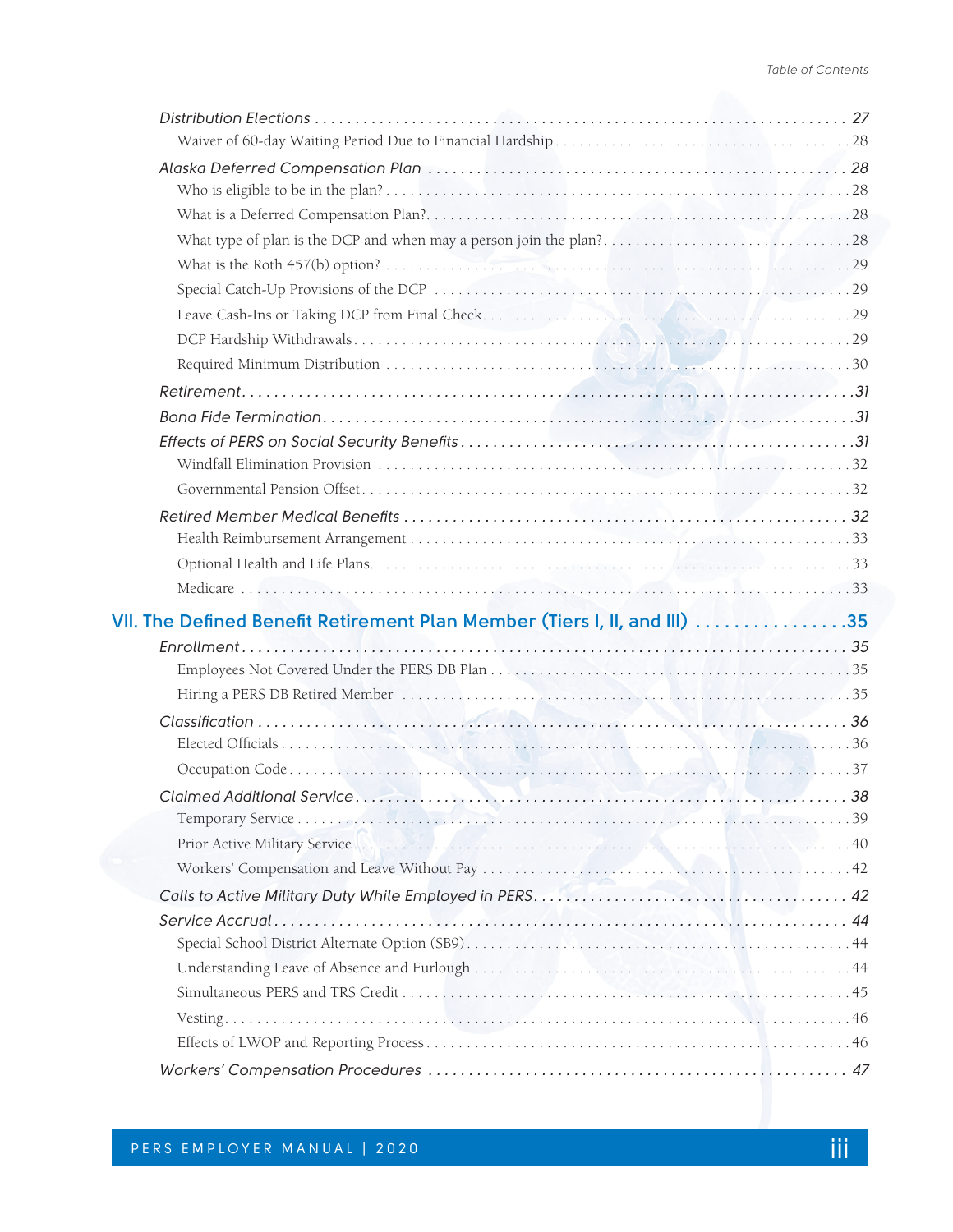*Distribution Elections* . . . 27

Waiver of 60-day Waiting Period Due to Financial Hardship . . . 28

*Alaska Deferred Compensation Plan* . . . 28

Who is eligible to be in the plan? . . . 28

What is a Deferred Compensation Plan? . . . 28

What type of plan is the DCP and when may a person join the plan? . . . 28

What is the Roth 457(b) option? . . . 29

Special Catch-Up Provisions of the DCP . . . 29

Leave Cash-Ins or Taking DCP from Final Check . . . 29

DCP Hardship Withdrawals . . . 29

Required Minimum Distribution . . . 30

*Retirement* . . . 31

*Bona Fide Termination* . . . 31

*Effects of PERS on Social Security Benefits* . . . 31

Windfall Elimination Provision . . . 32

Governmental Pension Offset . . . 32

*Retired Member Medical Benefits* . . . 32

Health Reimbursement Arrangement . . . 33

Optional Health and Life Plans . . . 33

Medicare . . . 33

## VII. The Defined Benefit Retirement Plan Member (Tiers I, II, and III) . . . 35

*Enrollment* . . . 35

Employees Not Covered Under the PERS DB Plan . . . 35

Hiring a PERS DB Retired Member . . . 35

*Classification* . . . 36

Elected Officials . . . 36

Occupation Code . . . 37

*Claimed Additional Service* . . . 38

Temporary Service . . . 39

Prior Active Military Service . . . 40

Workers' Compensation and Leave Without Pay . . . 42

*Calls to Active Military Duty While Employed in PERS* . . . 42

*Service Accrual* . . . 44

Special School District Alternate Option (SB9) . . . 44

Understanding Leave of Absence and Furlough . . . 44

Simultaneous PERS and TRS Credit . . . 45

Vesting . . . 46

Effects of LWOP and Reporting Process . . . 46

*Workers' Compensation Procedures* . . . 47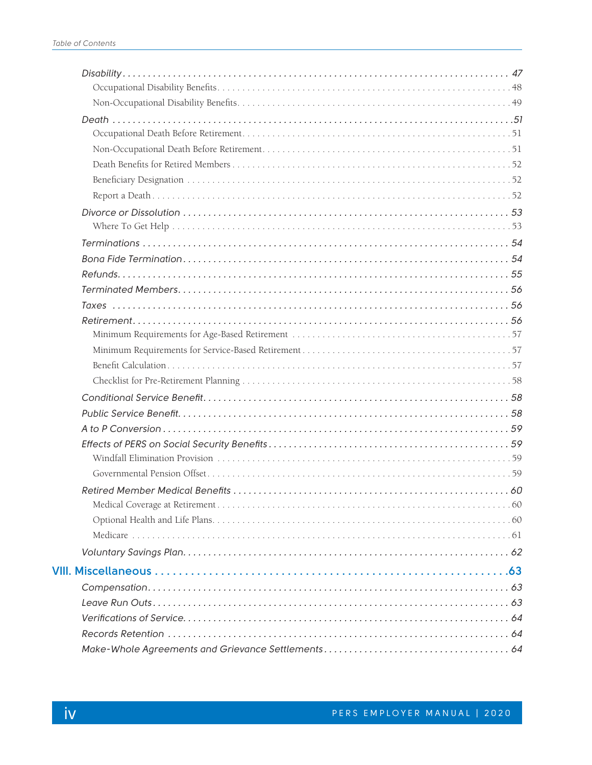*Disability* . . . . . . . . . . . . . . . . . . . . . . . . . . . . . . . . . . . . . . . . . . . . . . . . . . . . . . . . . . . . . . . . . . . . . . . . . . . . . 47

Occupational Disability Benefits . . . . . . . . . . . . . . . . . . . . . . . . . . . . . . . . . . . . . . . . . . . . . . . . . . . . . . . . . . 48

Non-Occupational Disability Benefits . . . . . . . . . . . . . . . . . . . . . . . . . . . . . . . . . . . . . . . . . . . . . . . . . . . . . . . 49

*Death* . . . . . . . . . . . . . . . . . . . . . . . . . . . . . . . . . . . . . . . . . . . . . . . . . . . . . . . . . . . . . . . . . . . . . . . . . . . . . . 51

Occupational Death Before Retirement . . . . . . . . . . . . . . . . . . . . . . . . . . . . . . . . . . . . . . . . . . . . . . . . . . . . . . 51

Non-Occupational Death Before Retirement . . . . . . . . . . . . . . . . . . . . . . . . . . . . . . . . . . . . . . . . . . . . . . . . . . 51

Death Benefits for Retired Members . . . . . . . . . . . . . . . . . . . . . . . . . . . . . . . . . . . . . . . . . . . . . . . . . . . . . . . . 52

Beneficiary Designation . . . . . . . . . . . . . . . . . . . . . . . . . . . . . . . . . . . . . . . . . . . . . . . . . . . . . . . . . . . . . . . . . 52

Report a Death . . . . . . . . . . . . . . . . . . . . . . . . . . . . . . . . . . . . . . . . . . . . . . . . . . . . . . . . . . . . . . . . . . . . . . . 52

*Divorce or Dissolution* . . . . . . . . . . . . . . . . . . . . . . . . . . . . . . . . . . . . . . . . . . . . . . . . . . . . . . . . . . . . . . . . . . 53

Where To Get Help . . . . . . . . . . . . . . . . . . . . . . . . . . . . . . . . . . . . . . . . . . . . . . . . . . . . . . . . . . . . . . . . . . . . 53

*Terminations* . . . . . . . . . . . . . . . . . . . . . . . . . . . . . . . . . . . . . . . . . . . . . . . . . . . . . . . . . . . . . . . . . . . . . . . . . 54

*Bona Fide Termination* . . . . . . . . . . . . . . . . . . . . . . . . . . . . . . . . . . . . . . . . . . . . . . . . . . . . . . . . . . . . . . . . . 54

*Refunds* . . . . . . . . . . . . . . . . . . . . . . . . . . . . . . . . . . . . . . . . . . . . . . . . . . . . . . . . . . . . . . . . . . . . . . . . . . . . . 55

*Terminated Members* . . . . . . . . . . . . . . . . . . . . . . . . . . . . . . . . . . . . . . . . . . . . . . . . . . . . . . . . . . . . . . . . . . . 56

*Taxes* . . . . . . . . . . . . . . . . . . . . . . . . . . . . . . . . . . . . . . . . . . . . . . . . . . . . . . . . . . . . . . . . . . . . . . . . . . . . . . 56

*Retirement* . . . . . . . . . . . . . . . . . . . . . . . . . . . . . . . . . . . . . . . . . . . . . . . . . . . . . . . . . . . . . . . . . . . . . . . . . . 56

Minimum Requirements for Age-Based Retirement . . . . . . . . . . . . . . . . . . . . . . . . . . . . . . . . . . . . . . . . . . . . 57

Minimum Requirements for Service-Based Retirement . . . . . . . . . . . . . . . . . . . . . . . . . . . . . . . . . . . . . . . . . 57

Benefit Calculation . . . . . . . . . . . . . . . . . . . . . . . . . . . . . . . . . . . . . . . . . . . . . . . . . . . . . . . . . . . . . . . . . . . . 57

Checklist for Pre-Retirement Planning . . . . . . . . . . . . . . . . . . . . . . . . . . . . . . . . . . . . . . . . . . . . . . . . . . . . . . 58

*Conditional Service Benefit* . . . . . . . . . . . . . . . . . . . . . . . . . . . . . . . . . . . . . . . . . . . . . . . . . . . . . . . . . . . . . . 58

*Public Service Benefit* . . . . . . . . . . . . . . . . . . . . . . . . . . . . . . . . . . . . . . . . . . . . . . . . . . . . . . . . . . . . . . . . . . 58

*A to P Conversion* . . . . . . . . . . . . . . . . . . . . . . . . . . . . . . . . . . . . . . . . . . . . . . . . . . . . . . . . . . . . . . . . . . . . 59

*Effects of PERS on Social Security Benefits* . . . . . . . . . . . . . . . . . . . . . . . . . . . . . . . . . . . . . . . . . . . . . . . . . 59

Windfall Elimination Provision . . . . . . . . . . . . . . . . . . . . . . . . . . . . . . . . . . . . . . . . . . . . . . . . . . . . . . . . . . . 59

Governmental Pension Offset . . . . . . . . . . . . . . . . . . . . . . . . . . . . . . . . . . . . . . . . . . . . . . . . . . . . . . . . . . . . 59

*Retired Member Medical Benefits* . . . . . . . . . . . . . . . . . . . . . . . . . . . . . . . . . . . . . . . . . . . . . . . . . . . . . . . . . 60

Medical Coverage at Retirement . . . . . . . . . . . . . . . . . . . . . . . . . . . . . . . . . . . . . . . . . . . . . . . . . . . . . . . . . . 60

Optional Health and Life Plans . . . . . . . . . . . . . . . . . . . . . . . . . . . . . . . . . . . . . . . . . . . . . . . . . . . . . . . . . . . 60

Medicare . . . . . . . . . . . . . . . . . . . . . . . . . . . . . . . . . . . . . . . . . . . . . . . . . . . . . . . . . . . . . . . . . . . . . . . . . . . . 61

*Voluntary Savings Plan* . . . . . . . . . . . . . . . . . . . . . . . . . . . . . . . . . . . . . . . . . . . . . . . . . . . . . . . . . . . . . . . . . 62

## VIII. Miscellaneous . . . . . . . . . . . . . . . . . . . . . . . . . . . . . . . . . . . . . . . . . . . . . . . . . . . . . . . . . . . . 63

*Compensation* . . . . . . . . . . . . . . . . . . . . . . . . . . . . . . . . . . . . . . . . . . . . . . . . . . . . . . . . . . . . . . . . . . . . . . . . 63

*Leave Run Outs* . . . . . . . . . . . . . . . . . . . . . . . . . . . . . . . . . . . . . . . . . . . . . . . . . . . . . . . . . . . . . . . . . . . . . . . 63

*Verifications of Service* . . . . . . . . . . . . . . . . . . . . . . . . . . . . . . . . . . . . . . . . . . . . . . . . . . . . . . . . . . . . . . . . . 64

*Records Retention* . . . . . . . . . . . . . . . . . . . . . . . . . . . . . . . . . . . . . . . . . . . . . . . . . . . . . . . . . . . . . . . . . . . . 64

*Make-Whole Agreements and Grievance Settlements* . . . . . . . . . . . . . . . . . . . . . . . . . . . . . . . . . . . . . . . . . . . 64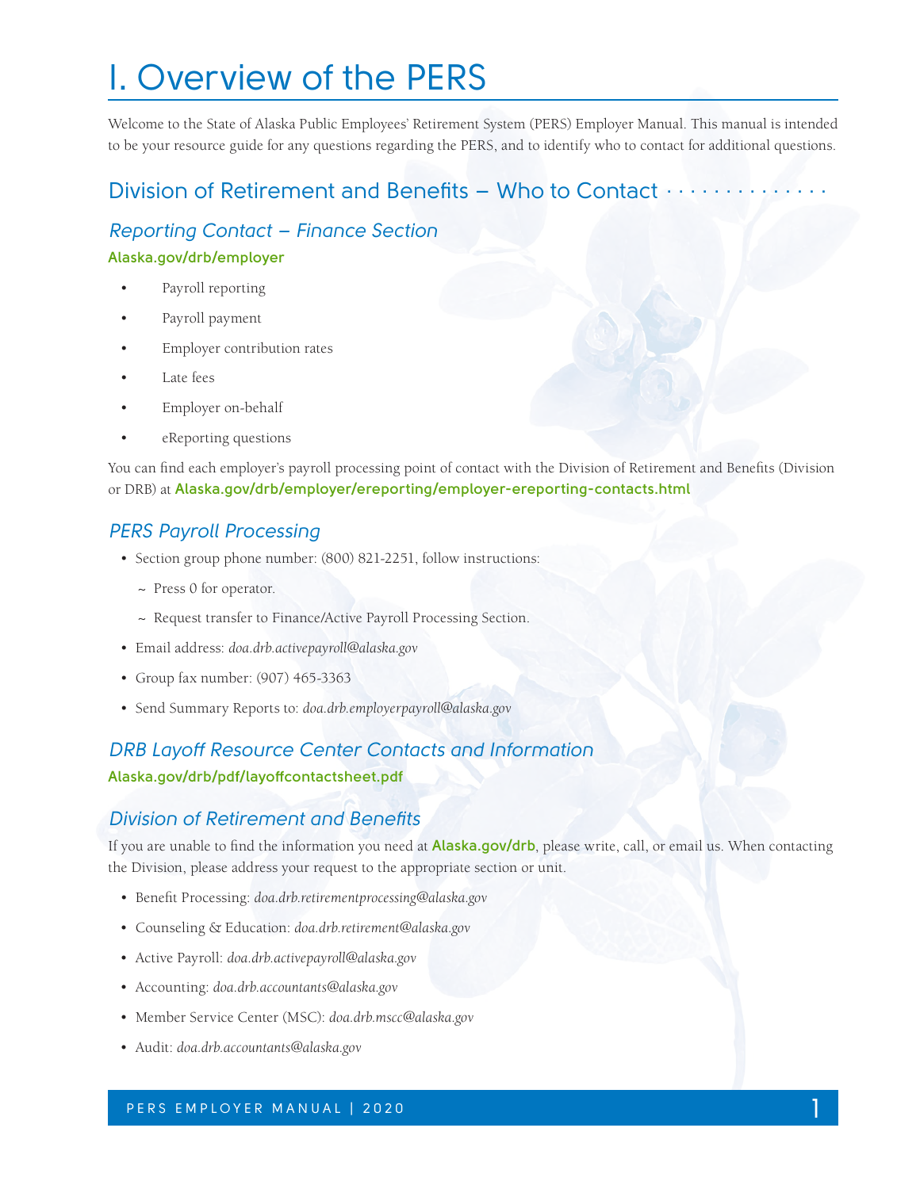# I. Overview of the PERS

Welcome to the State of Alaska Public Employees' Retirement System (PERS) Employer Manual. This manual is intended to be your resource guide for any questions regarding the PERS, and to identify who to contact for additional questions.

## Division of Retirement and Benefits – Who to Contact

### *Reporting Contact – Finance Section*

**Alaska.gov/drb/employer**

- Payroll reporting
- Payroll payment
- Employer contribution rates
- Late fees
- Employer on-behalf
- eReporting questions

You can find each employer's payroll processing point of contact with the Division of Retirement and Benefits (Division or DRB) at **Alaska.gov/drb/employer/ereporting/employer-ereporting-contacts.html**

### *PERS Payroll Processing*

- Section group phone number: (800) 821-2251, follow instructions:
  - ~ Press 0 for operator.
  - ~ Request transfer to Finance/Active Payroll Processing Section.
- Email address: *doa.drb.activepayroll@alaska.gov*
- Group fax number: (907) 465-3363
- Send Summary Reports to: *doa.drb.employerpayroll@alaska.gov*

### *DRB Layoff Resource Center Contacts and Information*

**Alaska.gov/drb/pdf/layoffcontactsheet.pdf**

### *Division of Retirement and Benefits*

If you are unable to find the information you need at **Alaska.gov/drb**, please write, call, or email us. When contacting the Division, please address your request to the appropriate section or unit.

- Benefit Processing: *doa.drb.retirementprocessing@alaska.gov*
- Counseling & Education: *doa.drb.retirement@alaska.gov*
- Active Payroll: *doa.drb.activepayroll@alaska.gov*
- Accounting: *doa.drb.accountants@alaska.gov*
- Member Service Center (MSC): *doa.drb.mscc@alaska.gov*
- Audit: *doa.drb.accountants@alaska.gov*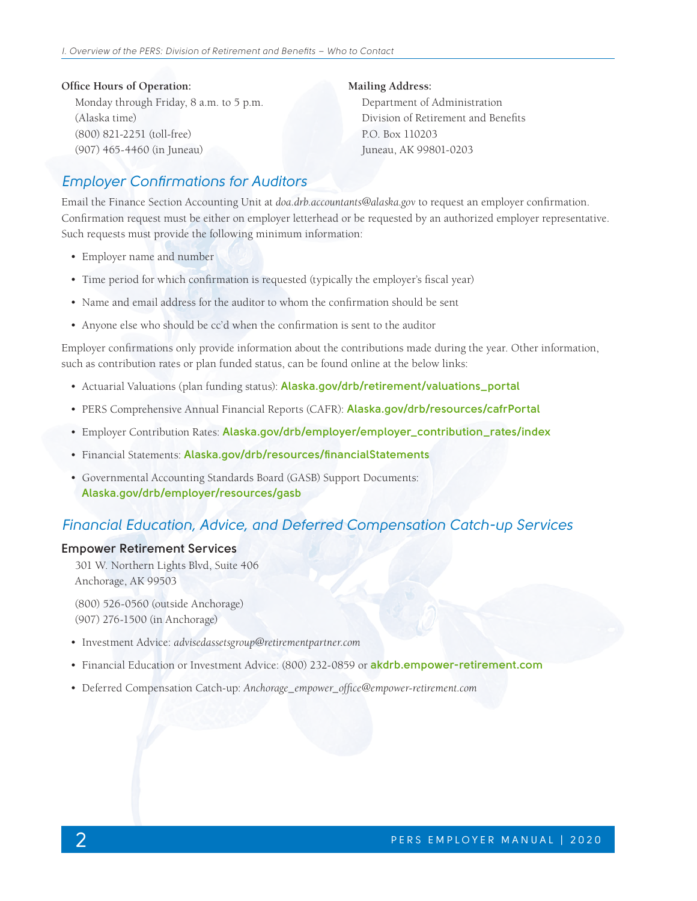**Office Hours of Operation:**

Monday through Friday, 8 a.m. to 5 p.m. (Alaska time)
(800) 821-2251 (toll-free)
(907) 465-4460 (in Juneau)

**Mailing Address:**

Department of Administration
Division of Retirement and Benefits
P.O. Box 110203
Juneau, AK 99801-0203

## *Employer Confirmations for Auditors*

Email the Finance Section Accounting Unit at *doa.drb.accountants@alaska.gov* to request an employer confirmation. Confirmation request must be either on employer letterhead or be requested by an authorized employer representative. Such requests must provide the following minimum information:

- Employer name and number
- Time period for which confirmation is requested (typically the employer's fiscal year)
- Name and email address for the auditor to whom the confirmation should be sent
- Anyone else who should be cc'd when the confirmation is sent to the auditor

Employer confirmations only provide information about the contributions made during the year. Other information, such as contribution rates or plan funded status, can be found online at the below links:

- Actuarial Valuations (plan funding status): **Alaska.gov/drb/retirement/valuations_portal**
- PERS Comprehensive Annual Financial Reports (CAFR): **Alaska.gov/drb/resources/cafrPortal**
- Employer Contribution Rates: **Alaska.gov/drb/employer/employer_contribution_rates/index**
- Financial Statements: **Alaska.gov/drb/resources/financialStatements**
- Governmental Accounting Standards Board (GASB) Support Documents: **Alaska.gov/drb/employer/resources/gasb**

## *Financial Education, Advice, and Deferred Compensation Catch-up Services*

**Empower Retirement Services**

301 W. Northern Lights Blvd, Suite 406
Anchorage, AK 99503

(800) 526-0560 (outside Anchorage)
(907) 276-1500 (in Anchorage)

- Investment Advice: *advisedassetsgroup@retirementpartner.com*
- Financial Education or Investment Advice: (800) 232-0859 or **akdrb.empower-retirement.com**
- Deferred Compensation Catch-up: *Anchorage_empower_office@empower-retirement.com*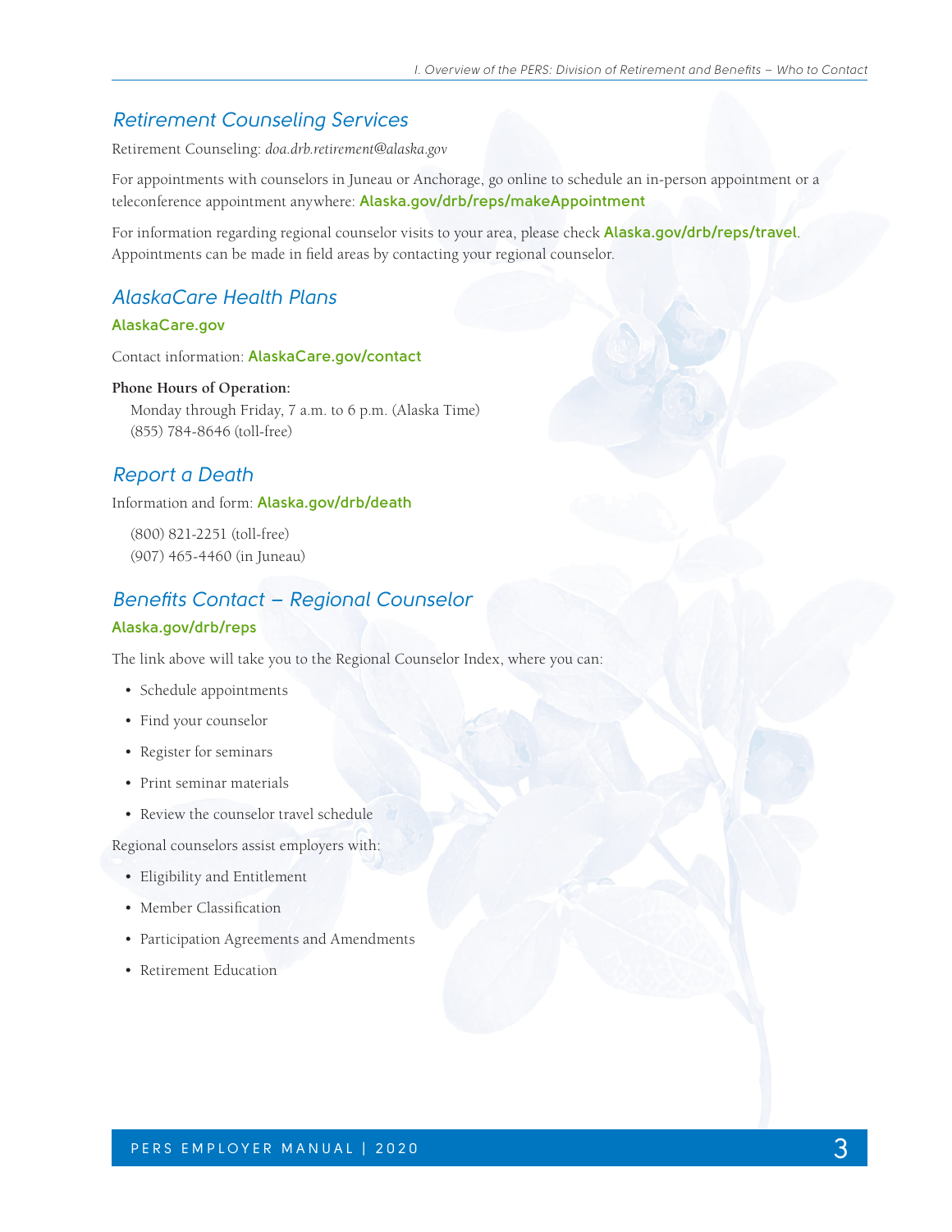## *Retirement Counseling Services*

Retirement Counseling: *doa.drb.retirement@alaska.gov*

For appointments with counselors in Juneau or Anchorage, go online to schedule an in-person appointment or a teleconference appointment anywhere: **Alaska.gov/drb/reps/makeAppointment**

For information regarding regional counselor visits to your area, please check **Alaska.gov/drb/reps/travel**. Appointments can be made in field areas by contacting your regional counselor.

## *AlaskaCare Health Plans*

**AlaskaCare.gov**

Contact information: **AlaskaCare.gov/contact**

**Phone Hours of Operation:**

Monday through Friday, 7 a.m. to 6 p.m. (Alaska Time)
(855) 784-8646 (toll-free)

## *Report a Death*

Information and form: **Alaska.gov/drb/death**

(800) 821-2251 (toll-free)
(907) 465-4460 (in Juneau)

## *Benefits Contact – Regional Counselor*

**Alaska.gov/drb/reps**

The link above will take you to the Regional Counselor Index, where you can:

- Schedule appointments
- Find your counselor
- Register for seminars
- Print seminar materials
- Review the counselor travel schedule

Regional counselors assist employers with:

- Eligibility and Entitlement
- Member Classification
- Participation Agreements and Amendments
- Retirement Education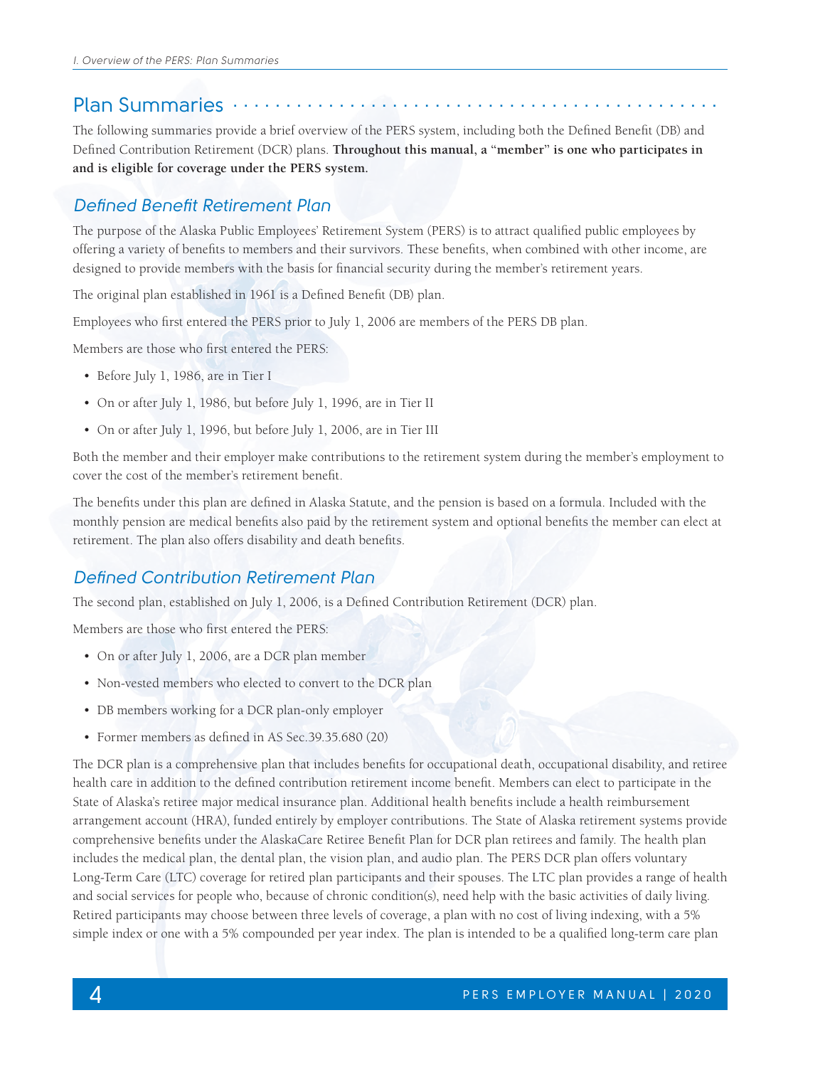## Plan Summaries

The following summaries provide a brief overview of the PERS system, including both the Defined Benefit (DB) and Defined Contribution Retirement (DCR) plans. **Throughout this manual, a "member" is one who participates in and is eligible for coverage under the PERS system.**

### *Defined Benefit Retirement Plan*

The purpose of the Alaska Public Employees' Retirement System (PERS) is to attract qualified public employees by offering a variety of benefits to members and their survivors. These benefits, when combined with other income, are designed to provide members with the basis for financial security during the member's retirement years.

The original plan established in 1961 is a Defined Benefit (DB) plan.

Employees who first entered the PERS prior to July 1, 2006 are members of the PERS DB plan.

Members are those who first entered the PERS:

- Before July 1, 1986, are in Tier I
- On or after July 1, 1986, but before July 1, 1996, are in Tier II
- On or after July 1, 1996, but before July 1, 2006, are in Tier III

Both the member and their employer make contributions to the retirement system during the member's employment to cover the cost of the member's retirement benefit.

The benefits under this plan are defined in Alaska Statute, and the pension is based on a formula. Included with the monthly pension are medical benefits also paid by the retirement system and optional benefits the member can elect at retirement. The plan also offers disability and death benefits.

### *Defined Contribution Retirement Plan*

The second plan, established on July 1, 2006, is a Defined Contribution Retirement (DCR) plan.

Members are those who first entered the PERS:

- On or after July 1, 2006, are a DCR plan member
- Non-vested members who elected to convert to the DCR plan
- DB members working for a DCR plan-only employer
- Former members as defined in AS Sec.39.35.680 (20)

The DCR plan is a comprehensive plan that includes benefits for occupational death, occupational disability, and retiree health care in addition to the defined contribution retirement income benefit. Members can elect to participate in the State of Alaska's retiree major medical insurance plan. Additional health benefits include a health reimbursement arrangement account (HRA), funded entirely by employer contributions. The State of Alaska retirement systems provide comprehensive benefits under the AlaskaCare Retiree Benefit Plan for DCR plan retirees and family. The health plan includes the medical plan, the dental plan, the vision plan, and audio plan. The PERS DCR plan offers voluntary Long-Term Care (LTC) coverage for retired plan participants and their spouses. The LTC plan provides a range of health and social services for people who, because of chronic condition(s), need help with the basic activities of daily living. Retired participants may choose between three levels of coverage, a plan with no cost of living indexing, with a 5% simple index or one with a 5% compounded per year index. The plan is intended to be a qualified long-term care plan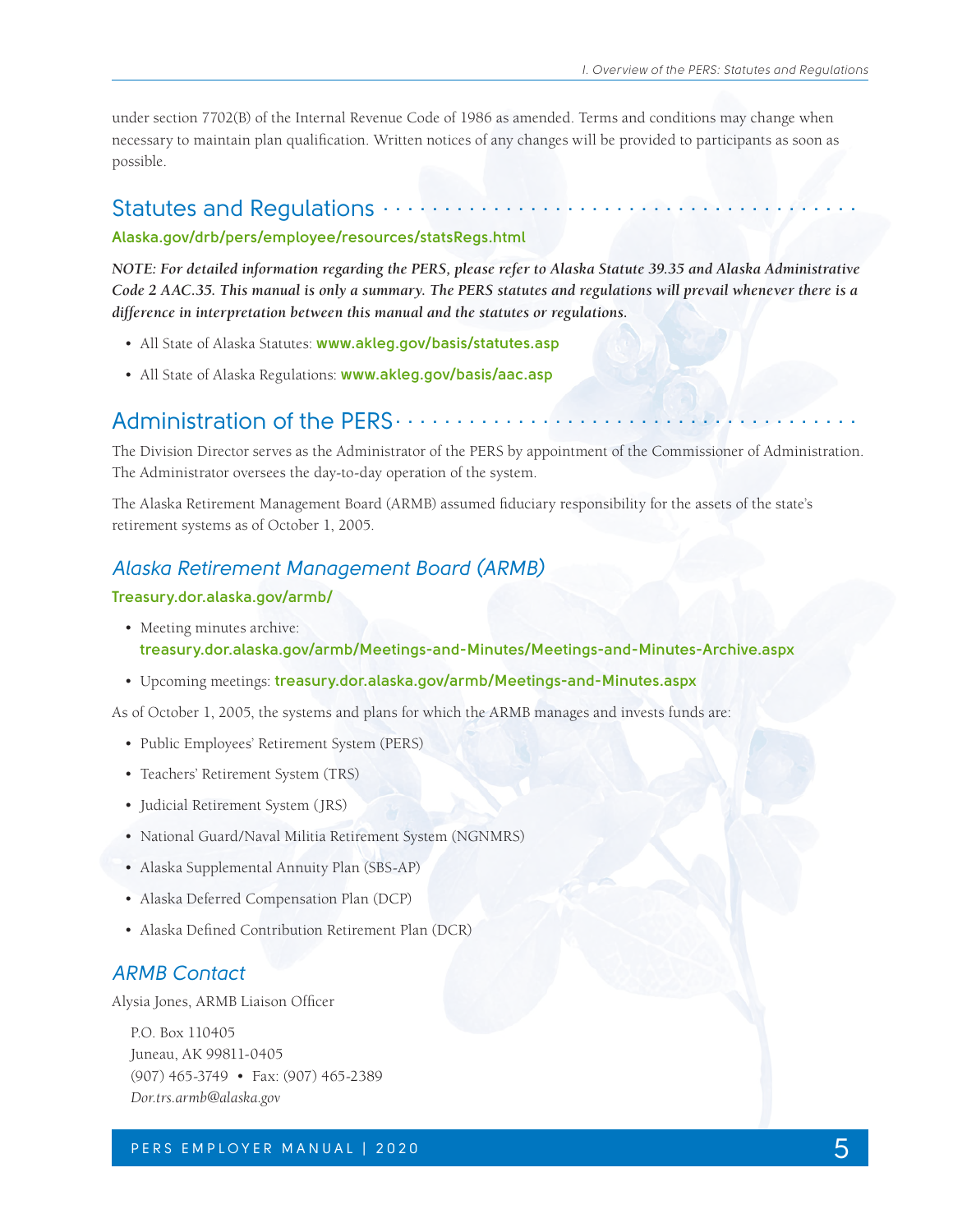under section 7702(B) of the Internal Revenue Code of 1986 as amended. Terms and conditions may change when necessary to maintain plan qualification. Written notices of any changes will be provided to participants as soon as possible.

## Statutes and Regulations

**Alaska.gov/drb/pers/employee/resources/statsRegs.html**

***NOTE: For detailed information regarding the PERS, please refer to Alaska Statute 39.35 and Alaska Administrative Code 2 AAC.35. This manual is only a summary. The PERS statutes and regulations will prevail whenever there is a difference in interpretation between this manual and the statutes or regulations.***

- All State of Alaska Statutes: **www.akleg.gov/basis/statutes.asp**
- All State of Alaska Regulations: **www.akleg.gov/basis/aac.asp**

## Administration of the PERS

The Division Director serves as the Administrator of the PERS by appointment of the Commissioner of Administration. The Administrator oversees the day-to-day operation of the system.

The Alaska Retirement Management Board (ARMB) assumed fiduciary responsibility for the assets of the state's retirement systems as of October 1, 2005.

### *Alaska Retirement Management Board (ARMB)*

**Treasury.dor.alaska.gov/armb/**

- Meeting minutes archive: **treasury.dor.alaska.gov/armb/Meetings-and-Minutes/Meetings-and-Minutes-Archive.aspx**
- Upcoming meetings: **treasury.dor.alaska.gov/armb/Meetings-and-Minutes.aspx**

As of October 1, 2005, the systems and plans for which the ARMB manages and invests funds are:

- Public Employees' Retirement System (PERS)
- Teachers' Retirement System (TRS)
- Judicial Retirement System (JRS)
- National Guard/Naval Militia Retirement System (NGNMRS)
- Alaska Supplemental Annuity Plan (SBS-AP)
- Alaska Deferred Compensation Plan (DCP)
- Alaska Defined Contribution Retirement Plan (DCR)

### *ARMB Contact*

Alysia Jones, ARMB Liaison Officer

P.O. Box 110405
Juneau, AK 99811-0405
(907) 465-3749 • Fax: (907) 465-2389
*Dor.trs.armb@alaska.gov*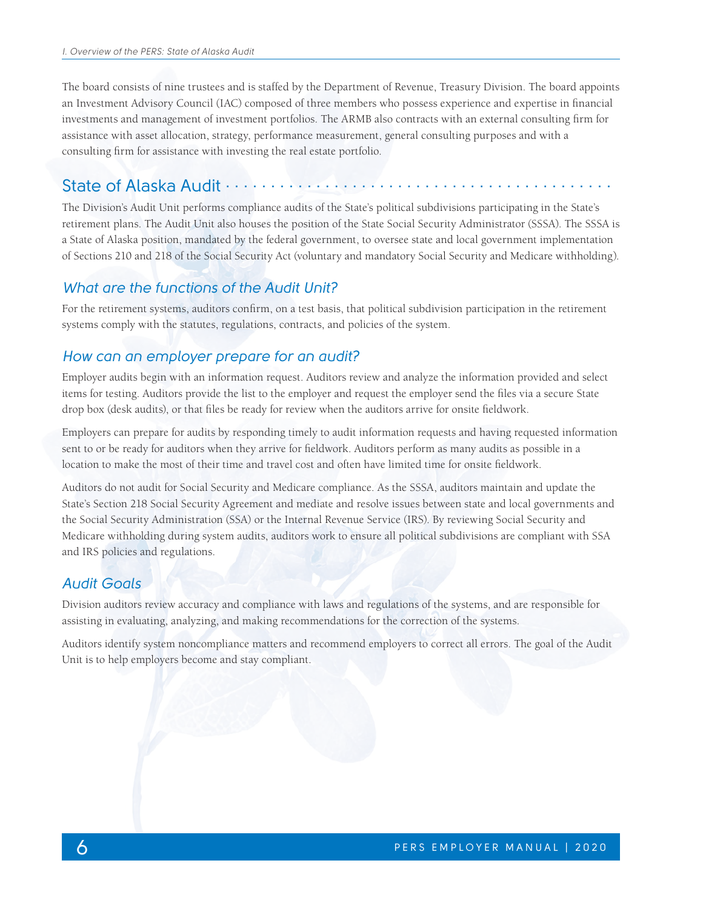The board consists of nine trustees and is staffed by the Department of Revenue, Treasury Division. The board appoints an Investment Advisory Council (IAC) composed of three members who possess experience and expertise in financial investments and management of investment portfolios. The ARMB also contracts with an external consulting firm for assistance with asset allocation, strategy, performance measurement, general consulting purposes and with a consulting firm for assistance with investing the real estate portfolio.

## State of Alaska Audit

The Division's Audit Unit performs compliance audits of the State's political subdivisions participating in the State's retirement plans. The Audit Unit also houses the position of the State Social Security Administrator (SSSA). The SSSA is a State of Alaska position, mandated by the federal government, to oversee state and local government implementation of Sections 210 and 218 of the Social Security Act (voluntary and mandatory Social Security and Medicare withholding).

### *What are the functions of the Audit Unit?*

For the retirement systems, auditors confirm, on a test basis, that political subdivision participation in the retirement systems comply with the statutes, regulations, contracts, and policies of the system.

### *How can an employer prepare for an audit?*

Employer audits begin with an information request. Auditors review and analyze the information provided and select items for testing. Auditors provide the list to the employer and request the employer send the files via a secure State drop box (desk audits), or that files be ready for review when the auditors arrive for onsite fieldwork.

Employers can prepare for audits by responding timely to audit information requests and having requested information sent to or be ready for auditors when they arrive for fieldwork. Auditors perform as many audits as possible in a location to make the most of their time and travel cost and often have limited time for onsite fieldwork.

Auditors do not audit for Social Security and Medicare compliance. As the SSSA, auditors maintain and update the State's Section 218 Social Security Agreement and mediate and resolve issues between state and local governments and the Social Security Administration (SSA) or the Internal Revenue Service (IRS). By reviewing Social Security and Medicare withholding during system audits, auditors work to ensure all political subdivisions are compliant with SSA and IRS policies and regulations.

### *Audit Goals*

Division auditors review accuracy and compliance with laws and regulations of the systems, and are responsible for assisting in evaluating, analyzing, and making recommendations for the correction of the systems.

Auditors identify system noncompliance matters and recommend employers to correct all errors. The goal of the Audit Unit is to help employers become and stay compliant.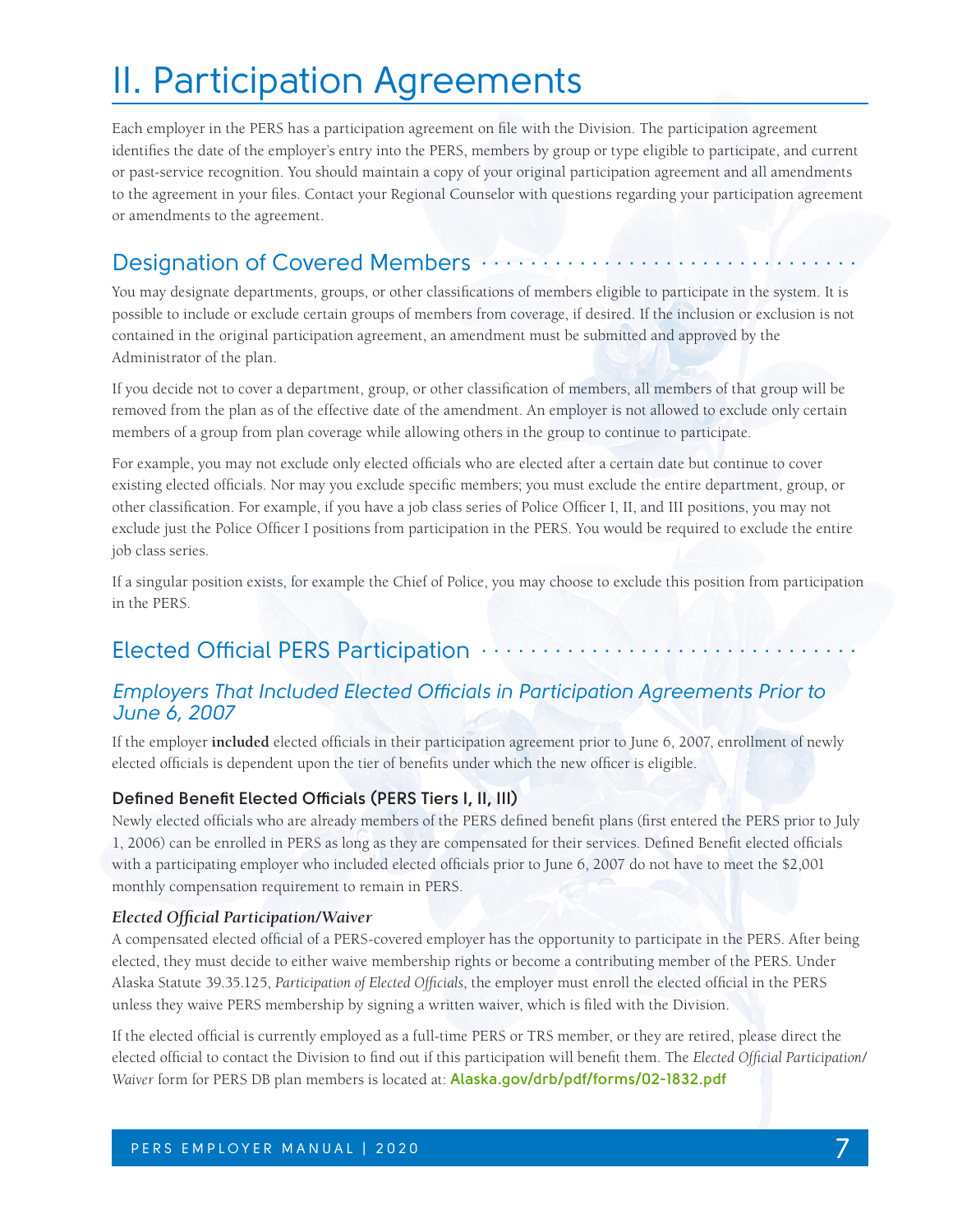# II. Participation Agreements

Each employer in the PERS has a participation agreement on file with the Division. The participation agreement identifies the date of the employer's entry into the PERS, members by group or type eligible to participate, and current or past-service recognition. You should maintain a copy of your original participation agreement and all amendments to the agreement in your files. Contact your Regional Counselor with questions regarding your participation agreement or amendments to the agreement.

## Designation of Covered Members

You may designate departments, groups, or other classifications of members eligible to participate in the system. It is possible to include or exclude certain groups of members from coverage, if desired. If the inclusion or exclusion is not contained in the original participation agreement, an amendment must be submitted and approved by the Administrator of the plan.

If you decide not to cover a department, group, or other classification of members, all members of that group will be removed from the plan as of the effective date of the amendment. An employer is not allowed to exclude only certain members of a group from plan coverage while allowing others in the group to continue to participate.

For example, you may not exclude only elected officials who are elected after a certain date but continue to cover existing elected officials. Nor may you exclude specific members; you must exclude the entire department, group, or other classification. For example, if you have a job class series of Police Officer I, II, and III positions, you may not exclude just the Police Officer I positions from participation in the PERS. You would be required to exclude the entire job class series.

If a singular position exists, for example the Chief of Police, you may choose to exclude this position from participation in the PERS.

## Elected Official PERS Participation

### *Employers That Included Elected Officials in Participation Agreements Prior to June 6, 2007*

If the employer **included** elected officials in their participation agreement prior to June 6, 2007, enrollment of newly elected officials is dependent upon the tier of benefits under which the new officer is eligible.

#### Defined Benefit Elected Officials (PERS Tiers I, II, III)

Newly elected officials who are already members of the PERS defined benefit plans (first entered the PERS prior to July 1, 2006) can be enrolled in PERS as long as they are compensated for their services. Defined Benefit elected officials with a participating employer who included elected officials prior to June 6, 2007 do not have to meet the $2,001 monthly compensation requirement to remain in PERS.

***Elected Official Participation/Waiver***

A compensated elected official of a PERS-covered employer has the opportunity to participate in the PERS. After being elected, they must decide to either waive membership rights or become a contributing member of the PERS. Under Alaska Statute 39.35.125, *Participation of Elected Officials*, the employer must enroll the elected official in the PERS unless they waive PERS membership by signing a written waiver, which is filed with the Division.

If the elected official is currently employed as a full-time PERS or TRS member, or they are retired, please direct the elected official to contact the Division to find out if this participation will benefit them. The *Elected Official Participation/Waiver* form for PERS DB plan members is located at: **Alaska.gov/drb/pdf/forms/02-1832.pdf**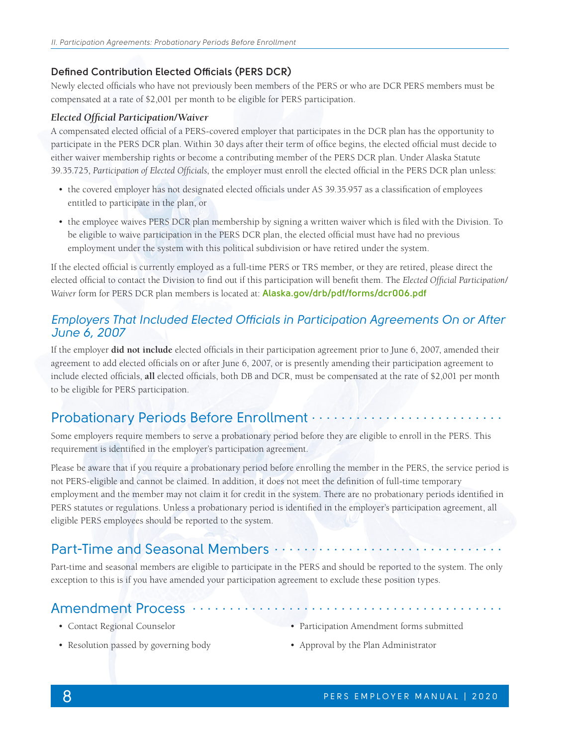### Defined Contribution Elected Officials (PERS DCR)

Newly elected officials who have not previously been members of the PERS or who are DCR PERS members must be compensated at a rate of $2,001 per month to be eligible for PERS participation.

#### *Elected Official Participation/Waiver*

A compensated elected official of a PERS-covered employer that participates in the DCR plan has the opportunity to participate in the PERS DCR plan. Within 30 days after their term of office begins, the elected official must decide to either waiver membership rights or become a contributing member of the PERS DCR plan. Under Alaska Statute 39.35.725, *Participation of Elected Officials*, the employer must enroll the elected official in the PERS DCR plan unless:

- the covered employer has not designated elected officials under AS 39.35.957 as a classification of employees entitled to participate in the plan, or
- the employee waives PERS DCR plan membership by signing a written waiver which is filed with the Division. To be eligible to waive participation in the PERS DCR plan, the elected official must have had no previous employment under the system with this political subdivision or have retired under the system.

If the elected official is currently employed as a full-time PERS or TRS member, or they are retired, please direct the elected official to contact the Division to find out if this participation will benefit them. The *Elected Official Participation/Waiver* form for PERS DCR plan members is located at: **Alaska.gov/drb/pdf/forms/dcr006.pdf**

### *Employers That Included Elected Officials in Participation Agreements On or After June 6, 2007*

If the employer **did not include** elected officials in their participation agreement prior to June 6, 2007, amended their agreement to add elected officials on or after June 6, 2007, or is presently amending their participation agreement to include elected officials, **all** elected officials, both DB and DCR, must be compensated at the rate of $2,001 per month to be eligible for PERS participation.

## Probationary Periods Before Enrollment

Some employers require members to serve a probationary period before they are eligible to enroll in the PERS. This requirement is identified in the employer's participation agreement.

Please be aware that if you require a probationary period before enrolling the member in the PERS, the service period is not PERS-eligible and cannot be claimed. In addition, it does not meet the definition of full-time temporary employment and the member may not claim it for credit in the system. There are no probationary periods identified in PERS statutes or regulations. Unless a probationary period is identified in the employer's participation agreement, all eligible PERS employees should be reported to the system.

## Part-Time and Seasonal Members

Part-time and seasonal members are eligible to participate in the PERS and should be reported to the system. The only exception to this is if you have amended your participation agreement to exclude these position types.

## Amendment Process

- Contact Regional Counselor
- Resolution passed by governing body
- Participation Amendment forms submitted
- Approval by the Plan Administrator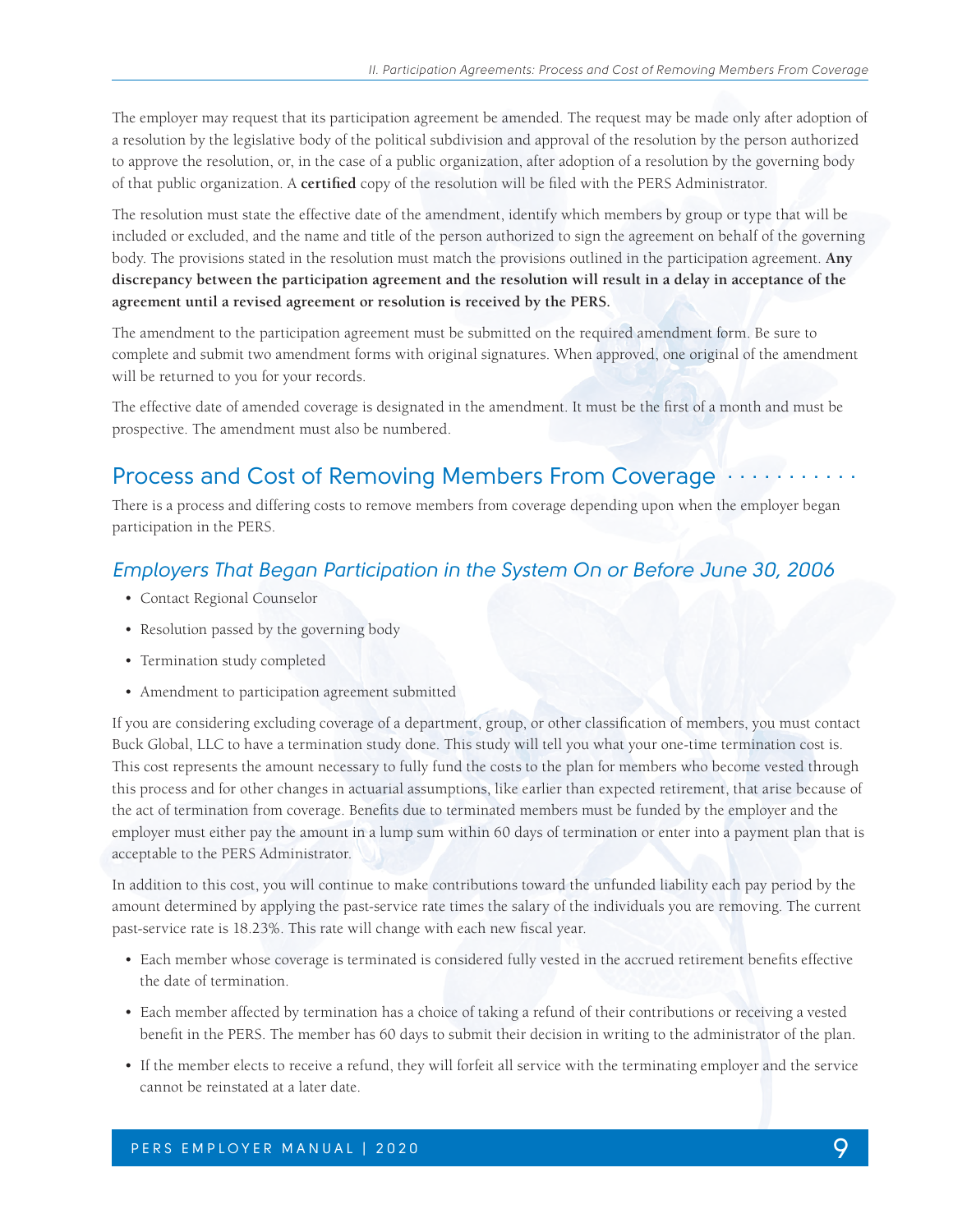The employer may request that its participation agreement be amended. The request may be made only after adoption of a resolution by the legislative body of the political subdivision and approval of the resolution by the person authorized to approve the resolution, or, in the case of a public organization, after adoption of a resolution by the governing body of that public organization. A **certified** copy of the resolution will be filed with the PERS Administrator.

The resolution must state the effective date of the amendment, identify which members by group or type that will be included or excluded, and the name and title of the person authorized to sign the agreement on behalf of the governing body. The provisions stated in the resolution must match the provisions outlined in the participation agreement. **Any discrepancy between the participation agreement and the resolution will result in a delay in acceptance of the agreement until a revised agreement or resolution is received by the PERS.**

The amendment to the participation agreement must be submitted on the required amendment form. Be sure to complete and submit two amendment forms with original signatures. When approved, one original of the amendment will be returned to you for your records.

The effective date of amended coverage is designated in the amendment. It must be the first of a month and must be prospective. The amendment must also be numbered.

## Process and Cost of Removing Members From Coverage

There is a process and differing costs to remove members from coverage depending upon when the employer began participation in the PERS.

### *Employers That Began Participation in the System On or Before June 30, 2006*

- Contact Regional Counselor
- Resolution passed by the governing body
- Termination study completed
- Amendment to participation agreement submitted

If you are considering excluding coverage of a department, group, or other classification of members, you must contact Buck Global, LLC to have a termination study done. This study will tell you what your one-time termination cost is. This cost represents the amount necessary to fully fund the costs to the plan for members who become vested through this process and for other changes in actuarial assumptions, like earlier than expected retirement, that arise because of the act of termination from coverage. Benefits due to terminated members must be funded by the employer and the employer must either pay the amount in a lump sum within 60 days of termination or enter into a payment plan that is acceptable to the PERS Administrator.

In addition to this cost, you will continue to make contributions toward the unfunded liability each pay period by the amount determined by applying the past-service rate times the salary of the individuals you are removing. The current past-service rate is 18.23%. This rate will change with each new fiscal year.

- Each member whose coverage is terminated is considered fully vested in the accrued retirement benefits effective the date of termination.
- Each member affected by termination has a choice of taking a refund of their contributions or receiving a vested benefit in the PERS. The member has 60 days to submit their decision in writing to the administrator of the plan.
- If the member elects to receive a refund, they will forfeit all service with the terminating employer and the service cannot be reinstated at a later date.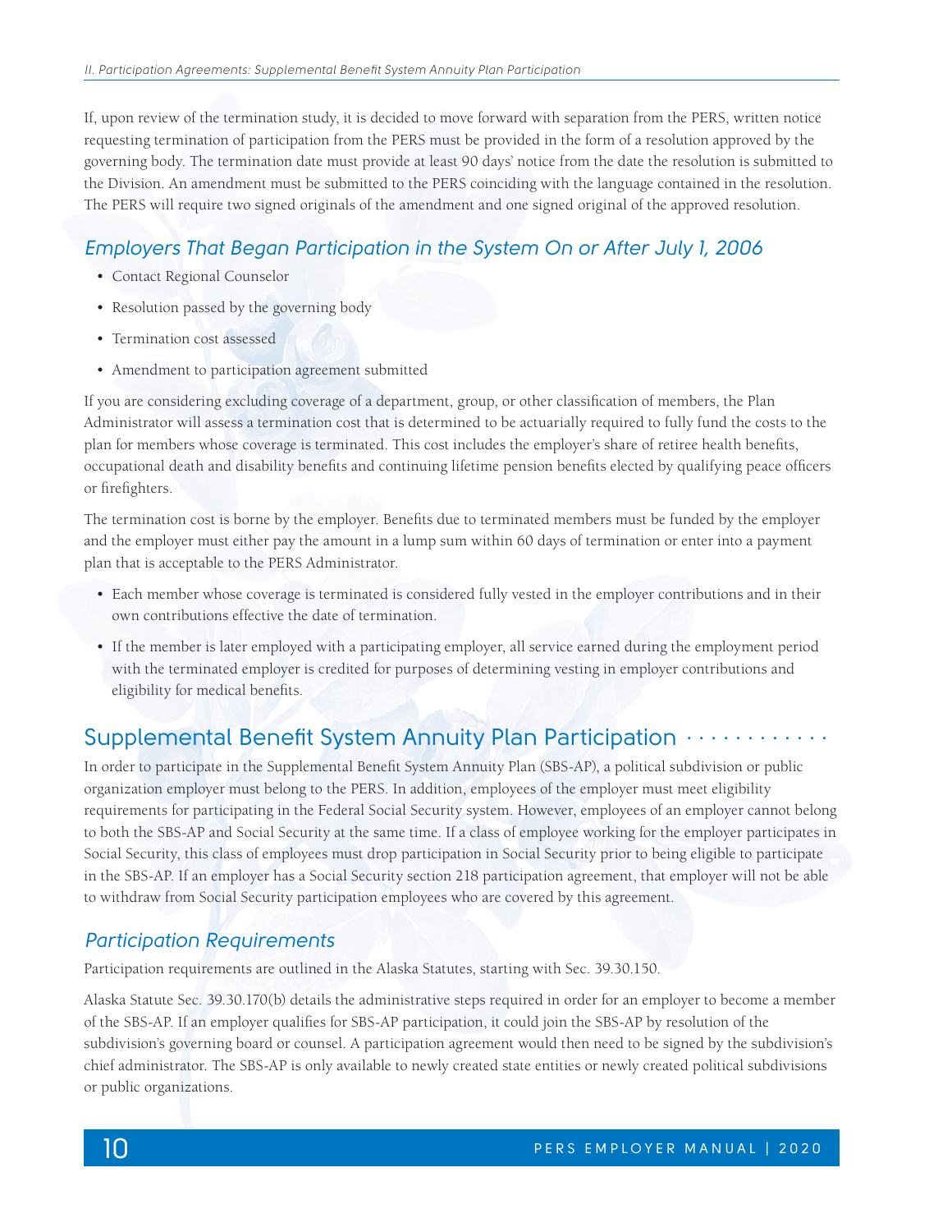If, upon review of the termination study, it is decided to move forward with separation from the PERS, written notice requesting termination of participation from the PERS must be provided in the form of a resolution approved by the governing body. The termination date must provide at least 90 days' notice from the date the resolution is submitted to the Division. An amendment must be submitted to the PERS coinciding with the language contained in the resolution. The PERS will require two signed originals of the amendment and one signed original of the approved resolution.

### *Employers That Began Participation in the System On or After July 1, 2006*

- Contact Regional Counselor
- Resolution passed by the governing body
- Termination cost assessed
- Amendment to participation agreement submitted

If you are considering excluding coverage of a department, group, or other classification of members, the Plan Administrator will assess a termination cost that is determined to be actuarially required to fully fund the costs to the plan for members whose coverage is terminated. This cost includes the employer's share of retiree health benefits, occupational death and disability benefits and continuing lifetime pension benefits elected by qualifying peace officers or firefighters.

The termination cost is borne by the employer. Benefits due to terminated members must be funded by the employer and the employer must either pay the amount in a lump sum within 60 days of termination or enter into a payment plan that is acceptable to the PERS Administrator.

- Each member whose coverage is terminated is considered fully vested in the employer contributions and in their own contributions effective the date of termination.
- If the member is later employed with a participating employer, all service earned during the employment period with the terminated employer is credited for purposes of determining vesting in employer contributions and eligibility for medical benefits.

## Supplemental Benefit System Annuity Plan Participation

In order to participate in the Supplemental Benefit System Annuity Plan (SBS-AP), a political subdivision or public organization employer must belong to the PERS. In addition, employees of the employer must meet eligibility requirements for participating in the Federal Social Security system. However, employees of an employer cannot belong to both the SBS-AP and Social Security at the same time. If a class of employee working for the employer participates in Social Security, this class of employees must drop participation in Social Security prior to being eligible to participate in the SBS-AP. If an employer has a Social Security section 218 participation agreement, that employer will not be able to withdraw from Social Security participation employees who are covered by this agreement.

### *Participation Requirements*

Participation requirements are outlined in the Alaska Statutes, starting with Sec. 39.30.150.

Alaska Statute Sec. 39.30.170(b) details the administrative steps required in order for an employer to become a member of the SBS-AP. If an employer qualifies for SBS-AP participation, it could join the SBS-AP by resolution of the subdivision's governing board or counsel. A participation agreement would then need to be signed by the subdivision's chief administrator. The SBS-AP is only available to newly created state entities or newly created political subdivisions or public organizations.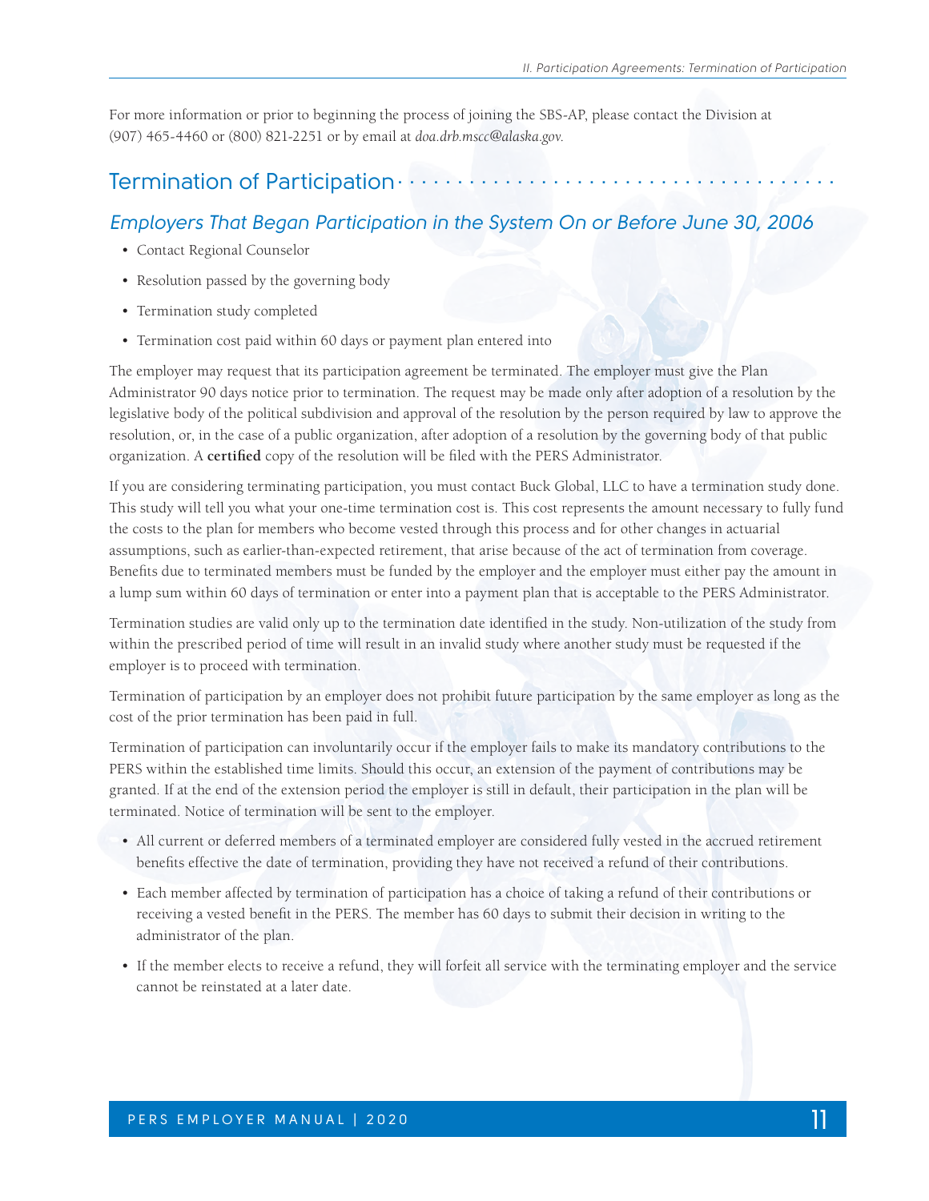For more information or prior to beginning the process of joining the SBS-AP, please contact the Division at (907) 465-4460 or (800) 821-2251 or by email at *doa.drb.mscc@alaska.gov.*

## Termination of Participation

### *Employers That Began Participation in the System On or Before June 30, 2006*

- Contact Regional Counselor
- Resolution passed by the governing body
- Termination study completed
- Termination cost paid within 60 days or payment plan entered into

The employer may request that its participation agreement be terminated. The employer must give the Plan Administrator 90 days notice prior to termination. The request may be made only after adoption of a resolution by the legislative body of the political subdivision and approval of the resolution by the person required by law to approve the resolution, or, in the case of a public organization, after adoption of a resolution by the governing body of that public organization. A **certified** copy of the resolution will be filed with the PERS Administrator.

If you are considering terminating participation, you must contact Buck Global, LLC to have a termination study done. This study will tell you what your one-time termination cost is. This cost represents the amount necessary to fully fund the costs to the plan for members who become vested through this process and for other changes in actuarial assumptions, such as earlier-than-expected retirement, that arise because of the act of termination from coverage. Benefits due to terminated members must be funded by the employer and the employer must either pay the amount in a lump sum within 60 days of termination or enter into a payment plan that is acceptable to the PERS Administrator.

Termination studies are valid only up to the termination date identified in the study. Non-utilization of the study from within the prescribed period of time will result in an invalid study where another study must be requested if the employer is to proceed with termination.

Termination of participation by an employer does not prohibit future participation by the same employer as long as the cost of the prior termination has been paid in full.

Termination of participation can involuntarily occur if the employer fails to make its mandatory contributions to the PERS within the established time limits. Should this occur, an extension of the payment of contributions may be granted. If at the end of the extension period the employer is still in default, their participation in the plan will be terminated. Notice of termination will be sent to the employer.

- All current or deferred members of a terminated employer are considered fully vested in the accrued retirement benefits effective the date of termination, providing they have not received a refund of their contributions.
- Each member affected by termination of participation has a choice of taking a refund of their contributions or receiving a vested benefit in the PERS. The member has 60 days to submit their decision in writing to the administrator of the plan.
- If the member elects to receive a refund, they will forfeit all service with the terminating employer and the service cannot be reinstated at a later date.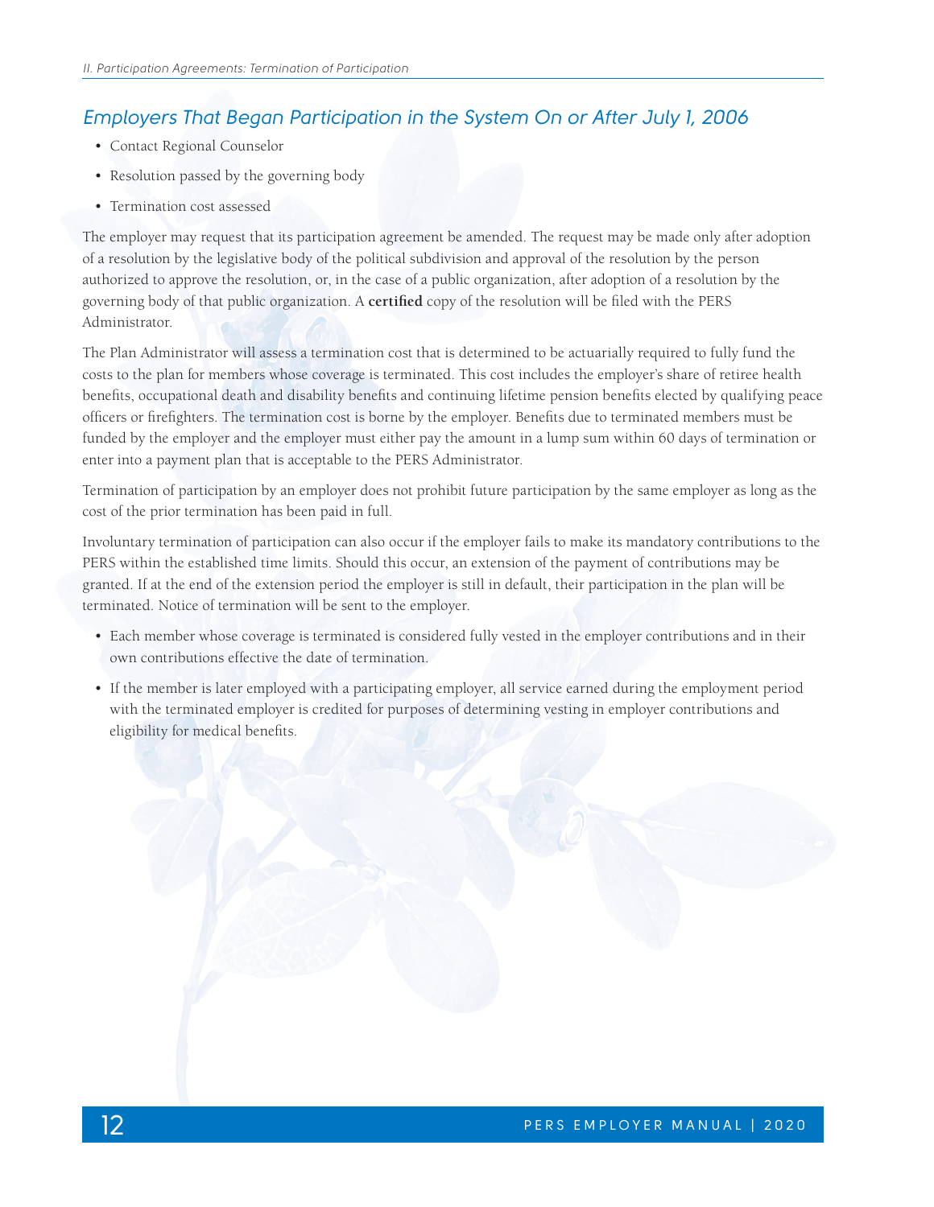## Employers That Began Participation in the System On or After July 1, 2006

- Contact Regional Counselor
- Resolution passed by the governing body
- Termination cost assessed

The employer may request that its participation agreement be amended. The request may be made only after adoption of a resolution by the legislative body of the political subdivision and approval of the resolution by the person authorized to approve the resolution, or, in the case of a public organization, after adoption of a resolution by the governing body of that public organization. A **certified** copy of the resolution will be filed with the PERS Administrator.

The Plan Administrator will assess a termination cost that is determined to be actuarially required to fully fund the costs to the plan for members whose coverage is terminated. This cost includes the employer's share of retiree health benefits, occupational death and disability benefits and continuing lifetime pension benefits elected by qualifying peace officers or firefighters. The termination cost is borne by the employer. Benefits due to terminated members must be funded by the employer and the employer must either pay the amount in a lump sum within 60 days of termination or enter into a payment plan that is acceptable to the PERS Administrator.

Termination of participation by an employer does not prohibit future participation by the same employer as long as the cost of the prior termination has been paid in full.

Involuntary termination of participation can also occur if the employer fails to make its mandatory contributions to the PERS within the established time limits. Should this occur, an extension of the payment of contributions may be granted. If at the end of the extension period the employer is still in default, their participation in the plan will be terminated. Notice of termination will be sent to the employer.

- Each member whose coverage is terminated is considered fully vested in the employer contributions and in their own contributions effective the date of termination.
- If the member is later employed with a participating employer, all service earned during the employment period with the terminated employer is credited for purposes of determining vesting in employer contributions and eligibility for medical benefits.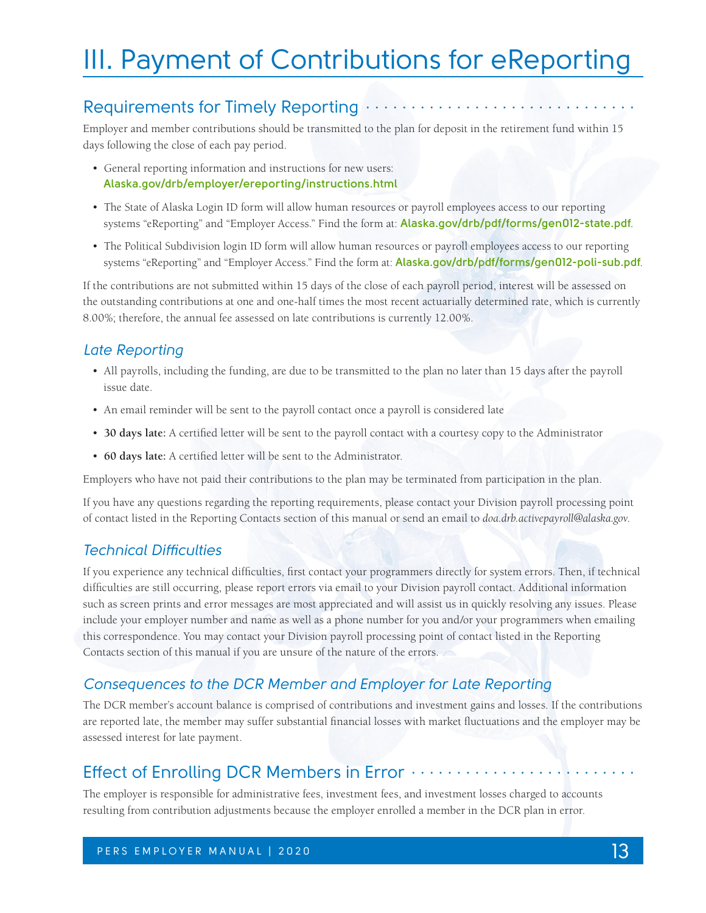# III. Payment of Contributions for eReporting

## Requirements for Timely Reporting

Employer and member contributions should be transmitted to the plan for deposit in the retirement fund within 15 days following the close of each pay period.

- General reporting information and instructions for new users: **Alaska.gov/drb/employer/ereporting/instructions.html**
- The State of Alaska Login ID form will allow human resources or payroll employees access to our reporting systems "eReporting" and "Employer Access." Find the form at: **Alaska.gov/drb/pdf/forms/gen012-state.pdf**.
- The Political Subdivision login ID form will allow human resources or payroll employees access to our reporting systems "eReporting" and "Employer Access." Find the form at: **Alaska.gov/drb/pdf/forms/gen012-poli-sub.pdf**.

If the contributions are not submitted within 15 days of the close of each payroll period, interest will be assessed on the outstanding contributions at one and one-half times the most recent actuarially determined rate, which is currently 8.00%; therefore, the annual fee assessed on late contributions is currently 12.00%.

### *Late Reporting*

- All payrolls, including the funding, are due to be transmitted to the plan no later than 15 days after the payroll issue date.
- An email reminder will be sent to the payroll contact once a payroll is considered late
- **30 days late:** A certified letter will be sent to the payroll contact with a courtesy copy to the Administrator
- **60 days late:** A certified letter will be sent to the Administrator.

Employers who have not paid their contributions to the plan may be terminated from participation in the plan.

If you have any questions regarding the reporting requirements, please contact your Division payroll processing point of contact listed in the Reporting Contacts section of this manual or send an email to *doa.drb.activepayroll@alaska.gov.*

### *Technical Difficulties*

If you experience any technical difficulties, first contact your programmers directly for system errors. Then, if technical difficulties are still occurring, please report errors via email to your Division payroll contact. Additional information such as screen prints and error messages are most appreciated and will assist us in quickly resolving any issues. Please include your employer number and name as well as a phone number for you and/or your programmers when emailing this correspondence. You may contact your Division payroll processing point of contact listed in the Reporting Contacts section of this manual if you are unsure of the nature of the errors.

### *Consequences to the DCR Member and Employer for Late Reporting*

The DCR member's account balance is comprised of contributions and investment gains and losses. If the contributions are reported late, the member may suffer substantial financial losses with market fluctuations and the employer may be assessed interest for late payment.

## Effect of Enrolling DCR Members in Error

The employer is responsible for administrative fees, investment fees, and investment losses charged to accounts resulting from contribution adjustments because the employer enrolled a member in the DCR plan in error.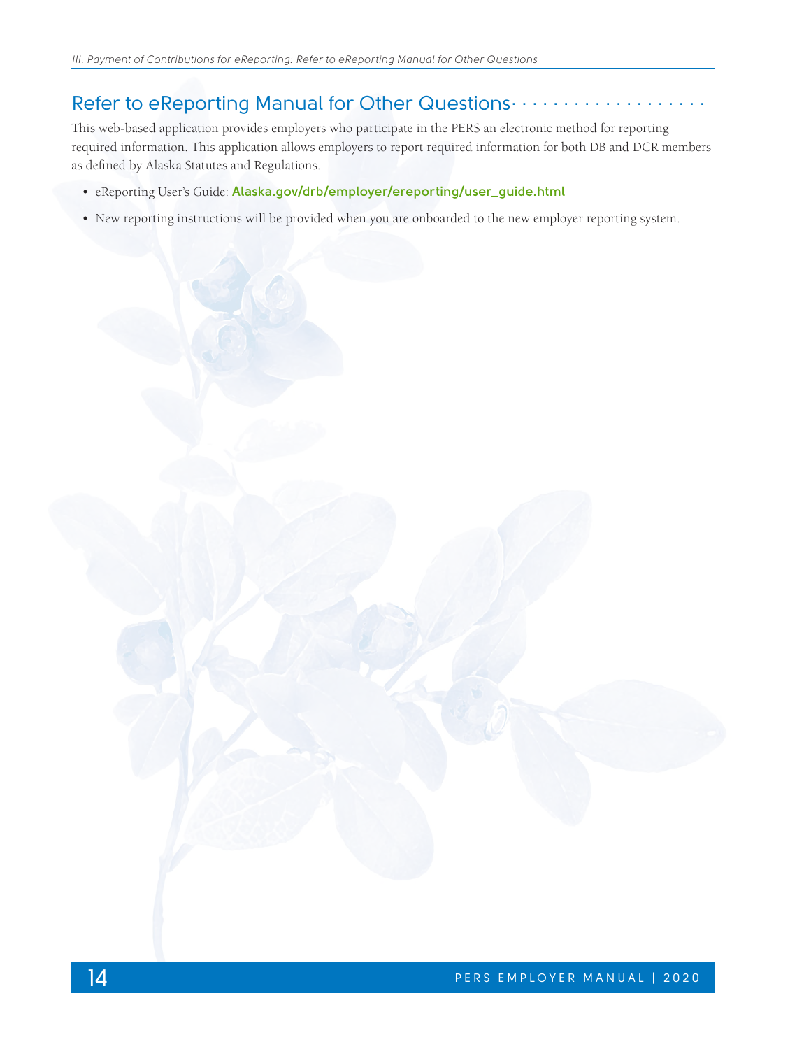## Refer to eReporting Manual for Other Questions

This web-based application provides employers who participate in the PERS an electronic method for reporting required information. This application allows employers to report required information for both DB and DCR members as defined by Alaska Statutes and Regulations.

- eReporting User's Guide: **Alaska.gov/drb/employer/ereporting/user_guide.html**
- New reporting instructions will be provided when you are onboarded to the new employer reporting system.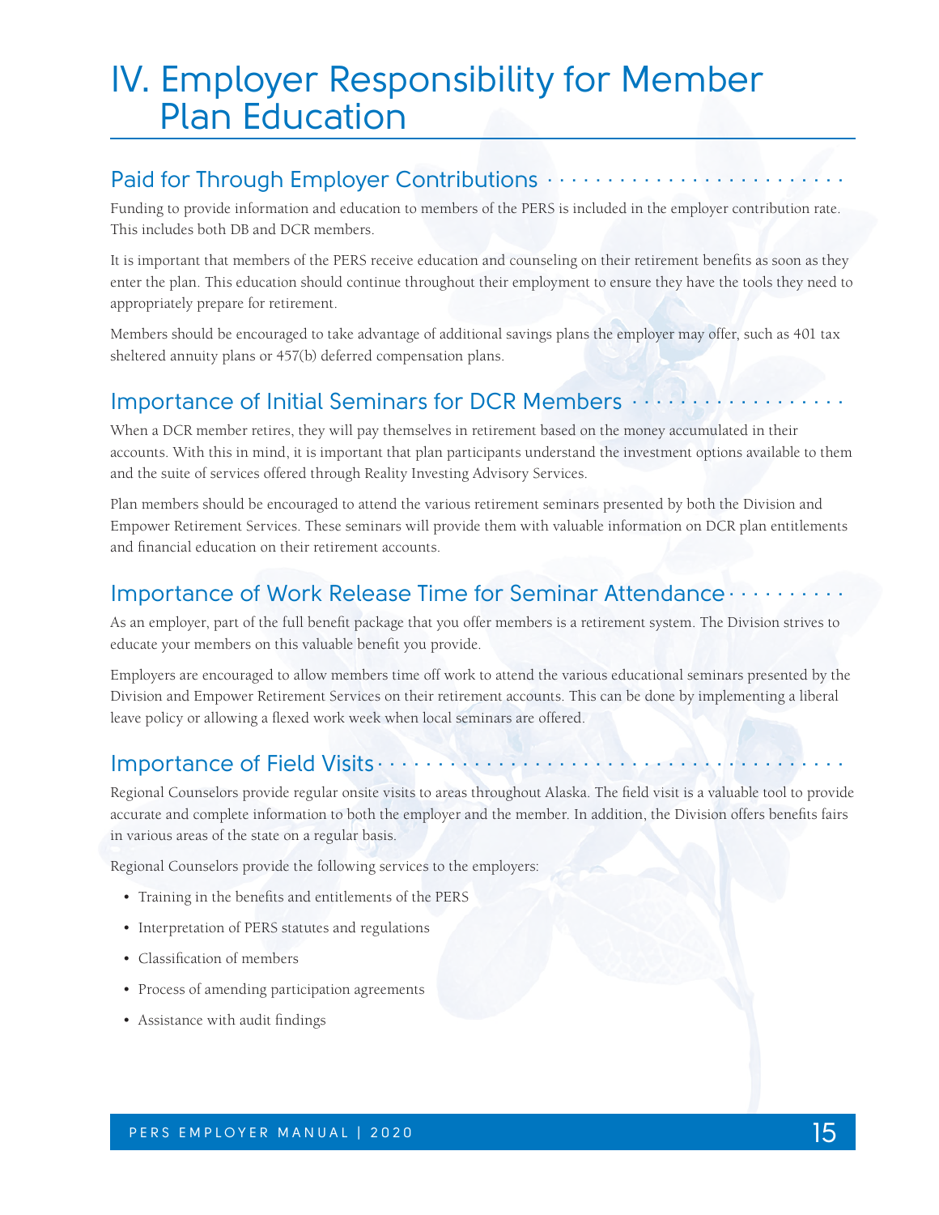# IV. Employer Responsibility for Member Plan Education

## Paid for Through Employer Contributions

Funding to provide information and education to members of the PERS is included in the employer contribution rate. This includes both DB and DCR members.

It is important that members of the PERS receive education and counseling on their retirement benefits as soon as they enter the plan. This education should continue throughout their employment to ensure they have the tools they need to appropriately prepare for retirement.

Members should be encouraged to take advantage of additional savings plans the employer may offer, such as 401 tax sheltered annuity plans or 457(b) deferred compensation plans.

## Importance of Initial Seminars for DCR Members

When a DCR member retires, they will pay themselves in retirement based on the money accumulated in their accounts. With this in mind, it is important that plan participants understand the investment options available to them and the suite of services offered through Reality Investing Advisory Services.

Plan members should be encouraged to attend the various retirement seminars presented by both the Division and Empower Retirement Services. These seminars will provide them with valuable information on DCR plan entitlements and financial education on their retirement accounts.

## Importance of Work Release Time for Seminar Attendance

As an employer, part of the full benefit package that you offer members is a retirement system. The Division strives to educate your members on this valuable benefit you provide.

Employers are encouraged to allow members time off work to attend the various educational seminars presented by the Division and Empower Retirement Services on their retirement accounts. This can be done by implementing a liberal leave policy or allowing a flexed work week when local seminars are offered.

## Importance of Field Visits

Regional Counselors provide regular onsite visits to areas throughout Alaska. The field visit is a valuable tool to provide accurate and complete information to both the employer and the member. In addition, the Division offers benefits fairs in various areas of the state on a regular basis.

Regional Counselors provide the following services to the employers:

- Training in the benefits and entitlements of the PERS
- Interpretation of PERS statutes and regulations
- Classification of members
- Process of amending participation agreements
- Assistance with audit findings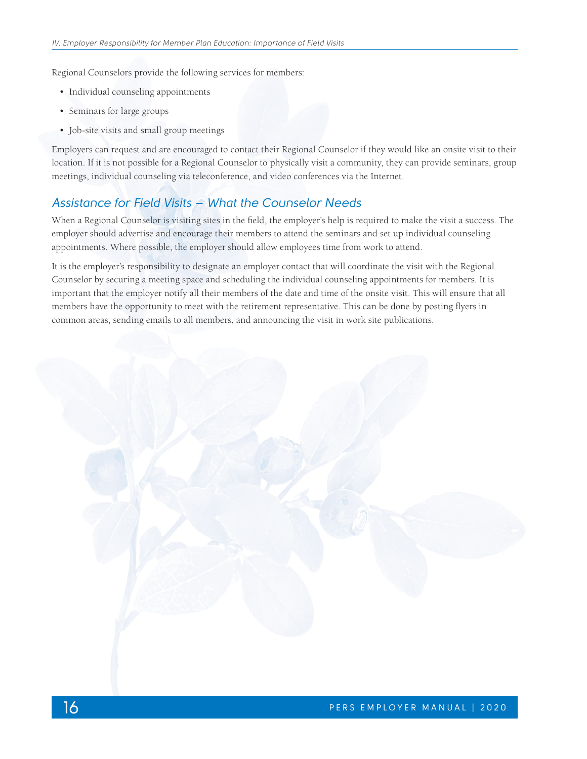Regional Counselors provide the following services for members:

- Individual counseling appointments
- Seminars for large groups
- Job-site visits and small group meetings

Employers can request and are encouraged to contact their Regional Counselor if they would like an onsite visit to their location. If it is not possible for a Regional Counselor to physically visit a community, they can provide seminars, group meetings, individual counseling via teleconference, and video conferences via the Internet.

## *Assistance for Field Visits – What the Counselor Needs*

When a Regional Counselor is visiting sites in the field, the employer's help is required to make the visit a success. The employer should advertise and encourage their members to attend the seminars and set up individual counseling appointments. Where possible, the employer should allow employees time from work to attend.

It is the employer's responsibility to designate an employer contact that will coordinate the visit with the Regional Counselor by securing a meeting space and scheduling the individual counseling appointments for members. It is important that the employer notify all their members of the date and time of the onsite visit. This will ensure that all members have the opportunity to meet with the retirement representative. This can be done by posting flyers in common areas, sending emails to all members, and announcing the visit in work site publications.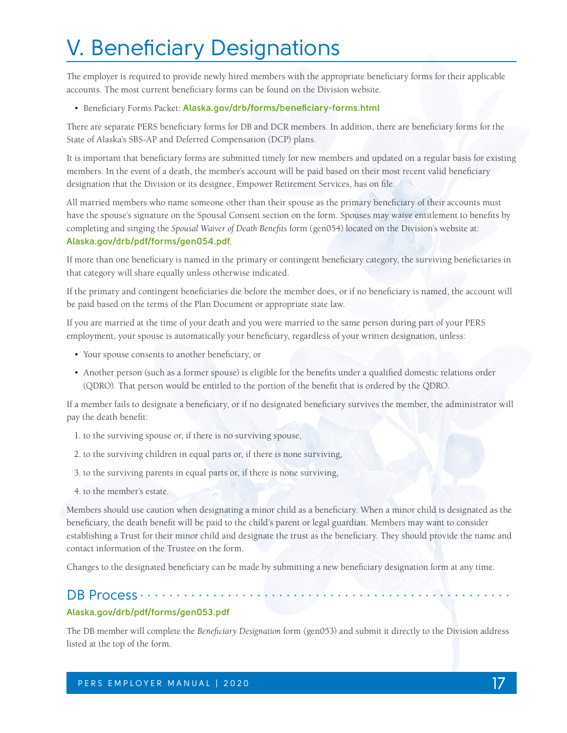# V. Beneficiary Designations

The employer is required to provide newly hired members with the appropriate beneficiary forms for their applicable accounts. The most current beneficiary forms can be found on the Division website.

- Beneficiary Forms Packet: **Alaska.gov/drb/forms/beneficiary-forms.html**

There are separate PERS beneficiary forms for DB and DCR members. In addition, there are beneficiary forms for the State of Alaska's SBS-AP and Deferred Compensation (DCP) plans.

It is important that beneficiary forms are submitted timely for new members and updated on a regular basis for existing members. In the event of a death, the member's account will be paid based on their most recent valid beneficiary designation that the Division or its designee, Empower Retirement Services, has on file.

All married members who name someone other than their spouse as the primary beneficiary of their accounts must have the spouse's signature on the Spousal Consent section on the form. Spouses may waive entitlement to benefits by completing and singing the *Spousal Waiver of Death Benefits* form (gen054) located on the Division's website at: **Alaska.gov/drb/pdf/forms/gen054.pdf**.

If more than one beneficiary is named in the primary or contingent beneficiary category, the surviving beneficiaries in that category will share equally unless otherwise indicated.

If the primary and contingent beneficiaries die before the member does, or if no beneficiary is named, the account will be paid based on the terms of the Plan Document or appropriate state law.

If you are married at the time of your death and you were married to the same person during part of your PERS employment, your spouse is automatically your beneficiary, regardless of your written designation, unless:

- Your spouse consents to another beneficiary, or
- Another person (such as a former spouse) is eligible for the benefits under a qualified domestic relations order (QDRO). That person would be entitled to the portion of the benefit that is ordered by the QDRO.

If a member fails to designate a beneficiary, or if no designated beneficiary survives the member, the administrator will pay the death benefit:

1. to the surviving spouse or, if there is no surviving spouse,
2. to the surviving children in equal parts or, if there is none surviving,
3. to the surviving parents in equal parts or, if there is none surviving,
4. to the member's estate.

Members should use caution when designating a minor child as a beneficiary. When a minor child is designated as the beneficiary, the death benefit will be paid to the child's parent or legal guardian. Members may want to consider establishing a Trust for their minor child and designate the trust as the beneficiary. They should provide the name and contact information of the Trustee on the form.

Changes to the designated beneficiary can be made by submitting a new beneficiary designation form at any time.

## DB Process

**Alaska.gov/drb/pdf/forms/gen053.pdf**

The DB member will complete the *Beneficiary Designation* form (gen053) and submit it directly to the Division address listed at the top of the form.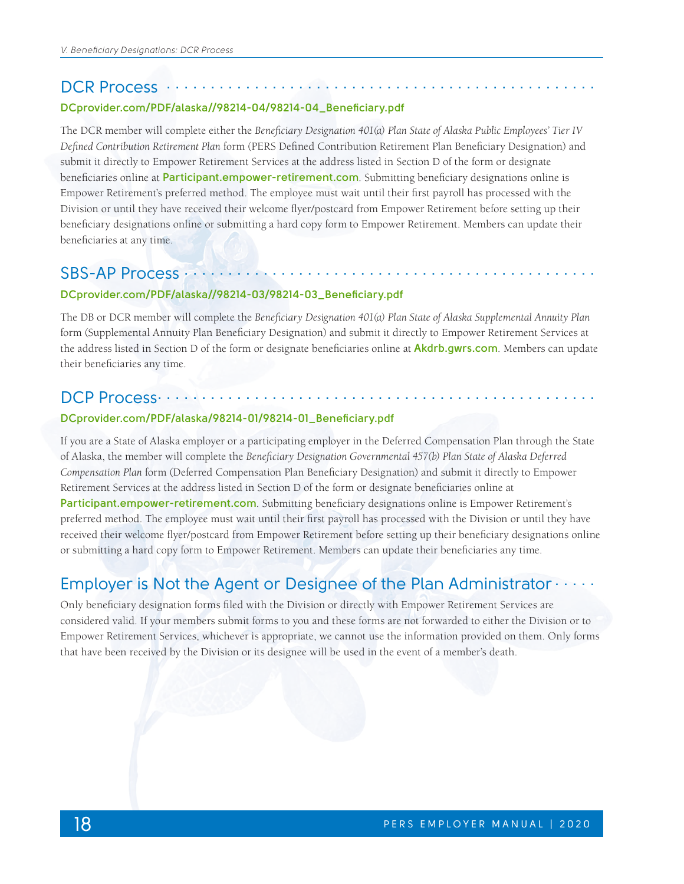## DCR Process

**DCprovider.com/PDF/alaska//98214-04/98214-04_Beneficiary.pdf**

The DCR member will complete either the *Beneficiary Designation 401(a) Plan State of Alaska Public Employees' Tier IV Defined Contribution Retirement Plan* form (PERS Defined Contribution Retirement Plan Beneficiary Designation) and submit it directly to Empower Retirement Services at the address listed in Section D of the form or designate beneficiaries online at **Participant.empower-retirement.com**. Submitting beneficiary designations online is Empower Retirement's preferred method. The employee must wait until their first payroll has processed with the Division or until they have received their welcome flyer/postcard from Empower Retirement before setting up their beneficiary designations online or submitting a hard copy form to Empower Retirement. Members can update their beneficiaries at any time.

## SBS-AP Process

**DCprovider.com/PDF/alaska//98214-03/98214-03_Beneficiary.pdf**

The DB or DCR member will complete the *Beneficiary Designation 401(a) Plan State of Alaska Supplemental Annuity Plan* form (Supplemental Annuity Plan Beneficiary Designation) and submit it directly to Empower Retirement Services at the address listed in Section D of the form or designate beneficiaries online at **Akdrb.gwrs.com**. Members can update their beneficiaries any time.

## DCP Process

**DCprovider.com/PDF/alaska/98214-01/98214-01_Beneficiary.pdf**

If you are a State of Alaska employer or a participating employer in the Deferred Compensation Plan through the State of Alaska, the member will complete the *Beneficiary Designation Governmental 457(b) Plan State of Alaska Deferred Compensation Plan* form (Deferred Compensation Plan Beneficiary Designation) and submit it directly to Empower Retirement Services at the address listed in Section D of the form or designate beneficiaries online at **Participant.empower-retirement.com**. Submitting beneficiary designations online is Empower Retirement's preferred method. The employee must wait until their first payroll has processed with the Division or until they have received their welcome flyer/postcard from Empower Retirement before setting up their beneficiary designations online or submitting a hard copy form to Empower Retirement. Members can update their beneficiaries any time.

## Employer is Not the Agent or Designee of the Plan Administrator

Only beneficiary designation forms filed with the Division or directly with Empower Retirement Services are considered valid. If your members submit forms to you and these forms are not forwarded to either the Division or to Empower Retirement Services, whichever is appropriate, we cannot use the information provided on them. Only forms that have been received by the Division or its designee will be used in the event of a member's death.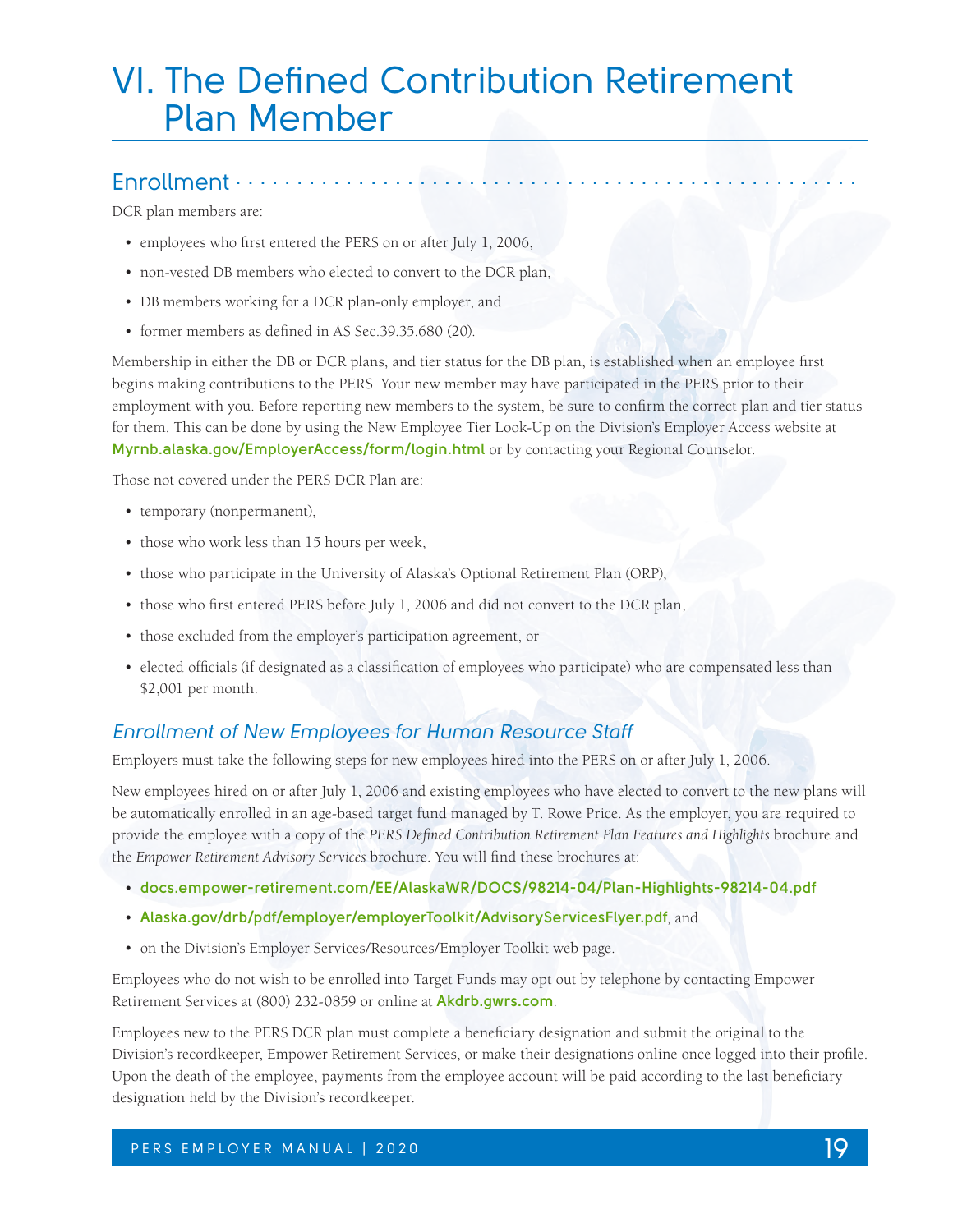# VI. The Defined Contribution Retirement Plan Member

## Enrollment

DCR plan members are:

- employees who first entered the PERS on or after July 1, 2006,
- non-vested DB members who elected to convert to the DCR plan,
- DB members working for a DCR plan-only employer, and
- former members as defined in AS Sec.39.35.680 (20).

Membership in either the DB or DCR plans, and tier status for the DB plan, is established when an employee first begins making contributions to the PERS. Your new member may have participated in the PERS prior to their employment with you. Before reporting new members to the system, be sure to confirm the correct plan and tier status for them. This can be done by using the New Employee Tier Look-Up on the Division's Employer Access website at **Myrnb.alaska.gov/EmployerAccess/form/login.html** or by contacting your Regional Counselor.

Those not covered under the PERS DCR Plan are:

- temporary (nonpermanent),
- those who work less than 15 hours per week,
- those who participate in the University of Alaska's Optional Retirement Plan (ORP),
- those who first entered PERS before July 1, 2006 and did not convert to the DCR plan,
- those excluded from the employer's participation agreement, or
- elected officials (if designated as a classification of employees who participate) who are compensated less than $2,001 per month.

### *Enrollment of New Employees for Human Resource Staff*

Employers must take the following steps for new employees hired into the PERS on or after July 1, 2006.

New employees hired on or after July 1, 2006 and existing employees who have elected to convert to the new plans will be automatically enrolled in an age-based target fund managed by T. Rowe Price. As the employer, you are required to provide the employee with a copy of the *PERS Defined Contribution Retirement Plan Features and Highlights* brochure and the *Empower Retirement Advisory Services* brochure. You will find these brochures at:

- **docs.empower-retirement.com/EE/AlaskaWR/DOCS/98214-04/Plan-Highlights-98214-04.pdf**
- **Alaska.gov/drb/pdf/employer/employerToolkit/AdvisoryServicesFlyer.pdf**, and
- on the Division's Employer Services/Resources/Employer Toolkit web page.

Employees who do not wish to be enrolled into Target Funds may opt out by telephone by contacting Empower Retirement Services at (800) 232-0859 or online at **Akdrb.gwrs.com**.

Employees new to the PERS DCR plan must complete a beneficiary designation and submit the original to the Division's recordkeeper, Empower Retirement Services, or make their designations online once logged into their profile. Upon the death of the employee, payments from the employee account will be paid according to the last beneficiary designation held by the Division's recordkeeper.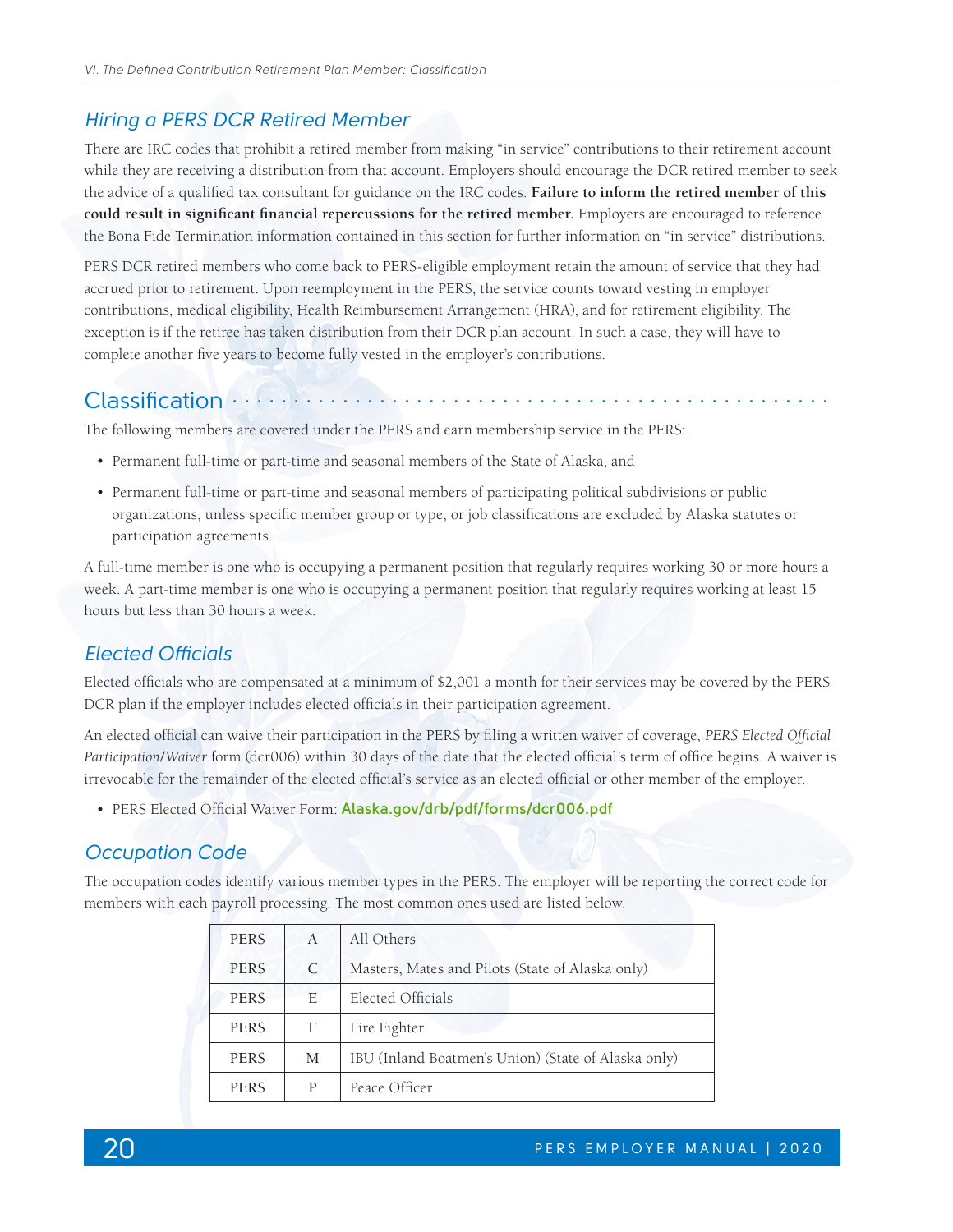### Hiring a PERS DCR Retired Member

There are IRC codes that prohibit a retired member from making "in service" contributions to their retirement account while they are receiving a distribution from that account. Employers should encourage the DCR retired member to seek the advice of a qualified tax consultant for guidance on the IRC codes. **Failure to inform the retired member of this could result in significant financial repercussions for the retired member.** Employers are encouraged to reference the Bona Fide Termination information contained in this section for further information on "in service" distributions.

PERS DCR retired members who come back to PERS-eligible employment retain the amount of service that they had accrued prior to retirement. Upon reemployment in the PERS, the service counts toward vesting in employer contributions, medical eligibility, Health Reimbursement Arrangement (HRA), and for retirement eligibility. The exception is if the retiree has taken distribution from their DCR plan account. In such a case, they will have to complete another five years to become fully vested in the employer's contributions.

## Classification

The following members are covered under the PERS and earn membership service in the PERS:

- Permanent full-time or part-time and seasonal members of the State of Alaska, and
- Permanent full-time or part-time and seasonal members of participating political subdivisions or public organizations, unless specific member group or type, or job classifications are excluded by Alaska statutes or participation agreements.

A full-time member is one who is occupying a permanent position that regularly requires working 30 or more hours a week. A part-time member is one who is occupying a permanent position that regularly requires working at least 15 hours but less than 30 hours a week.

### Elected Officials

Elected officials who are compensated at a minimum of $2,001 a month for their services may be covered by the PERS DCR plan if the employer includes elected officials in their participation agreement.

An elected official can waive their participation in the PERS by filing a written waiver of coverage, *PERS Elected Official Participation/Waiver* form (dcr006) within 30 days of the date that the elected official's term of office begins. A waiver is irrevocable for the remainder of the elected official's service as an elected official or other member of the employer.

- PERS Elected Official Waiver Form: **Alaska.gov/drb/pdf/forms/dcr006.pdf**

### Occupation Code

The occupation codes identify various member types in the PERS. The employer will be reporting the correct code for members with each payroll processing. The most common ones used are listed below.

| | | |
|---|---|---|
| PERS | A | All Others |
| PERS | C | Masters, Mates and Pilots (State of Alaska only) |
| PERS | E | Elected Officials |
| PERS | F | Fire Fighter |
| PERS | M | IBU (Inland Boatmen's Union) (State of Alaska only) |
| PERS | P | Peace Officer |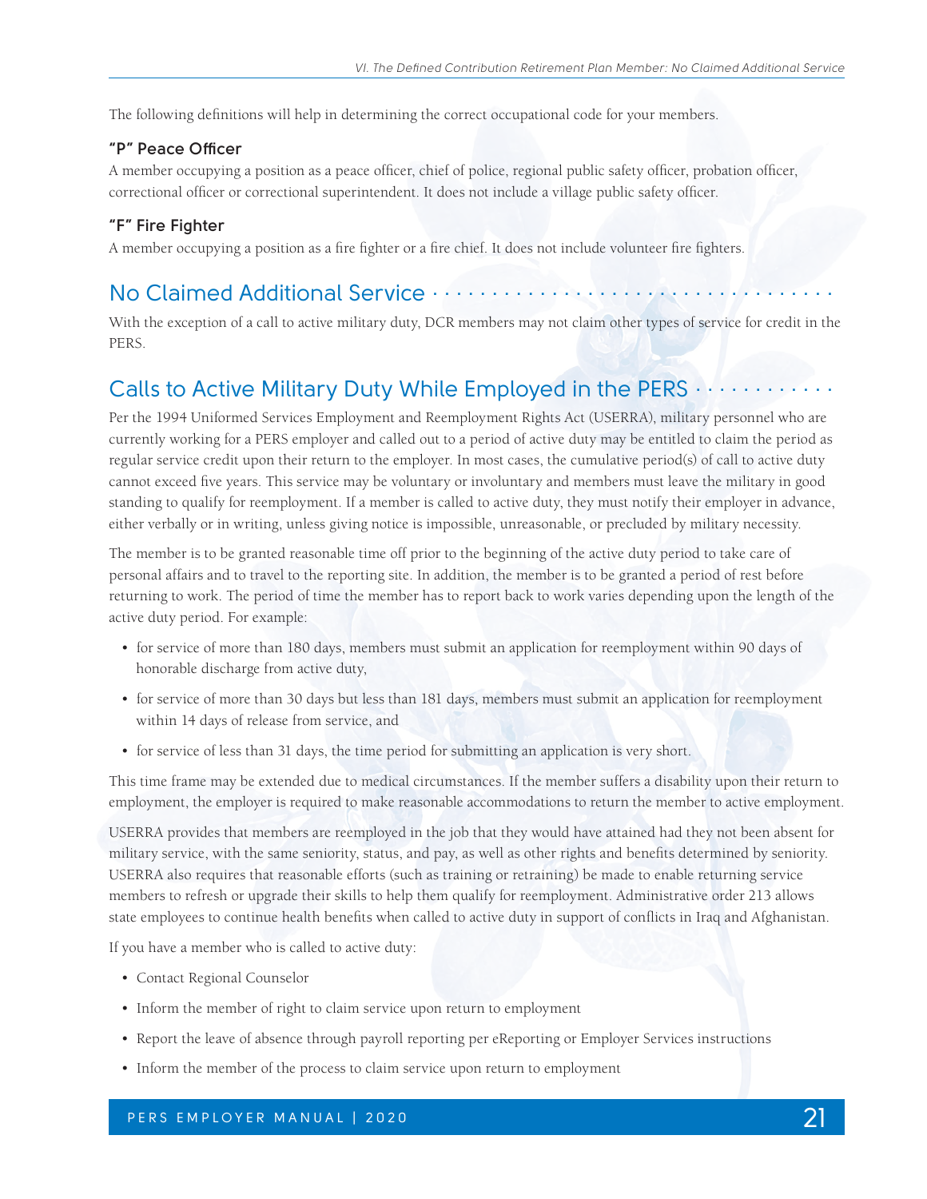The following definitions will help in determining the correct occupational code for your members.

### "P" Peace Officer

A member occupying a position as a peace officer, chief of police, regional public safety officer, probation officer, correctional officer or correctional superintendent. It does not include a village public safety officer.

### "F" Fire Fighter

A member occupying a position as a fire fighter or a fire chief. It does not include volunteer fire fighters.

## No Claimed Additional Service

With the exception of a call to active military duty, DCR members may not claim other types of service for credit in the PERS.

## Calls to Active Military Duty While Employed in the PERS

Per the 1994 Uniformed Services Employment and Reemployment Rights Act (USERRA), military personnel who are currently working for a PERS employer and called out to a period of active duty may be entitled to claim the period as regular service credit upon their return to the employer. In most cases, the cumulative period(s) of call to active duty cannot exceed five years. This service may be voluntary or involuntary and members must leave the military in good standing to qualify for reemployment. If a member is called to active duty, they must notify their employer in advance, either verbally or in writing, unless giving notice is impossible, unreasonable, or precluded by military necessity.

The member is to be granted reasonable time off prior to the beginning of the active duty period to take care of personal affairs and to travel to the reporting site. In addition, the member is to be granted a period of rest before returning to work. The period of time the member has to report back to work varies depending upon the length of the active duty period. For example:

- for service of more than 180 days, members must submit an application for reemployment within 90 days of honorable discharge from active duty,
- for service of more than 30 days but less than 181 days, members must submit an application for reemployment within 14 days of release from service, and
- for service of less than 31 days, the time period for submitting an application is very short.

This time frame may be extended due to medical circumstances. If the member suffers a disability upon their return to employment, the employer is required to make reasonable accommodations to return the member to active employment.

USERRA provides that members are reemployed in the job that they would have attained had they not been absent for military service, with the same seniority, status, and pay, as well as other rights and benefits determined by seniority. USERRA also requires that reasonable efforts (such as training or retraining) be made to enable returning service members to refresh or upgrade their skills to help them qualify for reemployment. Administrative order 213 allows state employees to continue health benefits when called to active duty in support of conflicts in Iraq and Afghanistan.

If you have a member who is called to active duty:

- Contact Regional Counselor
- Inform the member of right to claim service upon return to employment
- Report the leave of absence through payroll reporting per eReporting or Employer Services instructions
- Inform the member of the process to claim service upon return to employment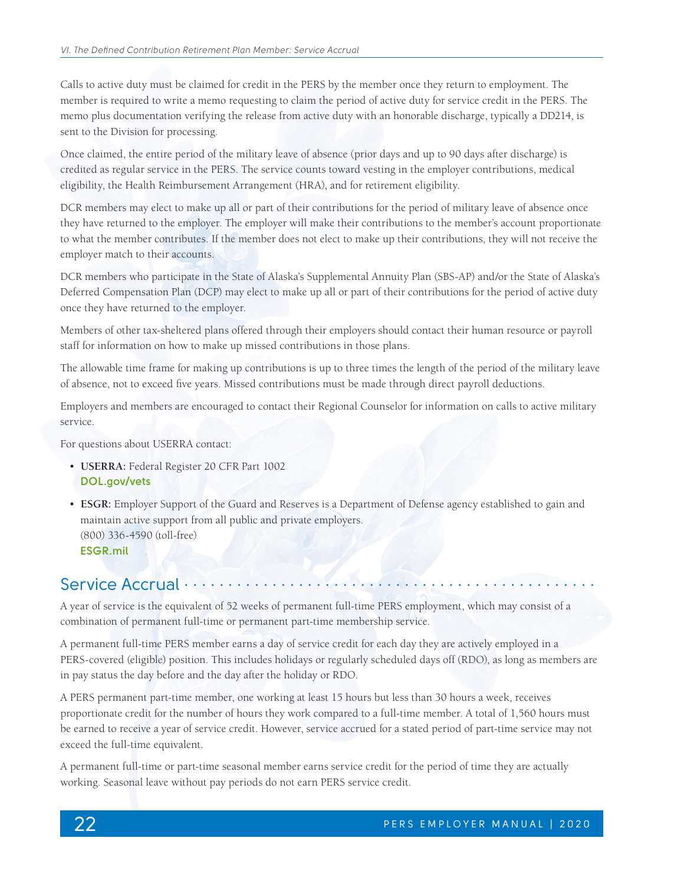Calls to active duty must be claimed for credit in the PERS by the member once they return to employment. The member is required to write a memo requesting to claim the period of active duty for service credit in the PERS. The memo plus documentation verifying the release from active duty with an honorable discharge, typically a DD214, is sent to the Division for processing.

Once claimed, the entire period of the military leave of absence (prior days and up to 90 days after discharge) is credited as regular service in the PERS. The service counts toward vesting in the employer contributions, medical eligibility, the Health Reimbursement Arrangement (HRA), and for retirement eligibility.

DCR members may elect to make up all or part of their contributions for the period of military leave of absence once they have returned to the employer. The employer will make their contributions to the member's account proportionate to what the member contributes. If the member does not elect to make up their contributions, they will not receive the employer match to their accounts.

DCR members who participate in the State of Alaska's Supplemental Annuity Plan (SBS-AP) and/or the State of Alaska's Deferred Compensation Plan (DCP) may elect to make up all or part of their contributions for the period of active duty once they have returned to the employer.

Members of other tax-sheltered plans offered through their employers should contact their human resource or payroll staff for information on how to make up missed contributions in those plans.

The allowable time frame for making up contributions is up to three times the length of the period of the military leave of absence, not to exceed five years. Missed contributions must be made through direct payroll deductions.

Employers and members are encouraged to contact their Regional Counselor for information on calls to active military service.

For questions about USERRA contact:

- **USERRA:** Federal Register 20 CFR Part 1002
  **DOL.gov/vets**
- **ESGR:** Employer Support of the Guard and Reserves is a Department of Defense agency established to gain and maintain active support from all public and private employers.
  (800) 336-4590 (toll-free)
  **ESGR.mil**

## Service Accrual

A year of service is the equivalent of 52 weeks of permanent full-time PERS employment, which may consist of a combination of permanent full-time or permanent part-time membership service.

A permanent full-time PERS member earns a day of service credit for each day they are actively employed in a PERS-covered (eligible) position. This includes holidays or regularly scheduled days off (RDO), as long as members are in pay status the day before and the day after the holiday or RDO.

A PERS permanent part-time member, one working at least 15 hours but less than 30 hours a week, receives proportionate credit for the number of hours they work compared to a full-time member. A total of 1,560 hours must be earned to receive a year of service credit. However, service accrued for a stated period of part-time service may not exceed the full-time equivalent.

A permanent full-time or part-time seasonal member earns service credit for the period of time they are actually working. Seasonal leave without pay periods do not earn PERS service credit.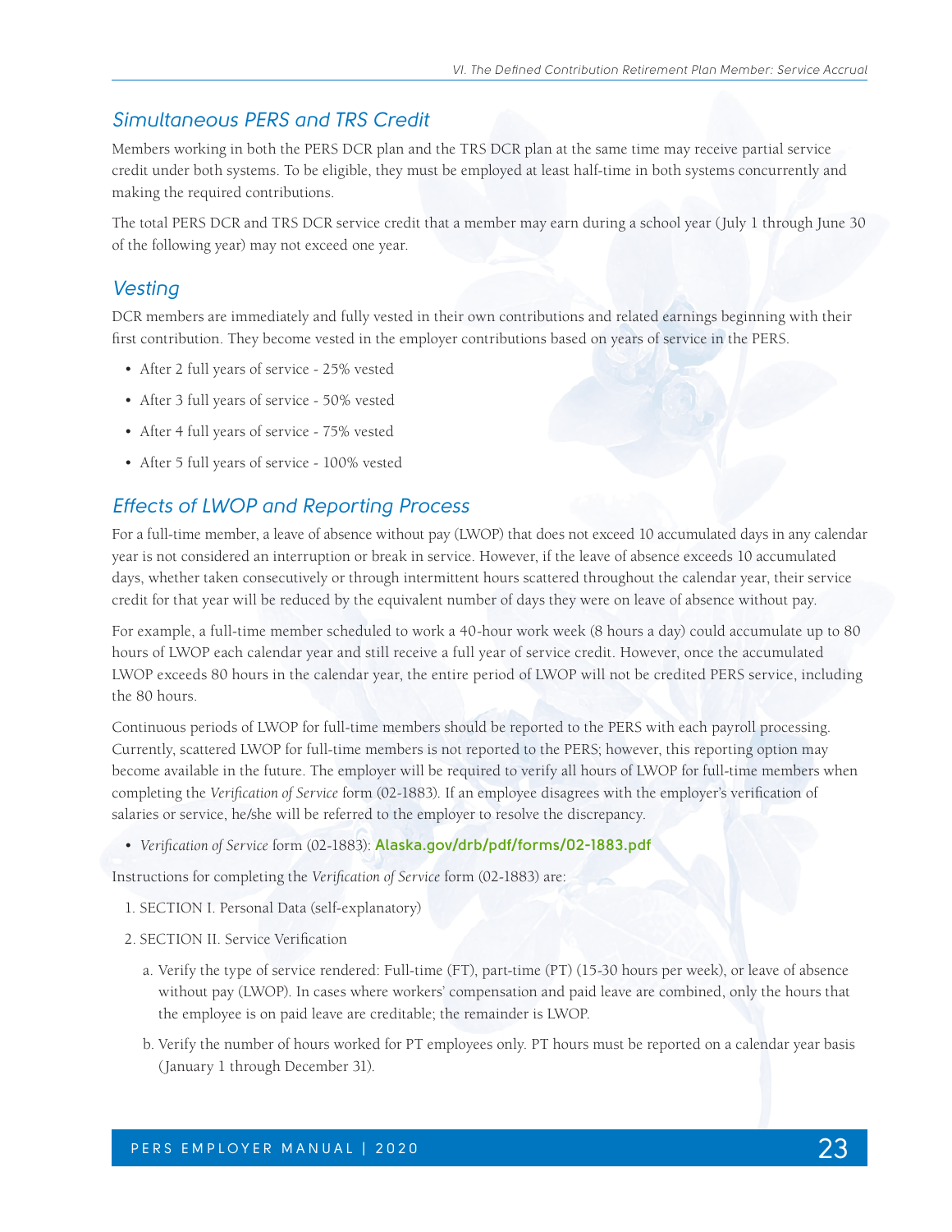## Simultaneous PERS and TRS Credit

Members working in both the PERS DCR plan and the TRS DCR plan at the same time may receive partial service credit under both systems. To be eligible, they must be employed at least half-time in both systems concurrently and making the required contributions.

The total PERS DCR and TRS DCR service credit that a member may earn during a school year (July 1 through June 30 of the following year) may not exceed one year.

## Vesting

DCR members are immediately and fully vested in their own contributions and related earnings beginning with their first contribution. They become vested in the employer contributions based on years of service in the PERS.

- After 2 full years of service - 25% vested
- After 3 full years of service - 50% vested
- After 4 full years of service - 75% vested
- After 5 full years of service - 100% vested

## Effects of LWOP and Reporting Process

For a full-time member, a leave of absence without pay (LWOP) that does not exceed 10 accumulated days in any calendar year is not considered an interruption or break in service. However, if the leave of absence exceeds 10 accumulated days, whether taken consecutively or through intermittent hours scattered throughout the calendar year, their service credit for that year will be reduced by the equivalent number of days they were on leave of absence without pay.

For example, a full-time member scheduled to work a 40-hour work week (8 hours a day) could accumulate up to 80 hours of LWOP each calendar year and still receive a full year of service credit. However, once the accumulated LWOP exceeds 80 hours in the calendar year, the entire period of LWOP will not be credited PERS service, including the 80 hours.

Continuous periods of LWOP for full-time members should be reported to the PERS with each payroll processing. Currently, scattered LWOP for full-time members is not reported to the PERS; however, this reporting option may become available in the future. The employer will be required to verify all hours of LWOP for full-time members when completing the *Verification of Service* form (02-1883). If an employee disagrees with the employer's verification of salaries or service, he/she will be referred to the employer to resolve the discrepancy.

- *Verification of Service* form (02-1883): **Alaska.gov/drb/pdf/forms/02-1883.pdf**

Instructions for completing the *Verification of Service* form (02-1883) are:

1. SECTION I. Personal Data (self-explanatory)
2. SECTION II. Service Verification
   a. Verify the type of service rendered: Full-time (FT), part-time (PT) (15-30 hours per week), or leave of absence without pay (LWOP). In cases where workers' compensation and paid leave are combined, only the hours that the employee is on paid leave are creditable; the remainder is LWOP.
   b. Verify the number of hours worked for PT employees only. PT hours must be reported on a calendar year basis (January 1 through December 31).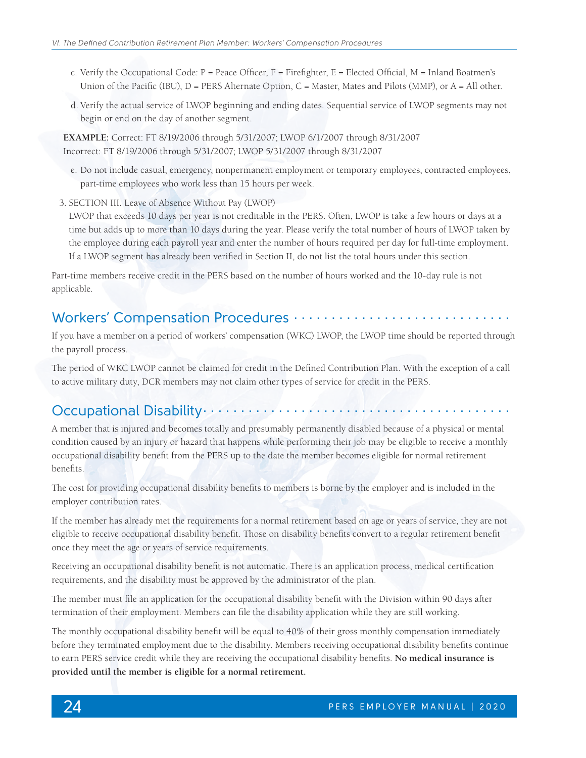c. Verify the Occupational Code: P = Peace Officer, F = Firefighter, E = Elected Official, M = Inland Boatmen's Union of the Pacific (IBU), D = PERS Alternate Option, C = Master, Mates and Pilots (MMP), or A = All other.

d. Verify the actual service of LWOP beginning and ending dates. Sequential service of LWOP segments may not begin or end on the day of another segment.

**EXAMPLE:** Correct: FT 8/19/2006 through 5/31/2007; LWOP 6/1/2007 through 8/31/2007
Incorrect: FT 8/19/2006 through 5/31/2007; LWOP 5/31/2007 through 8/31/2007

e. Do not include casual, emergency, nonpermanent employment or temporary employees, contracted employees, part-time employees who work less than 15 hours per week.

3. SECTION III. Leave of Absence Without Pay (LWOP)
LWOP that exceeds 10 days per year is not creditable in the PERS. Often, LWOP is take a few hours or days at a time but adds up to more than 10 days during the year. Please verify the total number of hours of LWOP taken by the employee during each payroll year and enter the number of hours required per day for full-time employment. If a LWOP segment has already been verified in Section II, do not list the total hours under this section.

Part-time members receive credit in the PERS based on the number of hours worked and the 10-day rule is not applicable.

## Workers' Compensation Procedures

If you have a member on a period of workers' compensation (WKC) LWOP, the LWOP time should be reported through the payroll process.

The period of WKC LWOP cannot be claimed for credit in the Defined Contribution Plan. With the exception of a call to active military duty, DCR members may not claim other types of service for credit in the PERS.

## Occupational Disability

A member that is injured and becomes totally and presumably permanently disabled because of a physical or mental condition caused by an injury or hazard that happens while performing their job may be eligible to receive a monthly occupational disability benefit from the PERS up to the date the member becomes eligible for normal retirement benefits.

The cost for providing occupational disability benefits to members is borne by the employer and is included in the employer contribution rates.

If the member has already met the requirements for a normal retirement based on age or years of service, they are not eligible to receive occupational disability benefit. Those on disability benefits convert to a regular retirement benefit once they meet the age or years of service requirements.

Receiving an occupational disability benefit is not automatic. There is an application process, medical certification requirements, and the disability must be approved by the administrator of the plan.

The member must file an application for the occupational disability benefit with the Division within 90 days after termination of their employment. Members can file the disability application while they are still working.

The monthly occupational disability benefit will be equal to 40% of their gross monthly compensation immediately before they terminated employment due to the disability. Members receiving occupational disability benefits continue to earn PERS service credit while they are receiving the occupational disability benefits. **No medical insurance is provided until the member is eligible for a normal retirement.**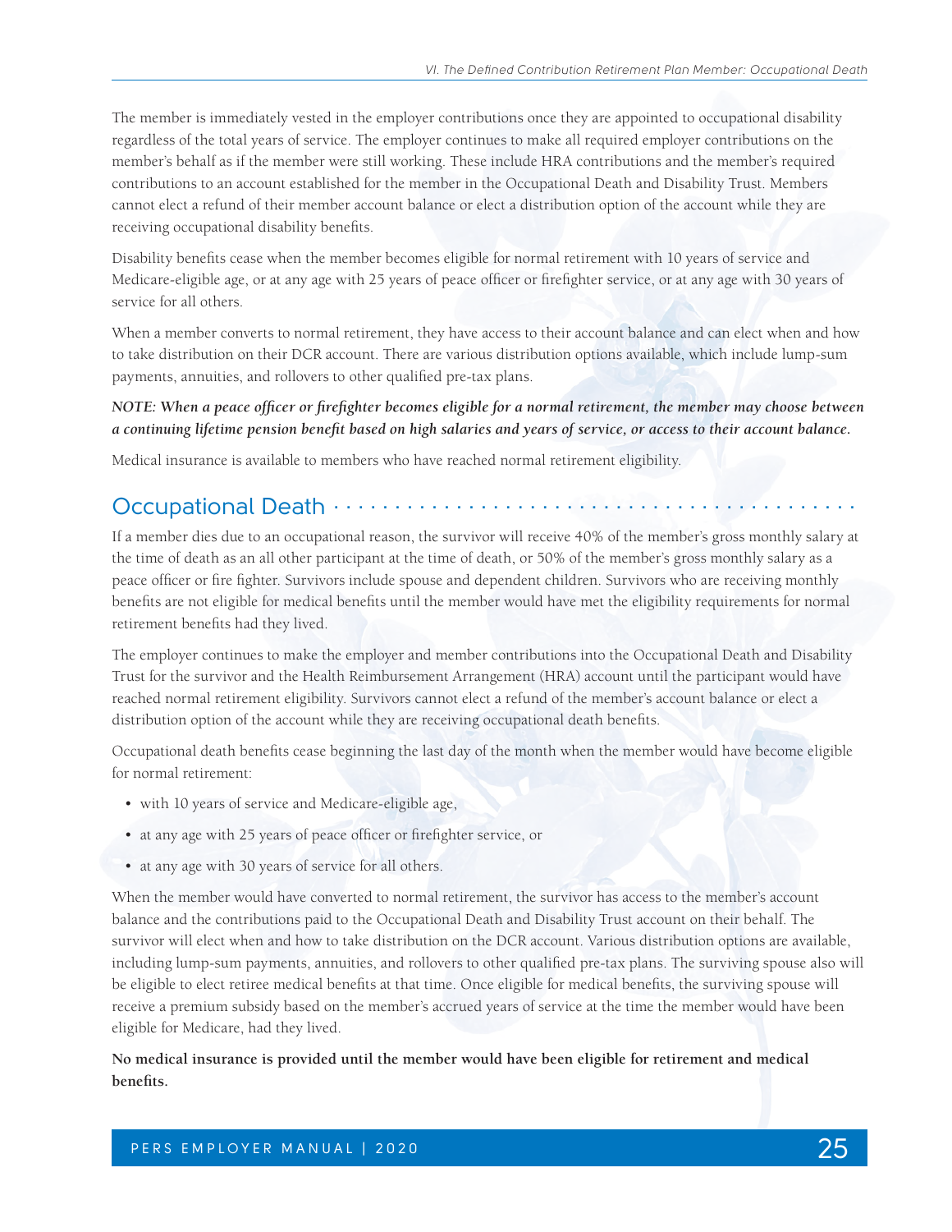The member is immediately vested in the employer contributions once they are appointed to occupational disability regardless of the total years of service. The employer continues to make all required employer contributions on the member's behalf as if the member were still working. These include HRA contributions and the member's required contributions to an account established for the member in the Occupational Death and Disability Trust. Members cannot elect a refund of their member account balance or elect a distribution option of the account while they are receiving occupational disability benefits.

Disability benefits cease when the member becomes eligible for normal retirement with 10 years of service and Medicare-eligible age, or at any age with 25 years of peace officer or firefighter service, or at any age with 30 years of service for all others.

When a member converts to normal retirement, they have access to their account balance and can elect when and how to take distribution on their DCR account. There are various distribution options available, which include lump-sum payments, annuities, and rollovers to other qualified pre-tax plans.

***NOTE: When a peace officer or firefighter becomes eligible for a normal retirement, the member may choose between a continuing lifetime pension benefit based on high salaries and years of service, or access to their account balance.***

Medical insurance is available to members who have reached normal retirement eligibility.

## Occupational Death

If a member dies due to an occupational reason, the survivor will receive 40% of the member's gross monthly salary at the time of death as an all other participant at the time of death, or 50% of the member's gross monthly salary as a peace officer or fire fighter. Survivors include spouse and dependent children. Survivors who are receiving monthly benefits are not eligible for medical benefits until the member would have met the eligibility requirements for normal retirement benefits had they lived.

The employer continues to make the employer and member contributions into the Occupational Death and Disability Trust for the survivor and the Health Reimbursement Arrangement (HRA) account until the participant would have reached normal retirement eligibility. Survivors cannot elect a refund of the member's account balance or elect a distribution option of the account while they are receiving occupational death benefits.

Occupational death benefits cease beginning the last day of the month when the member would have become eligible for normal retirement:

- with 10 years of service and Medicare-eligible age,
- at any age with 25 years of peace officer or firefighter service, or
- at any age with 30 years of service for all others.

When the member would have converted to normal retirement, the survivor has access to the member's account balance and the contributions paid to the Occupational Death and Disability Trust account on their behalf. The survivor will elect when and how to take distribution on the DCR account. Various distribution options are available, including lump-sum payments, annuities, and rollovers to other qualified pre-tax plans. The surviving spouse also will be eligible to elect retiree medical benefits at that time. Once eligible for medical benefits, the surviving spouse will receive a premium subsidy based on the member's accrued years of service at the time the member would have been eligible for Medicare, had they lived.

**No medical insurance is provided until the member would have been eligible for retirement and medical benefits.**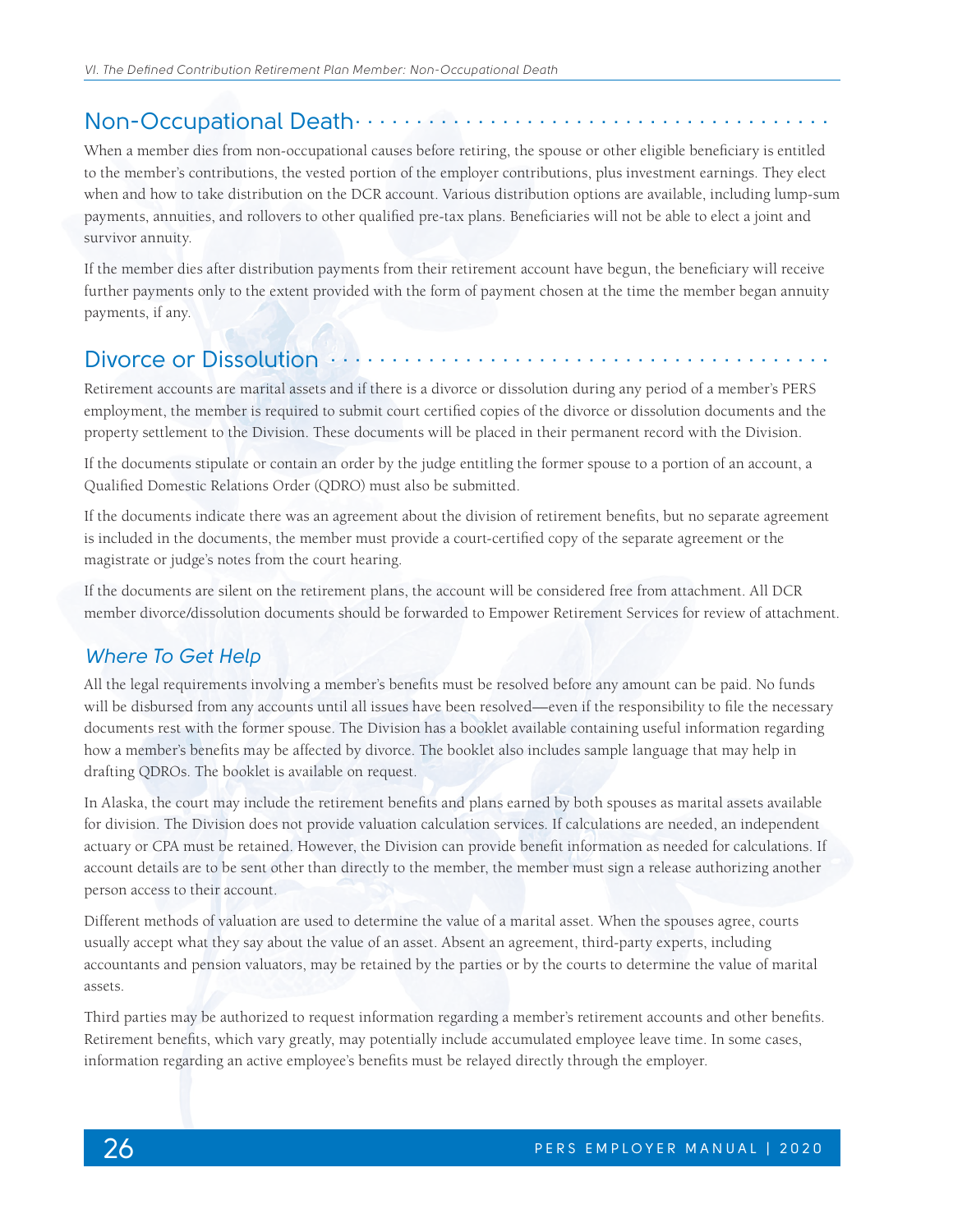## Non-Occupational Death

When a member dies from non-occupational causes before retiring, the spouse or other eligible beneficiary is entitled to the member's contributions, the vested portion of the employer contributions, plus investment earnings. They elect when and how to take distribution on the DCR account. Various distribution options are available, including lump-sum payments, annuities, and rollovers to other qualified pre-tax plans. Beneficiaries will not be able to elect a joint and survivor annuity.

If the member dies after distribution payments from their retirement account have begun, the beneficiary will receive further payments only to the extent provided with the form of payment chosen at the time the member began annuity payments, if any.

## Divorce or Dissolution

Retirement accounts are marital assets and if there is a divorce or dissolution during any period of a member's PERS employment, the member is required to submit court certified copies of the divorce or dissolution documents and the property settlement to the Division. These documents will be placed in their permanent record with the Division.

If the documents stipulate or contain an order by the judge entitling the former spouse to a portion of an account, a Qualified Domestic Relations Order (QDRO) must also be submitted.

If the documents indicate there was an agreement about the division of retirement benefits, but no separate agreement is included in the documents, the member must provide a court-certified copy of the separate agreement or the magistrate or judge's notes from the court hearing.

If the documents are silent on the retirement plans, the account will be considered free from attachment. All DCR member divorce/dissolution documents should be forwarded to Empower Retirement Services for review of attachment.

### *Where To Get Help*

All the legal requirements involving a member's benefits must be resolved before any amount can be paid. No funds will be disbursed from any accounts until all issues have been resolved—even if the responsibility to file the necessary documents rest with the former spouse. The Division has a booklet available containing useful information regarding how a member's benefits may be affected by divorce. The booklet also includes sample language that may help in drafting QDROs. The booklet is available on request.

In Alaska, the court may include the retirement benefits and plans earned by both spouses as marital assets available for division. The Division does not provide valuation calculation services. If calculations are needed, an independent actuary or CPA must be retained. However, the Division can provide benefit information as needed for calculations. If account details are to be sent other than directly to the member, the member must sign a release authorizing another person access to their account.

Different methods of valuation are used to determine the value of a marital asset. When the spouses agree, courts usually accept what they say about the value of an asset. Absent an agreement, third-party experts, including accountants and pension valuators, may be retained by the parties or by the courts to determine the value of marital assets.

Third parties may be authorized to request information regarding a member's retirement accounts and other benefits. Retirement benefits, which vary greatly, may potentially include accumulated employee leave time. In some cases, information regarding an active employee's benefits must be relayed directly through the employer.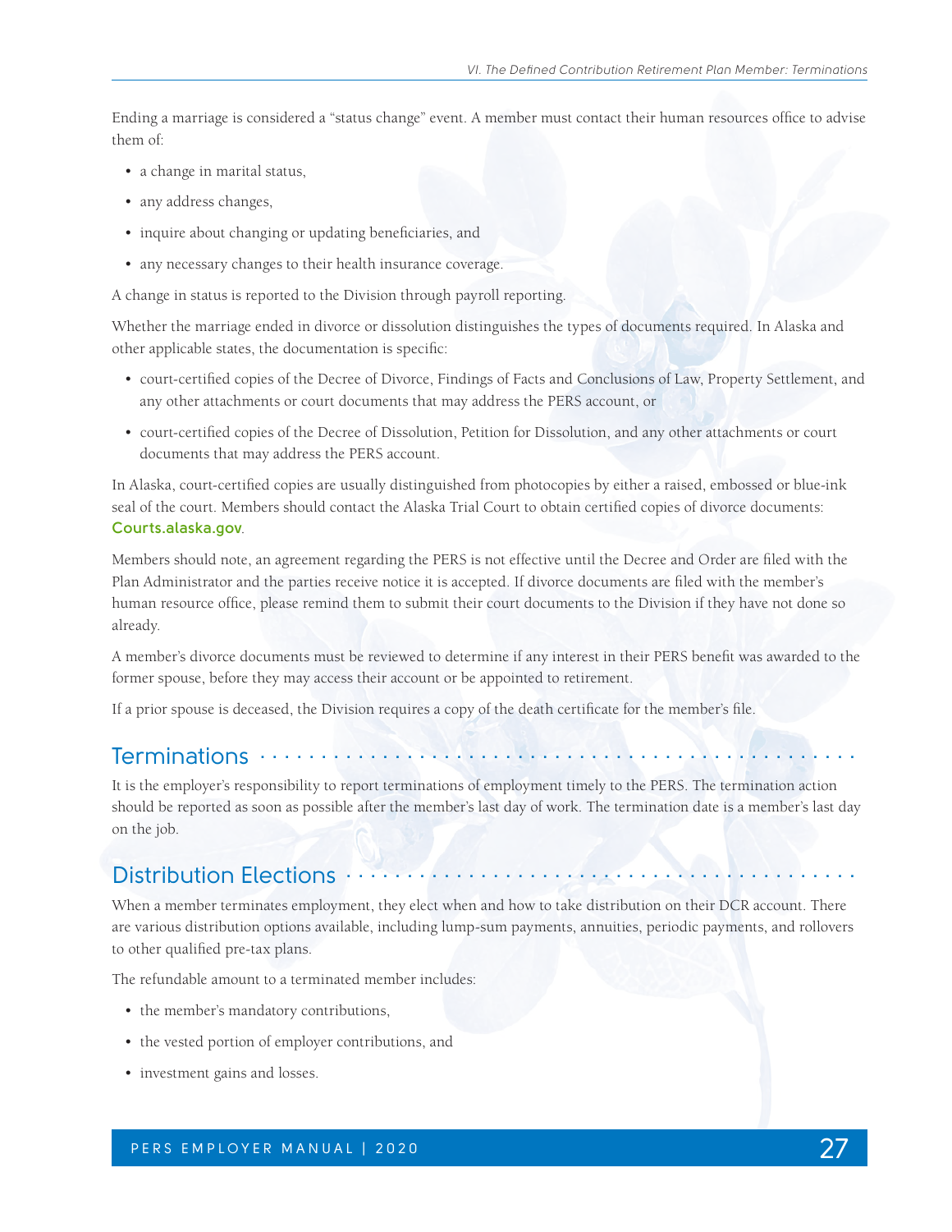Ending a marriage is considered a "status change" event. A member must contact their human resources office to advise them of:

- a change in marital status,
- any address changes,
- inquire about changing or updating beneficiaries, and
- any necessary changes to their health insurance coverage.

A change in status is reported to the Division through payroll reporting.

Whether the marriage ended in divorce or dissolution distinguishes the types of documents required. In Alaska and other applicable states, the documentation is specific:

- court-certified copies of the Decree of Divorce, Findings of Facts and Conclusions of Law, Property Settlement, and any other attachments or court documents that may address the PERS account, or
- court-certified copies of the Decree of Dissolution, Petition for Dissolution, and any other attachments or court documents that may address the PERS account.

In Alaska, court-certified copies are usually distinguished from photocopies by either a raised, embossed or blue-ink seal of the court. Members should contact the Alaska Trial Court to obtain certified copies of divorce documents: **Courts.alaska.gov**.

Members should note, an agreement regarding the PERS is not effective until the Decree and Order are filed with the Plan Administrator and the parties receive notice it is accepted. If divorce documents are filed with the member's human resource office, please remind them to submit their court documents to the Division if they have not done so already.

A member's divorce documents must be reviewed to determine if any interest in their PERS benefit was awarded to the former spouse, before they may access their account or be appointed to retirement.

If a prior spouse is deceased, the Division requires a copy of the death certificate for the member's file.

## Terminations

It is the employer's responsibility to report terminations of employment timely to the PERS. The termination action should be reported as soon as possible after the member's last day of work. The termination date is a member's last day on the job.

## Distribution Elections

When a member terminates employment, they elect when and how to take distribution on their DCR account. There are various distribution options available, including lump-sum payments, annuities, periodic payments, and rollovers to other qualified pre-tax plans.

The refundable amount to a terminated member includes:

- the member's mandatory contributions,
- the vested portion of employer contributions, and
- investment gains and losses.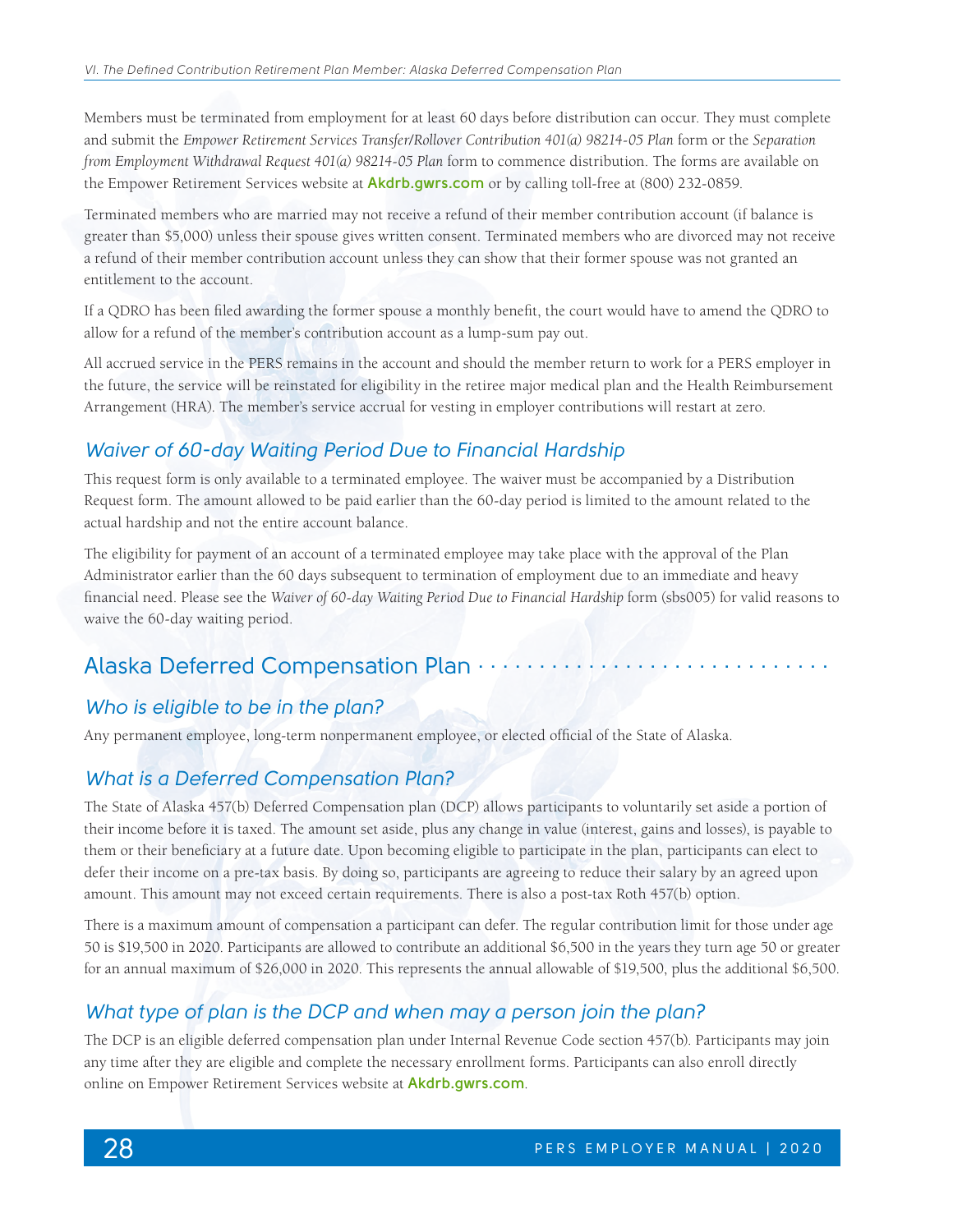Members must be terminated from employment for at least 60 days before distribution can occur. They must complete and submit the *Empower Retirement Services Transfer/Rollover Contribution 401(a) 98214-05 Plan* form or the *Separation from Employment Withdrawal Request 401(a) 98214-05 Plan* form to commence distribution. The forms are available on the Empower Retirement Services website at **Akdrb.gwrs.com** or by calling toll-free at (800) 232-0859.

Terminated members who are married may not receive a refund of their member contribution account (if balance is greater than $5,000) unless their spouse gives written consent. Terminated members who are divorced may not receive a refund of their member contribution account unless they can show that their former spouse was not granted an entitlement to the account.

If a QDRO has been filed awarding the former spouse a monthly benefit, the court would have to amend the QDRO to allow for a refund of the member's contribution account as a lump-sum pay out.

All accrued service in the PERS remains in the account and should the member return to work for a PERS employer in the future, the service will be reinstated for eligibility in the retiree major medical plan and the Health Reimbursement Arrangement (HRA). The member's service accrual for vesting in employer contributions will restart at zero.

### *Waiver of 60-day Waiting Period Due to Financial Hardship*

This request form is only available to a terminated employee. The waiver must be accompanied by a Distribution Request form. The amount allowed to be paid earlier than the 60-day period is limited to the amount related to the actual hardship and not the entire account balance.

The eligibility for payment of an account of a terminated employee may take place with the approval of the Plan Administrator earlier than the 60 days subsequent to termination of employment due to an immediate and heavy financial need. Please see the *Waiver of 60-day Waiting Period Due to Financial Hardship* form (sbs005) for valid reasons to waive the 60-day waiting period.

## Alaska Deferred Compensation Plan

### *Who is eligible to be in the plan?*

Any permanent employee, long-term nonpermanent employee, or elected official of the State of Alaska.

### *What is a Deferred Compensation Plan?*

The State of Alaska 457(b) Deferred Compensation plan (DCP) allows participants to voluntarily set aside a portion of their income before it is taxed. The amount set aside, plus any change in value (interest, gains and losses), is payable to them or their beneficiary at a future date. Upon becoming eligible to participate in the plan, participants can elect to defer their income on a pre-tax basis. By doing so, participants are agreeing to reduce their salary by an agreed upon amount. This amount may not exceed certain requirements. There is also a post-tax Roth 457(b) option.

There is a maximum amount of compensation a participant can defer. The regular contribution limit for those under age 50 is $19,500 in 2020. Participants are allowed to contribute an additional $6,500 in the years they turn age 50 or greater for an annual maximum of $26,000 in 2020. This represents the annual allowable of $19,500, plus the additional $6,500.

### *What type of plan is the DCP and when may a person join the plan?*

The DCP is an eligible deferred compensation plan under Internal Revenue Code section 457(b). Participants may join any time after they are eligible and complete the necessary enrollment forms. Participants can also enroll directly online on Empower Retirement Services website at **Akdrb.gwrs.com**.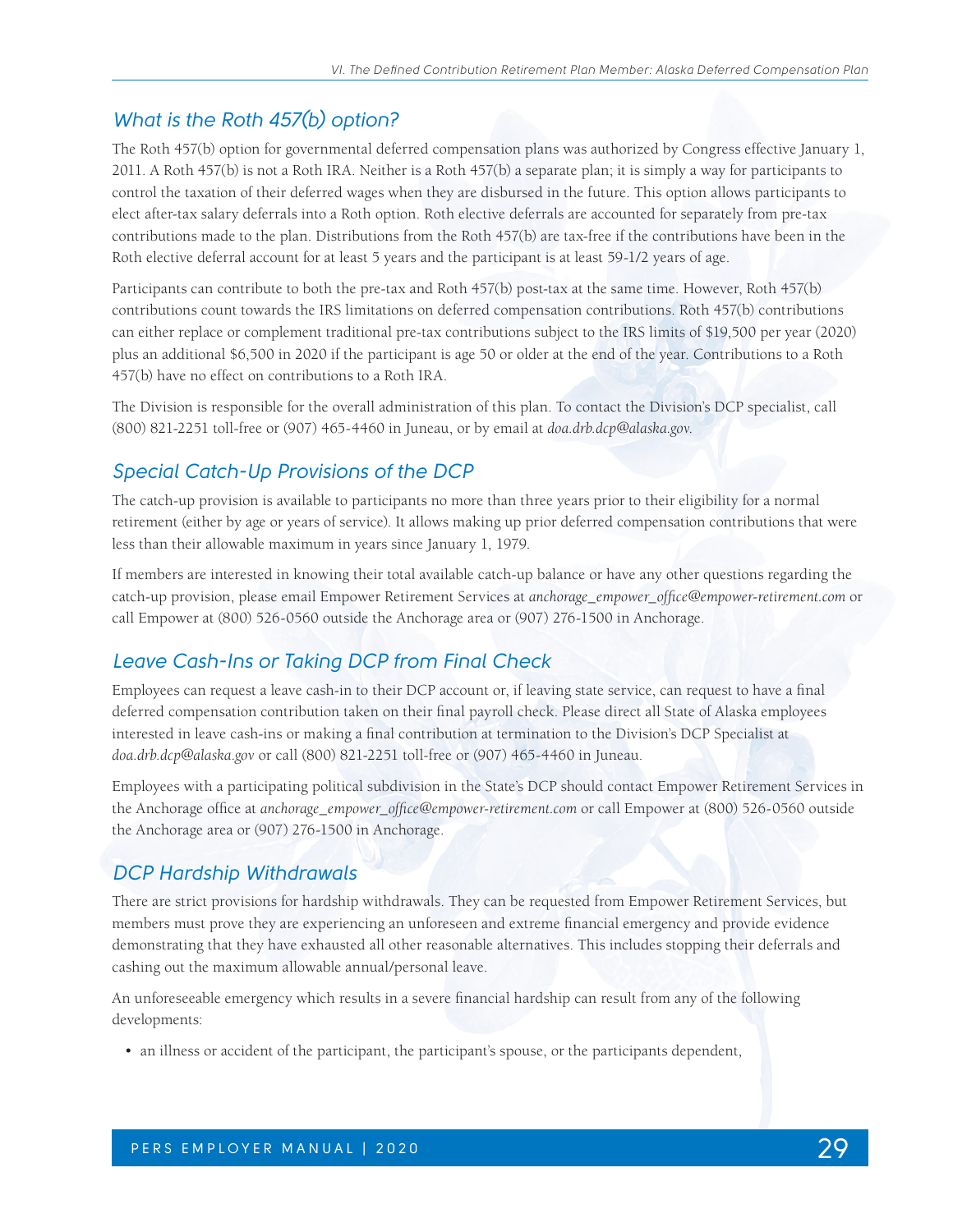## *What is the Roth 457(b) option?*

The Roth 457(b) option for governmental deferred compensation plans was authorized by Congress effective January 1, 2011. A Roth 457(b) is not a Roth IRA. Neither is a Roth 457(b) a separate plan; it is simply a way for participants to control the taxation of their deferred wages when they are disbursed in the future. This option allows participants to elect after-tax salary deferrals into a Roth option. Roth elective deferrals are accounted for separately from pre-tax contributions made to the plan. Distributions from the Roth 457(b) are tax-free if the contributions have been in the Roth elective deferral account for at least 5 years and the participant is at least 59-1/2 years of age.

Participants can contribute to both the pre-tax and Roth 457(b) post-tax at the same time. However, Roth 457(b) contributions count towards the IRS limitations on deferred compensation contributions. Roth 457(b) contributions can either replace or complement traditional pre-tax contributions subject to the IRS limits of $19,500 per year (2020) plus an additional $6,500 in 2020 if the participant is age 50 or older at the end of the year. Contributions to a Roth 457(b) have no effect on contributions to a Roth IRA.

The Division is responsible for the overall administration of this plan. To contact the Division's DCP specialist, call (800) 821-2251 toll-free or (907) 465-4460 in Juneau, or by email at *doa.drb.dcp@alaska.gov.*

## *Special Catch-Up Provisions of the DCP*

The catch-up provision is available to participants no more than three years prior to their eligibility for a normal retirement (either by age or years of service). It allows making up prior deferred compensation contributions that were less than their allowable maximum in years since January 1, 1979.

If members are interested in knowing their total available catch-up balance or have any other questions regarding the catch-up provision, please email Empower Retirement Services at *anchorage_empower_office@empower-retirement.com* or call Empower at (800) 526-0560 outside the Anchorage area or (907) 276-1500 in Anchorage.

## *Leave Cash-Ins or Taking DCP from Final Check*

Employees can request a leave cash-in to their DCP account or, if leaving state service, can request to have a final deferred compensation contribution taken on their final payroll check. Please direct all State of Alaska employees interested in leave cash-ins or making a final contribution at termination to the Division's DCP Specialist at *doa.drb.dcp@alaska.gov* or call (800) 821-2251 toll-free or (907) 465-4460 in Juneau.

Employees with a participating political subdivision in the State's DCP should contact Empower Retirement Services in the Anchorage office at *anchorage_empower_office@empower-retirement.com* or call Empower at (800) 526-0560 outside the Anchorage area or (907) 276-1500 in Anchorage.

## *DCP Hardship Withdrawals*

There are strict provisions for hardship withdrawals. They can be requested from Empower Retirement Services, but members must prove they are experiencing an unforeseen and extreme financial emergency and provide evidence demonstrating that they have exhausted all other reasonable alternatives. This includes stopping their deferrals and cashing out the maximum allowable annual/personal leave.

An unforeseeable emergency which results in a severe financial hardship can result from any of the following developments:

- an illness or accident of the participant, the participant's spouse, or the participants dependent,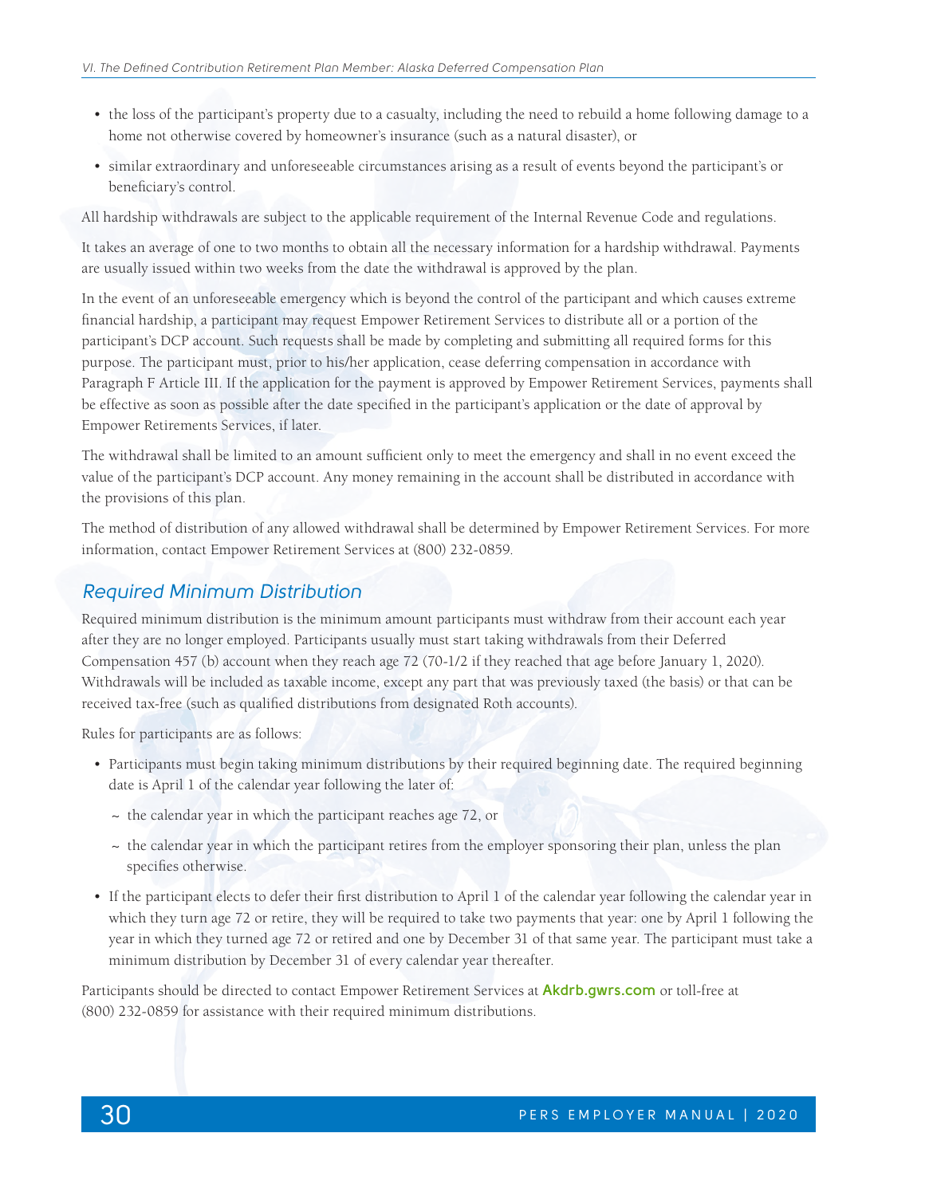- the loss of the participant's property due to a casualty, including the need to rebuild a home following damage to a home not otherwise covered by homeowner's insurance (such as a natural disaster), or
- similar extraordinary and unforeseeable circumstances arising as a result of events beyond the participant's or beneficiary's control.

All hardship withdrawals are subject to the applicable requirement of the Internal Revenue Code and regulations.

It takes an average of one to two months to obtain all the necessary information for a hardship withdrawal. Payments are usually issued within two weeks from the date the withdrawal is approved by the plan.

In the event of an unforeseeable emergency which is beyond the control of the participant and which causes extreme financial hardship, a participant may request Empower Retirement Services to distribute all or a portion of the participant's DCP account. Such requests shall be made by completing and submitting all required forms for this purpose. The participant must, prior to his/her application, cease deferring compensation in accordance with Paragraph F Article III. If the application for the payment is approved by Empower Retirement Services, payments shall be effective as soon as possible after the date specified in the participant's application or the date of approval by Empower Retirements Services, if later.

The withdrawal shall be limited to an amount sufficient only to meet the emergency and shall in no event exceed the value of the participant's DCP account. Any money remaining in the account shall be distributed in accordance with the provisions of this plan.

The method of distribution of any allowed withdrawal shall be determined by Empower Retirement Services. For more information, contact Empower Retirement Services at (800) 232-0859.

## Required Minimum Distribution

Required minimum distribution is the minimum amount participants must withdraw from their account each year after they are no longer employed. Participants usually must start taking withdrawals from their Deferred Compensation 457 (b) account when they reach age 72 (70-1/2 if they reached that age before January 1, 2020). Withdrawals will be included as taxable income, except any part that was previously taxed (the basis) or that can be received tax-free (such as qualified distributions from designated Roth accounts).

Rules for participants are as follows:

- Participants must begin taking minimum distributions by their required beginning date. The required beginning date is April 1 of the calendar year following the later of:
  - the calendar year in which the participant reaches age 72, or
  - the calendar year in which the participant retires from the employer sponsoring their plan, unless the plan specifies otherwise.
- If the participant elects to defer their first distribution to April 1 of the calendar year following the calendar year in which they turn age 72 or retire, they will be required to take two payments that year: one by April 1 following the year in which they turned age 72 or retired and one by December 31 of that same year. The participant must take a minimum distribution by December 31 of every calendar year thereafter.

Participants should be directed to contact Empower Retirement Services at **Akdrb.gwrs.com** or toll-free at (800) 232-0859 for assistance with their required minimum distributions.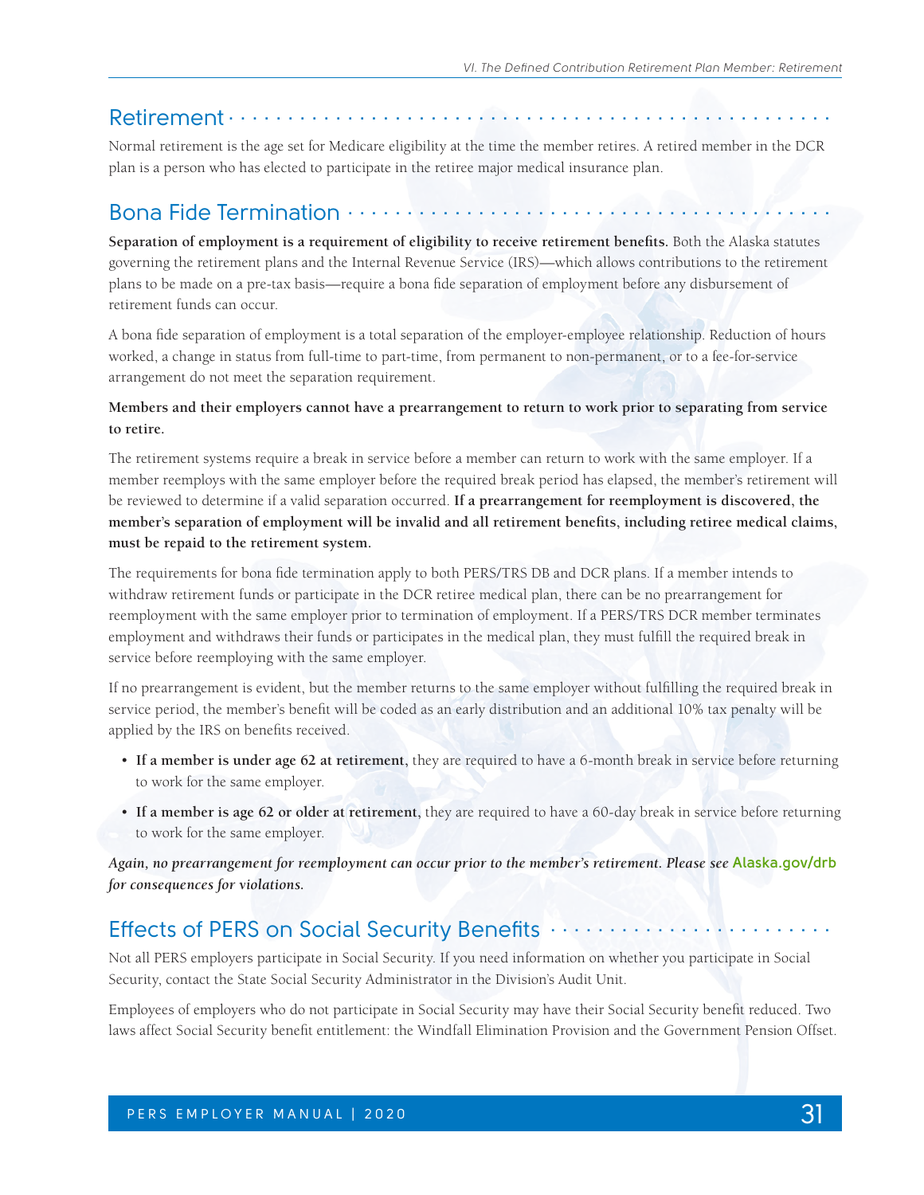## Retirement

Normal retirement is the age set for Medicare eligibility at the time the member retires. A retired member in the DCR plan is a person who has elected to participate in the retiree major medical insurance plan.

## Bona Fide Termination

**Separation of employment is a requirement of eligibility to receive retirement benefits.** Both the Alaska statutes governing the retirement plans and the Internal Revenue Service (IRS)—which allows contributions to the retirement plans to be made on a pre-tax basis—require a bona fide separation of employment before any disbursement of retirement funds can occur.

A bona fide separation of employment is a total separation of the employer-employee relationship. Reduction of hours worked, a change in status from full-time to part-time, from permanent to non-permanent, or to a fee-for-service arrangement do not meet the separation requirement.

**Members and their employers cannot have a prearrangement to return to work prior to separating from service to retire.**

The retirement systems require a break in service before a member can return to work with the same employer. If a member reemploys with the same employer before the required break period has elapsed, the member's retirement will be reviewed to determine if a valid separation occurred. **If a prearrangement for reemployment is discovered, the member's separation of employment will be invalid and all retirement benefits, including retiree medical claims, must be repaid to the retirement system.**

The requirements for bona fide termination apply to both PERS/TRS DB and DCR plans. If a member intends to withdraw retirement funds or participate in the DCR retiree medical plan, there can be no prearrangement for reemployment with the same employer prior to termination of employment. If a PERS/TRS DCR member terminates employment and withdraws their funds or participates in the medical plan, they must fulfill the required break in service before reemploying with the same employer.

If no prearrangement is evident, but the member returns to the same employer without fulfilling the required break in service period, the member's benefit will be coded as an early distribution and an additional 10% tax penalty will be applied by the IRS on benefits received.

- **If a member is under age 62 at retirement**, they are required to have a 6-month break in service before returning to work for the same employer.
- **If a member is age 62 or older at retirement**, they are required to have a 60-day break in service before returning to work for the same employer.

***Again, no prearrangement for reemployment can occur prior to the member's retirement. Please see* Alaska.gov/drb *for consequences for violations.***

## Effects of PERS on Social Security Benefits

Not all PERS employers participate in Social Security. If you need information on whether you participate in Social Security, contact the State Social Security Administrator in the Division's Audit Unit.

Employees of employers who do not participate in Social Security may have their Social Security benefit reduced. Two laws affect Social Security benefit entitlement: the Windfall Elimination Provision and the Government Pension Offset.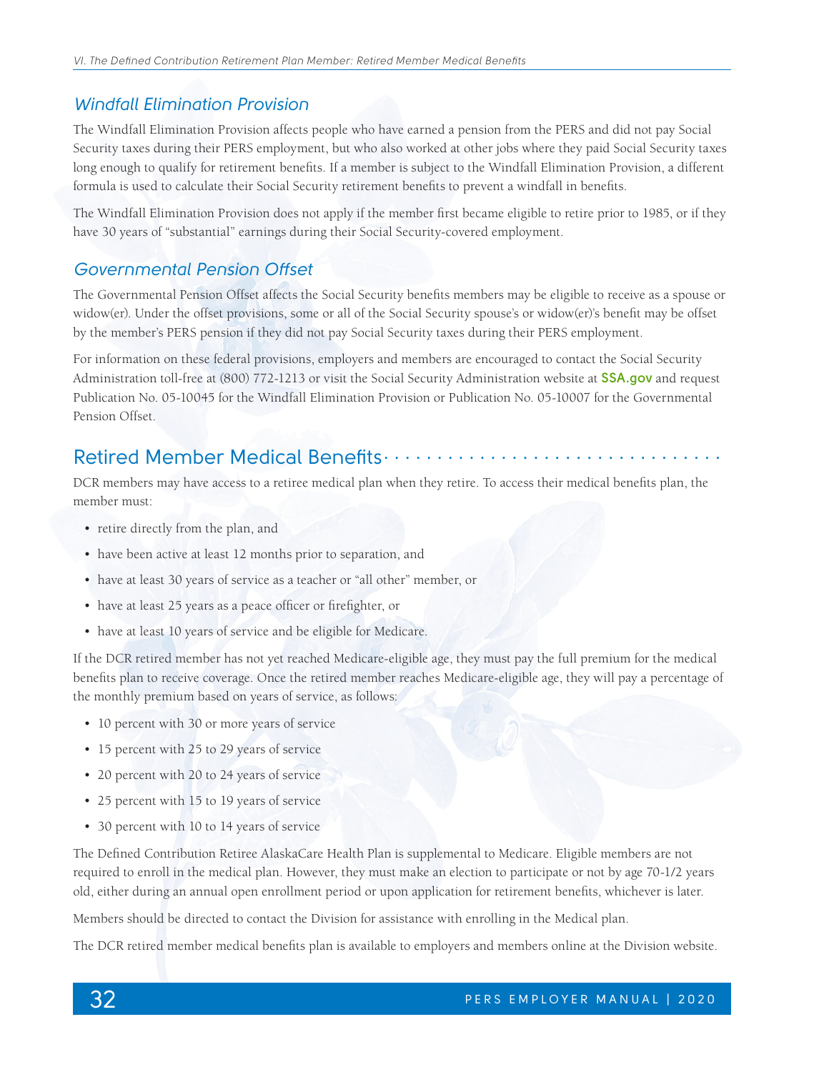## *Windfall Elimination Provision*

The Windfall Elimination Provision affects people who have earned a pension from the PERS and did not pay Social Security taxes during their PERS employment, but who also worked at other jobs where they paid Social Security taxes long enough to qualify for retirement benefits. If a member is subject to the Windfall Elimination Provision, a different formula is used to calculate their Social Security retirement benefits to prevent a windfall in benefits.

The Windfall Elimination Provision does not apply if the member first became eligible to retire prior to 1985, or if they have 30 years of "substantial" earnings during their Social Security-covered employment.

## *Governmental Pension Offset*

The Governmental Pension Offset affects the Social Security benefits members may be eligible to receive as a spouse or widow(er). Under the offset provisions, some or all of the Social Security spouse's or widow(er)'s benefit may be offset by the member's PERS pension if they did not pay Social Security taxes during their PERS employment.

For information on these federal provisions, employers and members are encouraged to contact the Social Security Administration toll-free at (800) 772-1213 or visit the Social Security Administration website at **SSA.gov** and request Publication No. 05-10045 for the Windfall Elimination Provision or Publication No. 05-10007 for the Governmental Pension Offset.

# Retired Member Medical Benefits

DCR members may have access to a retiree medical plan when they retire. To access their medical benefits plan, the member must:

- retire directly from the plan, and
- have been active at least 12 months prior to separation, and
- have at least 30 years of service as a teacher or "all other" member, or
- have at least 25 years as a peace officer or firefighter, or
- have at least 10 years of service and be eligible for Medicare.

If the DCR retired member has not yet reached Medicare-eligible age, they must pay the full premium for the medical benefits plan to receive coverage. Once the retired member reaches Medicare-eligible age, they will pay a percentage of the monthly premium based on years of service, as follows:

- 10 percent with 30 or more years of service
- 15 percent with 25 to 29 years of service
- 20 percent with 20 to 24 years of service
- 25 percent with 15 to 19 years of service
- 30 percent with 10 to 14 years of service

The Defined Contribution Retiree AlaskaCare Health Plan is supplemental to Medicare. Eligible members are not required to enroll in the medical plan. However, they must make an election to participate or not by age 70-1/2 years old, either during an annual open enrollment period or upon application for retirement benefits, whichever is later.

Members should be directed to contact the Division for assistance with enrolling in the Medical plan.

The DCR retired member medical benefits plan is available to employers and members online at the Division website.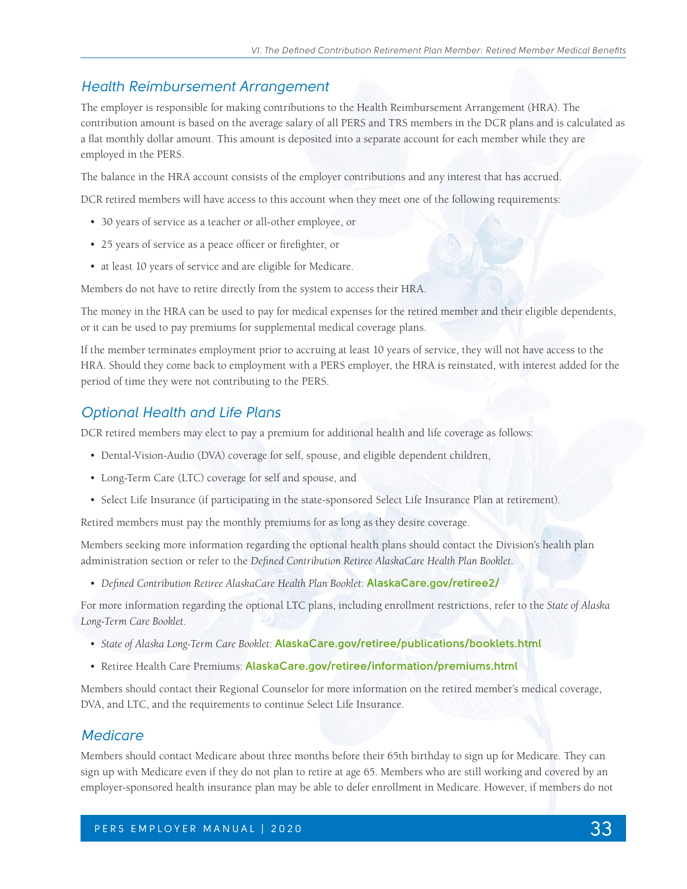## Health Reimbursement Arrangement

The employer is responsible for making contributions to the Health Reimbursement Arrangement (HRA). The contribution amount is based on the average salary of all PERS and TRS members in the DCR plans and is calculated as a flat monthly dollar amount. This amount is deposited into a separate account for each member while they are employed in the PERS.

The balance in the HRA account consists of the employer contributions and any interest that has accrued.

DCR retired members will have access to this account when they meet one of the following requirements:

- 30 years of service as a teacher or all-other employee, or
- 25 years of service as a peace officer or firefighter, or
- at least 10 years of service and are eligible for Medicare.

Members do not have to retire directly from the system to access their HRA.

The money in the HRA can be used to pay for medical expenses for the retired member and their eligible dependents, or it can be used to pay premiums for supplemental medical coverage plans.

If the member terminates employment prior to accruing at least 10 years of service, they will not have access to the HRA. Should they come back to employment with a PERS employer, the HRA is reinstated, with interest added for the period of time they were not contributing to the PERS.

## Optional Health and Life Plans

DCR retired members may elect to pay a premium for additional health and life coverage as follows:

- Dental-Vision-Audio (DVA) coverage for self, spouse, and eligible dependent children,
- Long-Term Care (LTC) coverage for self and spouse, and
- Select Life Insurance (if participating in the state-sponsored Select Life Insurance Plan at retirement).

Retired members must pay the monthly premiums for as long as they desire coverage.

Members seeking more information regarding the optional health plans should contact the Division's health plan administration section or refer to the *Defined Contribution Retiree AlaskaCare Health Plan Booklet*.

- *Defined Contribution Retiree AlaskaCare Health Plan Booklet*: **AlaskaCare.gov/retiree2/**

For more information regarding the optional LTC plans, including enrollment restrictions, refer to the *State of Alaska Long-Term Care Booklet*.

- *State of Alaska Long-Term Care Booklet*: **AlaskaCare.gov/retiree/publications/booklets.html**
- Retiree Health Care Premiums: **AlaskaCare.gov/retiree/information/premiums.html**

Members should contact their Regional Counselor for more information on the retired member's medical coverage, DVA, and LTC, and the requirements to continue Select Life Insurance.

## Medicare

Members should contact Medicare about three months before their 65th birthday to sign up for Medicare. They can sign up with Medicare even if they do not plan to retire at age 65. Members who are still working and covered by an employer-sponsored health insurance plan may be able to defer enrollment in Medicare. However, if members do not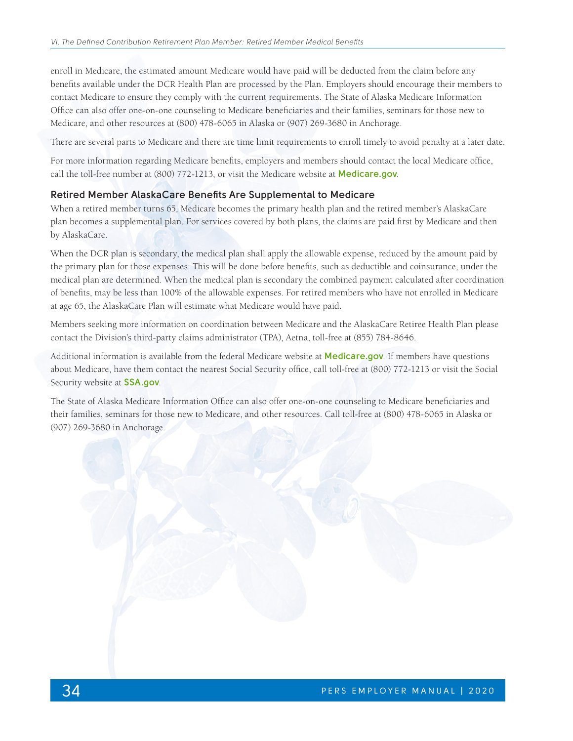enroll in Medicare, the estimated amount Medicare would have paid will be deducted from the claim before any benefits available under the DCR Health Plan are processed by the Plan. Employers should encourage their members to contact Medicare to ensure they comply with the current requirements. The State of Alaska Medicare Information Office can also offer one-on-one counseling to Medicare beneficiaries and their families, seminars for those new to Medicare, and other resources at (800) 478-6065 in Alaska or (907) 269-3680 in Anchorage.

There are several parts to Medicare and there are time limit requirements to enroll timely to avoid penalty at a later date.

For more information regarding Medicare benefits, employers and members should contact the local Medicare office, call the toll-free number at (800) 772-1213, or visit the Medicare website at **Medicare.gov**.

### Retired Member AlaskaCare Benefits Are Supplemental to Medicare

When a retired member turns 65, Medicare becomes the primary health plan and the retired member's AlaskaCare plan becomes a supplemental plan. For services covered by both plans, the claims are paid first by Medicare and then by AlaskaCare.

When the DCR plan is secondary, the medical plan shall apply the allowable expense, reduced by the amount paid by the primary plan for those expenses. This will be done before benefits, such as deductible and coinsurance, under the medical plan are determined. When the medical plan is secondary the combined payment calculated after coordination of benefits, may be less than 100% of the allowable expenses. For retired members who have not enrolled in Medicare at age 65, the AlaskaCare Plan will estimate what Medicare would have paid.

Members seeking more information on coordination between Medicare and the AlaskaCare Retiree Health Plan please contact the Division's third-party claims administrator (TPA), Aetna, toll-free at (855) 784-8646.

Additional information is available from the federal Medicare website at **Medicare.gov**. If members have questions about Medicare, have them contact the nearest Social Security office, call toll-free at (800) 772-1213 or visit the Social Security website at **SSA.gov**.

The State of Alaska Medicare Information Office can also offer one-on-one counseling to Medicare beneficiaries and their families, seminars for those new to Medicare, and other resources. Call toll-free at (800) 478-6065 in Alaska or (907) 269-3680 in Anchorage.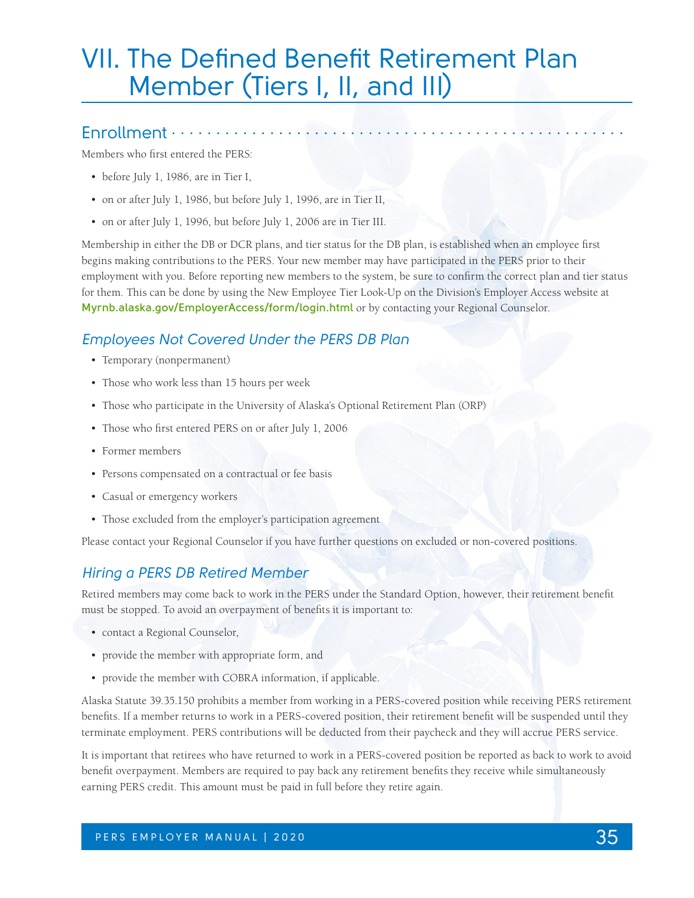# VII. The Defined Benefit Retirement Plan Member (Tiers I, II, and III)

## Enrollment

Members who first entered the PERS:

- before July 1, 1986, are in Tier I,
- on or after July 1, 1986, but before July 1, 1996, are in Tier II,
- on or after July 1, 1996, but before July 1, 2006 are in Tier III.

Membership in either the DB or DCR plans, and tier status for the DB plan, is established when an employee first begins making contributions to the PERS. Your new member may have participated in the PERS prior to their employment with you. Before reporting new members to the system, be sure to confirm the correct plan and tier status for them. This can be done by using the New Employee Tier Look-Up on the Division's Employer Access website at **Myrnb.alaska.gov/EmployerAccess/form/login.html** or by contacting your Regional Counselor.

### *Employees Not Covered Under the PERS DB Plan*

- Temporary (nonpermanent)
- Those who work less than 15 hours per week
- Those who participate in the University of Alaska's Optional Retirement Plan (ORP)
- Those who first entered PERS on or after July 1, 2006
- Former members
- Persons compensated on a contractual or fee basis
- Casual or emergency workers
- Those excluded from the employer's participation agreement

Please contact your Regional Counselor if you have further questions on excluded or non-covered positions.

### *Hiring a PERS DB Retired Member*

Retired members may come back to work in the PERS under the Standard Option, however, their retirement benefit must be stopped. To avoid an overpayment of benefits it is important to:

- contact a Regional Counselor,
- provide the member with appropriate form, and
- provide the member with COBRA information, if applicable.

Alaska Statute 39.35.150 prohibits a member from working in a PERS-covered position while receiving PERS retirement benefits. If a member returns to work in a PERS-covered position, their retirement benefit will be suspended until they terminate employment. PERS contributions will be deducted from their paycheck and they will accrue PERS service.

It is important that retirees who have returned to work in a PERS-covered position be reported as back to work to avoid benefit overpayment. Members are required to pay back any retirement benefits they receive while simultaneously earning PERS credit. This amount must be paid in full before they retire again.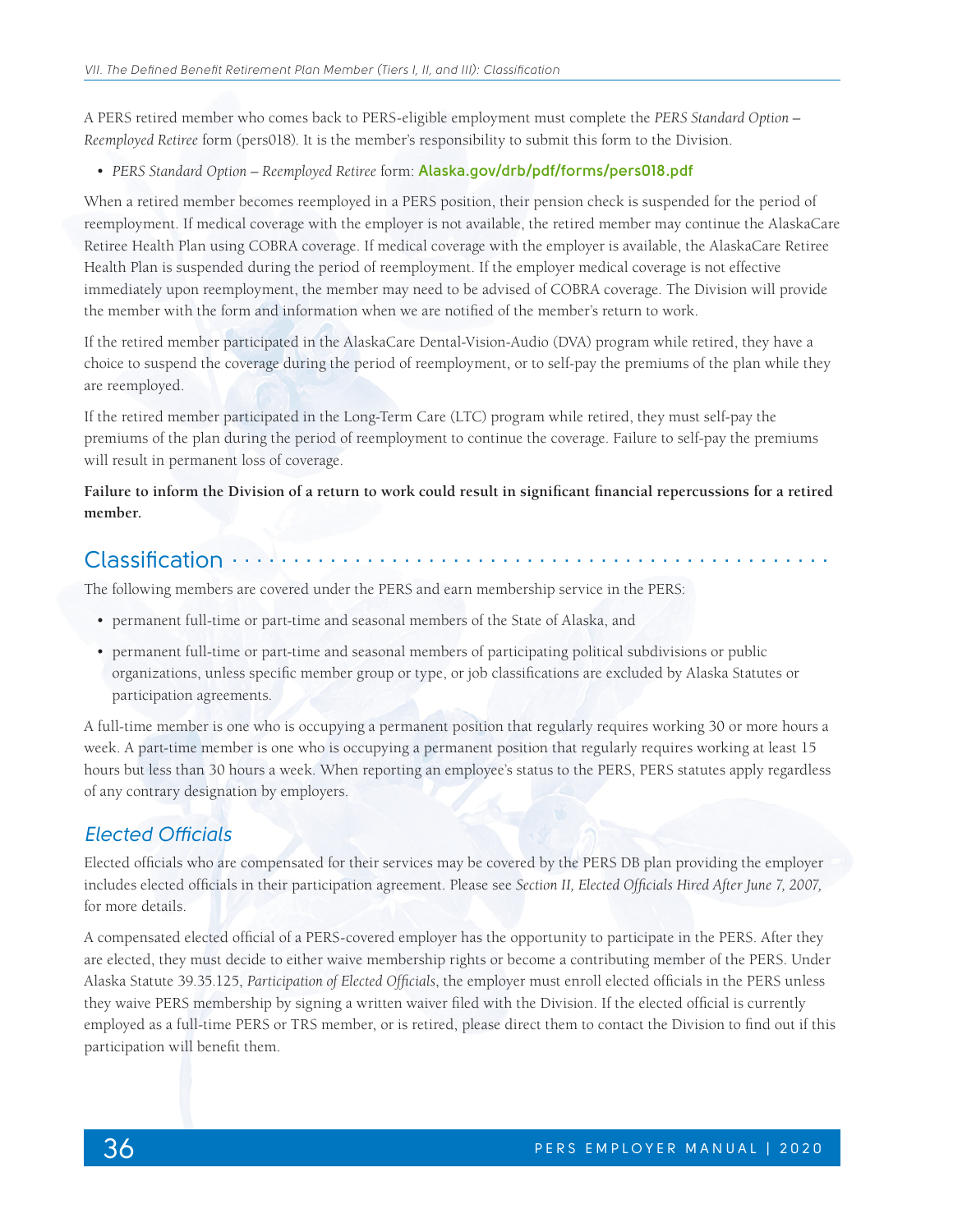A PERS retired member who comes back to PERS-eligible employment must complete the *PERS Standard Option – Reemployed Retiree* form (pers018). It is the member's responsibility to submit this form to the Division.

- *PERS Standard Option – Reemployed Retiree* form: Alaska.gov/drb/pdf/forms/pers018.pdf

When a retired member becomes reemployed in a PERS position, their pension check is suspended for the period of reemployment. If medical coverage with the employer is not available, the retired member may continue the AlaskaCare Retiree Health Plan using COBRA coverage. If medical coverage with the employer is available, the AlaskaCare Retiree Health Plan is suspended during the period of reemployment. If the employer medical coverage is not effective immediately upon reemployment, the member may need to be advised of COBRA coverage. The Division will provide the member with the form and information when we are notified of the member's return to work.

If the retired member participated in the AlaskaCare Dental-Vision-Audio (DVA) program while retired, they have a choice to suspend the coverage during the period of reemployment, or to self-pay the premiums of the plan while they are reemployed.

If the retired member participated in the Long-Term Care (LTC) program while retired, they must self-pay the premiums of the plan during the period of reemployment to continue the coverage. Failure to self-pay the premiums will result in permanent loss of coverage.

**Failure to inform the Division of a return to work could result in significant financial repercussions for a retired member.**

## Classification

The following members are covered under the PERS and earn membership service in the PERS:

- permanent full-time or part-time and seasonal members of the State of Alaska, and
- permanent full-time or part-time and seasonal members of participating political subdivisions or public organizations, unless specific member group or type, or job classifications are excluded by Alaska Statutes or participation agreements.

A full-time member is one who is occupying a permanent position that regularly requires working 30 or more hours a week. A part-time member is one who is occupying a permanent position that regularly requires working at least 15 hours but less than 30 hours a week. When reporting an employee's status to the PERS, PERS statutes apply regardless of any contrary designation by employers.

### *Elected Officials*

Elected officials who are compensated for their services may be covered by the PERS DB plan providing the employer includes elected officials in their participation agreement. Please see *Section II, Elected Officials Hired After June 7, 2007,* for more details.

A compensated elected official of a PERS-covered employer has the opportunity to participate in the PERS. After they are elected, they must decide to either waive membership rights or become a contributing member of the PERS. Under Alaska Statute 39.35.125, *Participation of Elected Officials*, the employer must enroll elected officials in the PERS unless they waive PERS membership by signing a written waiver filed with the Division. If the elected official is currently employed as a full-time PERS or TRS member, or is retired, please direct them to contact the Division to find out if this participation will benefit them.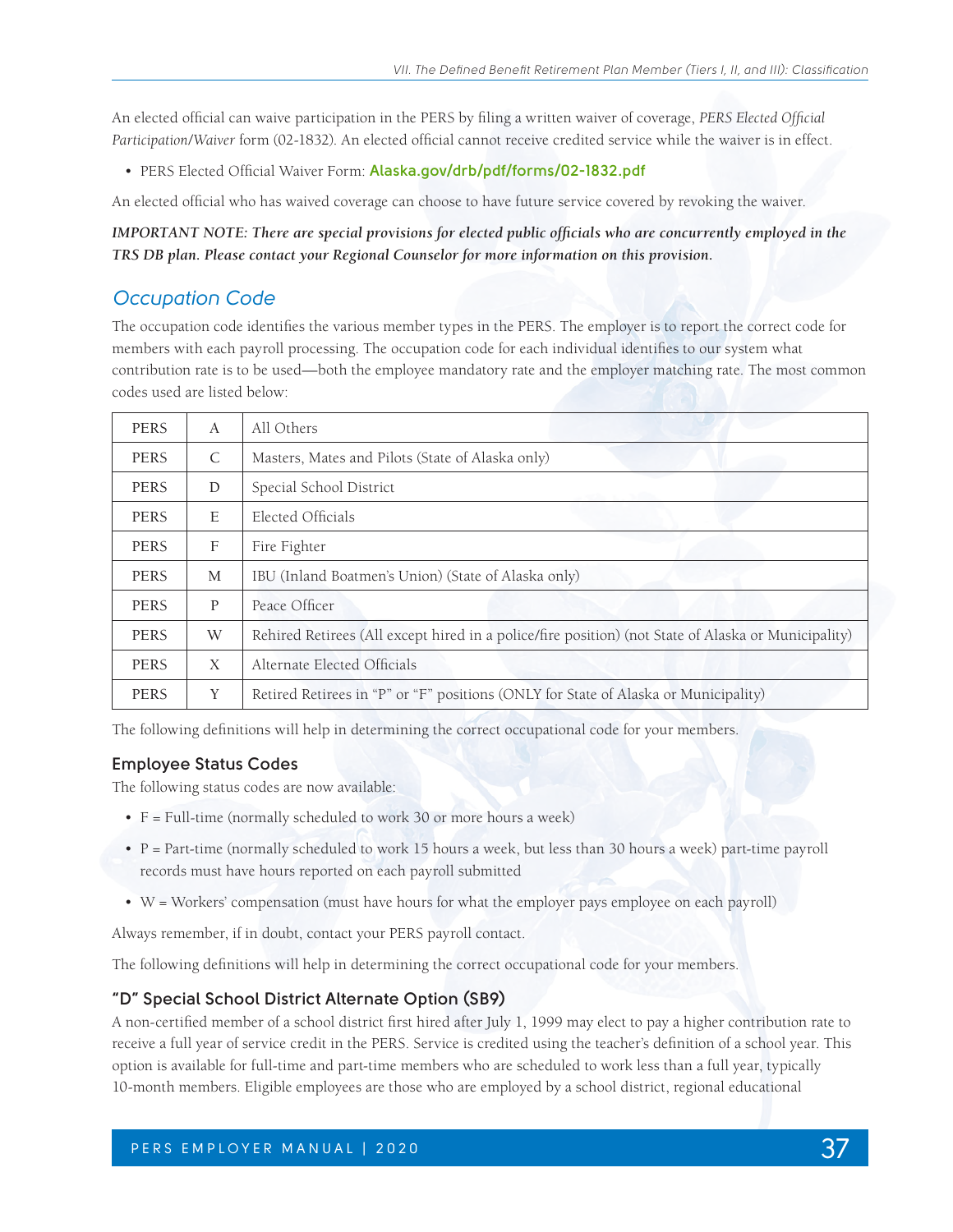An elected official can waive participation in the PERS by filing a written waiver of coverage, *PERS Elected Official Participation/Waiver* form (02-1832). An elected official cannot receive credited service while the waiver is in effect.

- PERS Elected Official Waiver Form: **Alaska.gov/drb/pdf/forms/02-1832.pdf**

An elected official who has waived coverage can choose to have future service covered by revoking the waiver.

***IMPORTANT NOTE: There are special provisions for elected public officials who are concurrently employed in the TRS DB plan. Please contact your Regional Counselor for more information on this provision.***

## Occupation Code

The occupation code identifies the various member types in the PERS. The employer is to report the correct code for members with each payroll processing. The occupation code for each individual identifies to our system what contribution rate is to be used—both the employee mandatory rate and the employer matching rate. The most common codes used are listed below:

| | | |
|---|---|---|
| PERS | A | All Others |
| PERS | C | Masters, Mates and Pilots (State of Alaska only) |
| PERS | D | Special School District |
| PERS | E | Elected Officials |
| PERS | F | Fire Fighter |
| PERS | M | IBU (Inland Boatmen's Union) (State of Alaska only) |
| PERS | P | Peace Officer |
| PERS | W | Rehired Retirees (All except hired in a police/fire position) (not State of Alaska or Municipality) |
| PERS | X | Alternate Elected Officials |
| PERS | Y | Retired Retirees in "P" or "F" positions (ONLY for State of Alaska or Municipality) |

The following definitions will help in determining the correct occupational code for your members.

### Employee Status Codes

The following status codes are now available:

- F = Full-time (normally scheduled to work 30 or more hours a week)
- P = Part-time (normally scheduled to work 15 hours a week, but less than 30 hours a week) part-time payroll records must have hours reported on each payroll submitted
- W = Workers' compensation (must have hours for what the employer pays employee on each payroll)

Always remember, if in doubt, contact your PERS payroll contact.

The following definitions will help in determining the correct occupational code for your members.

### "D" Special School District Alternate Option (SB9)

A non-certified member of a school district first hired after July 1, 1999 may elect to pay a higher contribution rate to receive a full year of service credit in the PERS. Service is credited using the teacher's definition of a school year. This option is available for full-time and part-time members who are scheduled to work less than a full year, typically 10-month members. Eligible employees are those who are employed by a school district, regional educational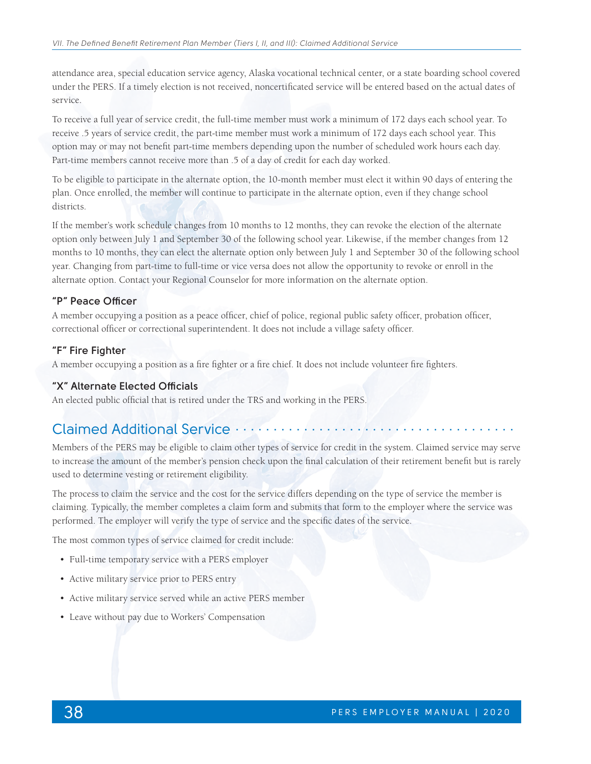attendance area, special education service agency, Alaska vocational technical center, or a state boarding school covered under the PERS. If a timely election is not received, noncertificated service will be entered based on the actual dates of service.

To receive a full year of service credit, the full-time member must work a minimum of 172 days each school year. To receive .5 years of service credit, the part-time member must work a minimum of 172 days each school year. This option may or may not benefit part-time members depending upon the number of scheduled work hours each day. Part-time members cannot receive more than .5 of a day of credit for each day worked.

To be eligible to participate in the alternate option, the 10-month member must elect it within 90 days of entering the plan. Once enrolled, the member will continue to participate in the alternate option, even if they change school districts.

If the member's work schedule changes from 10 months to 12 months, they can revoke the election of the alternate option only between July 1 and September 30 of the following school year. Likewise, if the member changes from 12 months to 10 months, they can elect the alternate option only between July 1 and September 30 of the following school year. Changing from part-time to full-time or vice versa does not allow the opportunity to revoke or enroll in the alternate option. Contact your Regional Counselor for more information on the alternate option.

### "P" Peace Officer

A member occupying a position as a peace officer, chief of police, regional public safety officer, probation officer, correctional officer or correctional superintendent. It does not include a village safety officer.

### "F" Fire Fighter

A member occupying a position as a fire fighter or a fire chief. It does not include volunteer fire fighters.

### "X" Alternate Elected Officials

An elected public official that is retired under the TRS and working in the PERS.

## Claimed Additional Service

Members of the PERS may be eligible to claim other types of service for credit in the system. Claimed service may serve to increase the amount of the member's pension check upon the final calculation of their retirement benefit but is rarely used to determine vesting or retirement eligibility.

The process to claim the service and the cost for the service differs depending on the type of service the member is claiming. Typically, the member completes a claim form and submits that form to the employer where the service was performed. The employer will verify the type of service and the specific dates of the service.

The most common types of service claimed for credit include:

- Full-time temporary service with a PERS employer
- Active military service prior to PERS entry
- Active military service served while an active PERS member
- Leave without pay due to Workers' Compensation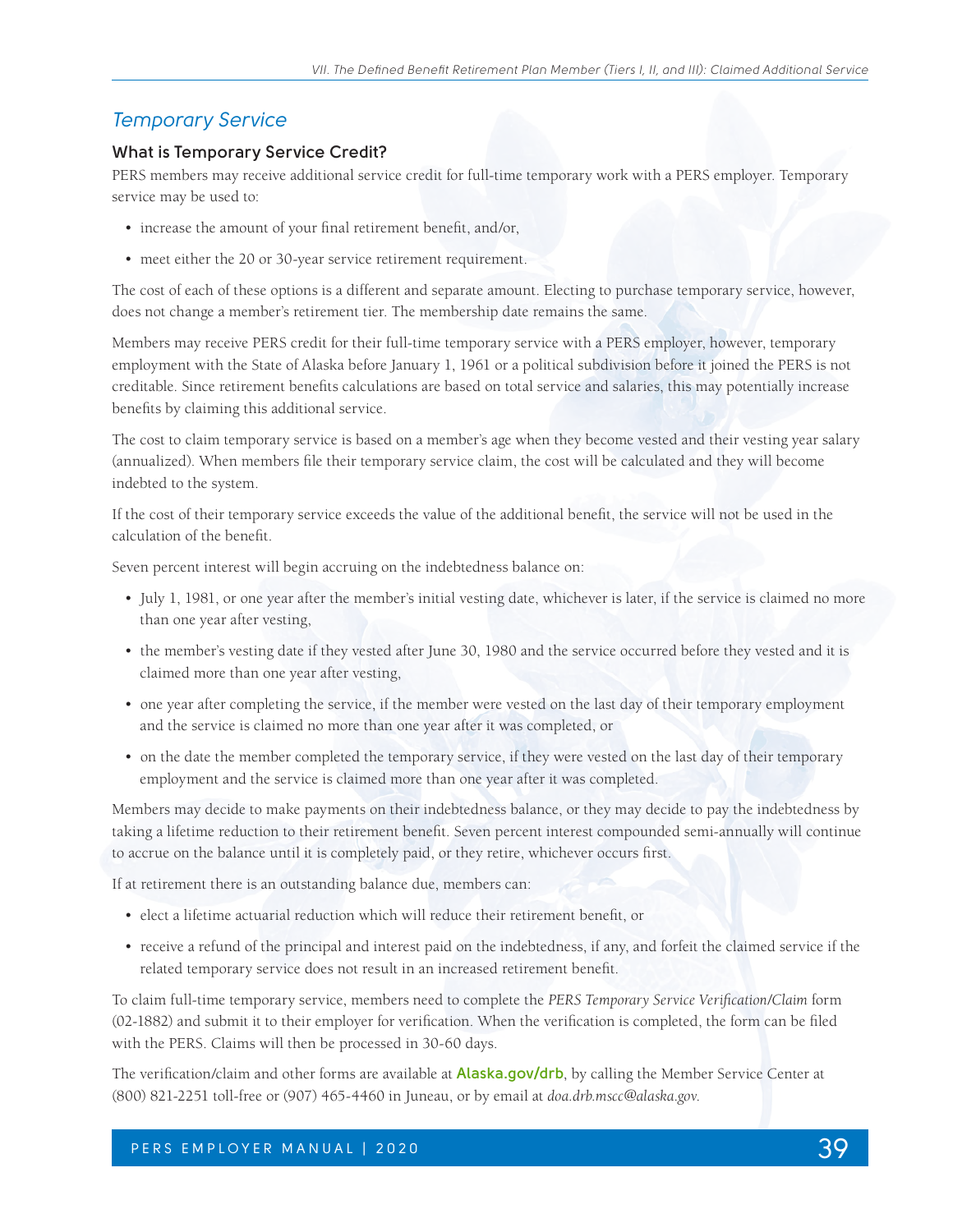## Temporary Service

### What is Temporary Service Credit?

PERS members may receive additional service credit for full-time temporary work with a PERS employer. Temporary service may be used to:

- increase the amount of your final retirement benefit, and/or,
- meet either the 20 or 30-year service retirement requirement.

The cost of each of these options is a different and separate amount. Electing to purchase temporary service, however, does not change a member's retirement tier. The membership date remains the same.

Members may receive PERS credit for their full-time temporary service with a PERS employer, however, temporary employment with the State of Alaska before January 1, 1961 or a political subdivision before it joined the PERS is not creditable. Since retirement benefits calculations are based on total service and salaries, this may potentially increase benefits by claiming this additional service.

The cost to claim temporary service is based on a member's age when they become vested and their vesting year salary (annualized). When members file their temporary service claim, the cost will be calculated and they will become indebted to the system.

If the cost of their temporary service exceeds the value of the additional benefit, the service will not be used in the calculation of the benefit.

Seven percent interest will begin accruing on the indebtedness balance on:

- July 1, 1981, or one year after the member's initial vesting date, whichever is later, if the service is claimed no more than one year after vesting,
- the member's vesting date if they vested after June 30, 1980 and the service occurred before they vested and it is claimed more than one year after vesting,
- one year after completing the service, if the member were vested on the last day of their temporary employment and the service is claimed no more than one year after it was completed, or
- on the date the member completed the temporary service, if they were vested on the last day of their temporary employment and the service is claimed more than one year after it was completed.

Members may decide to make payments on their indebtedness balance, or they may decide to pay the indebtedness by taking a lifetime reduction to their retirement benefit. Seven percent interest compounded semi-annually will continue to accrue on the balance until it is completely paid, or they retire, whichever occurs first.

If at retirement there is an outstanding balance due, members can:

- elect a lifetime actuarial reduction which will reduce their retirement benefit, or
- receive a refund of the principal and interest paid on the indebtedness, if any, and forfeit the claimed service if the related temporary service does not result in an increased retirement benefit.

To claim full-time temporary service, members need to complete the *PERS Temporary Service Verification/Claim* form (02-1882) and submit it to their employer for verification. When the verification is completed, the form can be filed with the PERS. Claims will then be processed in 30-60 days.

The verification/claim and other forms are available at **Alaska.gov/drb**, by calling the Member Service Center at (800) 821-2251 toll-free or (907) 465-4460 in Juneau, or by email at *doa.drb.mscc@alaska.gov.*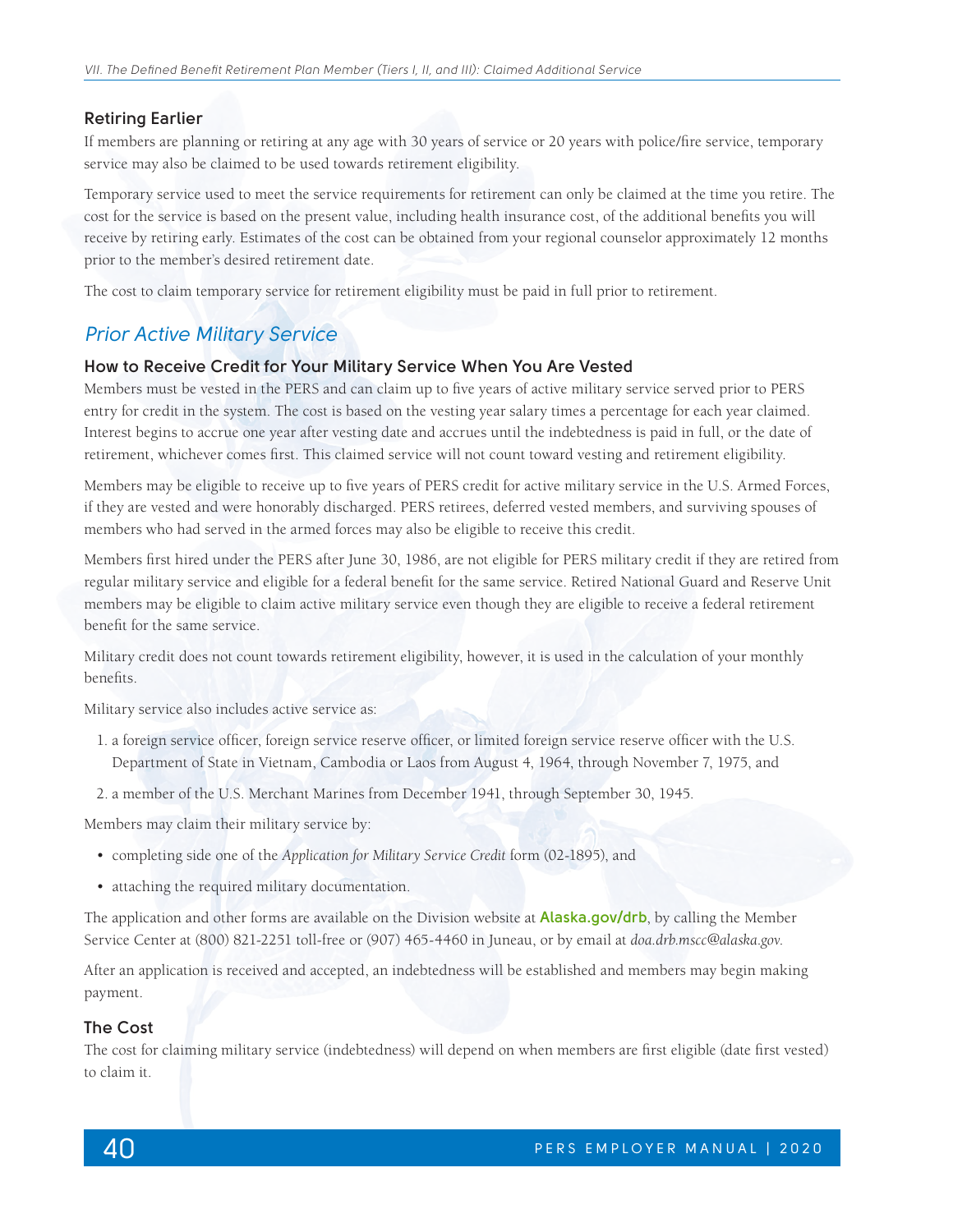### Retiring Earlier

If members are planning or retiring at any age with 30 years of service or 20 years with police/fire service, temporary service may also be claimed to be used towards retirement eligibility.

Temporary service used to meet the service requirements for retirement can only be claimed at the time you retire. The cost for the service is based on the present value, including health insurance cost, of the additional benefits you will receive by retiring early. Estimates of the cost can be obtained from your regional counselor approximately 12 months prior to the member's desired retirement date.

The cost to claim temporary service for retirement eligibility must be paid in full prior to retirement.

## *Prior Active Military Service*

### How to Receive Credit for Your Military Service When You Are Vested

Members must be vested in the PERS and can claim up to five years of active military service served prior to PERS entry for credit in the system. The cost is based on the vesting year salary times a percentage for each year claimed. Interest begins to accrue one year after vesting date and accrues until the indebtedness is paid in full, or the date of retirement, whichever comes first. This claimed service will not count toward vesting and retirement eligibility.

Members may be eligible to receive up to five years of PERS credit for active military service in the U.S. Armed Forces, if they are vested and were honorably discharged. PERS retirees, deferred vested members, and surviving spouses of members who had served in the armed forces may also be eligible to receive this credit.

Members first hired under the PERS after June 30, 1986, are not eligible for PERS military credit if they are retired from regular military service and eligible for a federal benefit for the same service. Retired National Guard and Reserve Unit members may be eligible to claim active military service even though they are eligible to receive a federal retirement benefit for the same service.

Military credit does not count towards retirement eligibility, however, it is used in the calculation of your monthly benefits.

Military service also includes active service as:

1. a foreign service officer, foreign service reserve officer, or limited foreign service reserve officer with the U.S. Department of State in Vietnam, Cambodia or Laos from August 4, 1964, through November 7, 1975, and
2. a member of the U.S. Merchant Marines from December 1941, through September 30, 1945.

Members may claim their military service by:

- completing side one of the *Application for Military Service Credit* form (02-1895), and
- attaching the required military documentation.

The application and other forms are available on the Division website at **Alaska.gov/drb**, by calling the Member Service Center at (800) 821-2251 toll-free or (907) 465-4460 in Juneau, or by email at *doa.drb.mscc@alaska.gov*.

After an application is received and accepted, an indebtedness will be established and members may begin making payment.

### The Cost

The cost for claiming military service (indebtedness) will depend on when members are first eligible (date first vested) to claim it.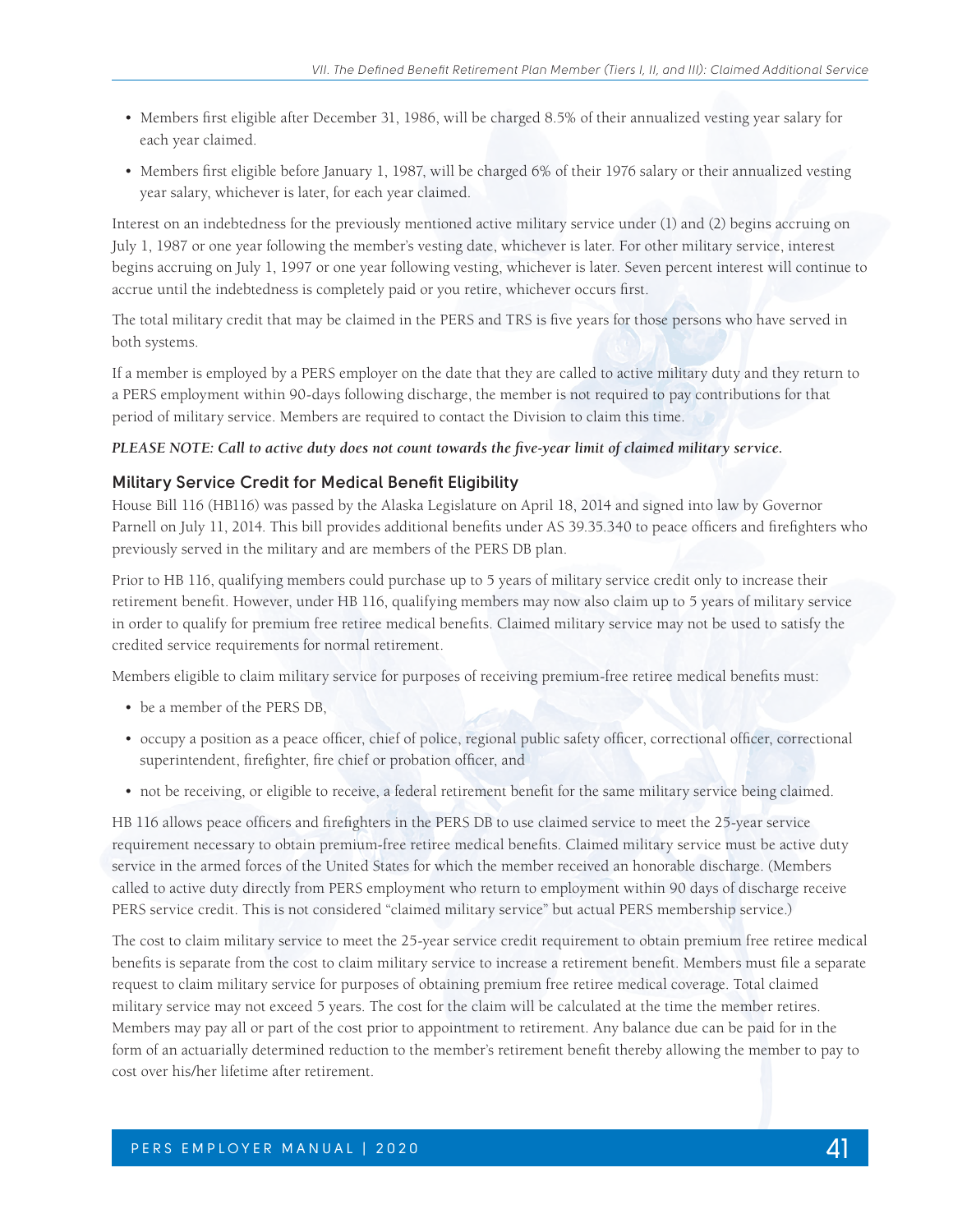- Members first eligible after December 31, 1986, will be charged 8.5% of their annualized vesting year salary for each year claimed.
- Members first eligible before January 1, 1987, will be charged 6% of their 1976 salary or their annualized vesting year salary, whichever is later, for each year claimed.

Interest on an indebtedness for the previously mentioned active military service under (1) and (2) begins accruing on July 1, 1987 or one year following the member's vesting date, whichever is later. For other military service, interest begins accruing on July 1, 1997 or one year following vesting, whichever is later. Seven percent interest will continue to accrue until the indebtedness is completely paid or you retire, whichever occurs first.

The total military credit that may be claimed in the PERS and TRS is five years for those persons who have served in both systems.

If a member is employed by a PERS employer on the date that they are called to active military duty and they return to a PERS employment within 90-days following discharge, the member is not required to pay contributions for that period of military service. Members are required to contact the Division to claim this time.

***PLEASE NOTE: Call to active duty does not count towards the five-year limit of claimed military service.***

### Military Service Credit for Medical Benefit Eligibility

House Bill 116 (HB116) was passed by the Alaska Legislature on April 18, 2014 and signed into law by Governor Parnell on July 11, 2014. This bill provides additional benefits under AS 39.35.340 to peace officers and firefighters who previously served in the military and are members of the PERS DB plan.

Prior to HB 116, qualifying members could purchase up to 5 years of military service credit only to increase their retirement benefit. However, under HB 116, qualifying members may now also claim up to 5 years of military service in order to qualify for premium free retiree medical benefits. Claimed military service may not be used to satisfy the credited service requirements for normal retirement.

Members eligible to claim military service for purposes of receiving premium-free retiree medical benefits must:

- be a member of the PERS DB,
- occupy a position as a peace officer, chief of police, regional public safety officer, correctional officer, correctional superintendent, firefighter, fire chief or probation officer, and
- not be receiving, or eligible to receive, a federal retirement benefit for the same military service being claimed.

HB 116 allows peace officers and firefighters in the PERS DB to use claimed service to meet the 25-year service requirement necessary to obtain premium-free retiree medical benefits. Claimed military service must be active duty service in the armed forces of the United States for which the member received an honorable discharge. (Members called to active duty directly from PERS employment who return to employment within 90 days of discharge receive PERS service credit. This is not considered "claimed military service" but actual PERS membership service.)

The cost to claim military service to meet the 25-year service credit requirement to obtain premium free retiree medical benefits is separate from the cost to claim military service to increase a retirement benefit. Members must file a separate request to claim military service for purposes of obtaining premium free retiree medical coverage. Total claimed military service may not exceed 5 years. The cost for the claim will be calculated at the time the member retires. Members may pay all or part of the cost prior to appointment to retirement. Any balance due can be paid for in the form of an actuarially determined reduction to the member's retirement benefit thereby allowing the member to pay to cost over his/her lifetime after retirement.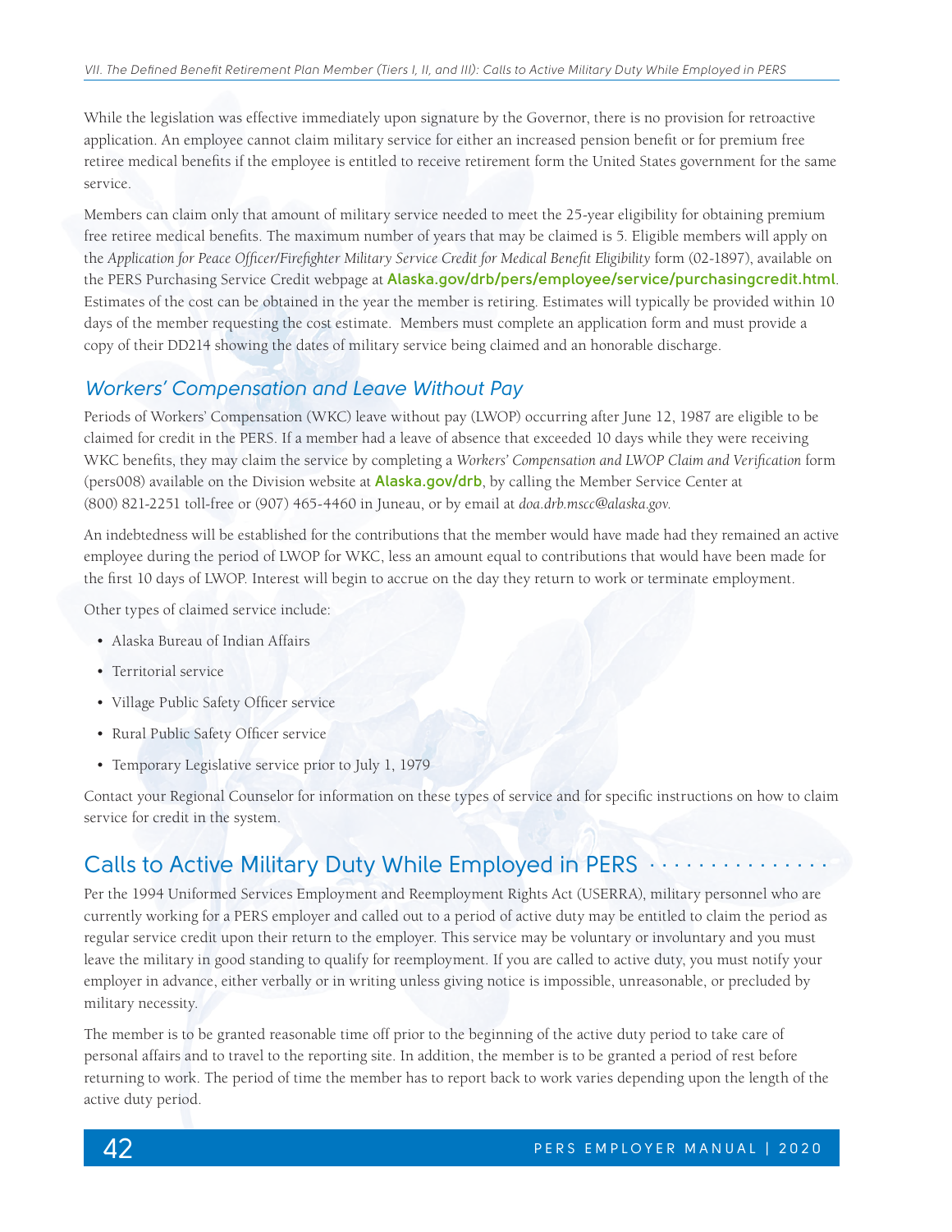While the legislation was effective immediately upon signature by the Governor, there is no provision for retroactive application. An employee cannot claim military service for either an increased pension benefit or for premium free retiree medical benefits if the employee is entitled to receive retirement form the United States government for the same service.

Members can claim only that amount of military service needed to meet the 25-year eligibility for obtaining premium free retiree medical benefits. The maximum number of years that may be claimed is 5. Eligible members will apply on the *Application for Peace Officer/Firefighter Military Service Credit for Medical Benefit Eligibility* form (02-1897), available on the PERS Purchasing Service Credit webpage at **Alaska.gov/drb/pers/employee/service/purchasingcredit.html**. Estimates of the cost can be obtained in the year the member is retiring. Estimates will typically be provided within 10 days of the member requesting the cost estimate. Members must complete an application form and must provide a copy of their DD214 showing the dates of military service being claimed and an honorable discharge.

### Workers' Compensation and Leave Without Pay

Periods of Workers' Compensation (WKC) leave without pay (LWOP) occurring after June 12, 1987 are eligible to be claimed for credit in the PERS. If a member had a leave of absence that exceeded 10 days while they were receiving WKC benefits, they may claim the service by completing a *Workers' Compensation and LWOP Claim and Verification* form (pers008) available on the Division website at **Alaska.gov/drb**, by calling the Member Service Center at (800) 821-2251 toll-free or (907) 465-4460 in Juneau, or by email at *doa.drb.mscc@alaska.gov.*

An indebtedness will be established for the contributions that the member would have made had they remained an active employee during the period of LWOP for WKC, less an amount equal to contributions that would have been made for the first 10 days of LWOP. Interest will begin to accrue on the day they return to work or terminate employment.

Other types of claimed service include:

- Alaska Bureau of Indian Affairs
- Territorial service
- Village Public Safety Officer service
- Rural Public Safety Officer service
- Temporary Legislative service prior to July 1, 1979

Contact your Regional Counselor for information on these types of service and for specific instructions on how to claim service for credit in the system.

## Calls to Active Military Duty While Employed in PERS

Per the 1994 Uniformed Services Employment and Reemployment Rights Act (USERRA), military personnel who are currently working for a PERS employer and called out to a period of active duty may be entitled to claim the period as regular service credit upon their return to the employer. This service may be voluntary or involuntary and you must leave the military in good standing to qualify for reemployment. If you are called to active duty, you must notify your employer in advance, either verbally or in writing unless giving notice is impossible, unreasonable, or precluded by military necessity.

The member is to be granted reasonable time off prior to the beginning of the active duty period to take care of personal affairs and to travel to the reporting site. In addition, the member is to be granted a period of rest before returning to work. The period of time the member has to report back to work varies depending upon the length of the active duty period.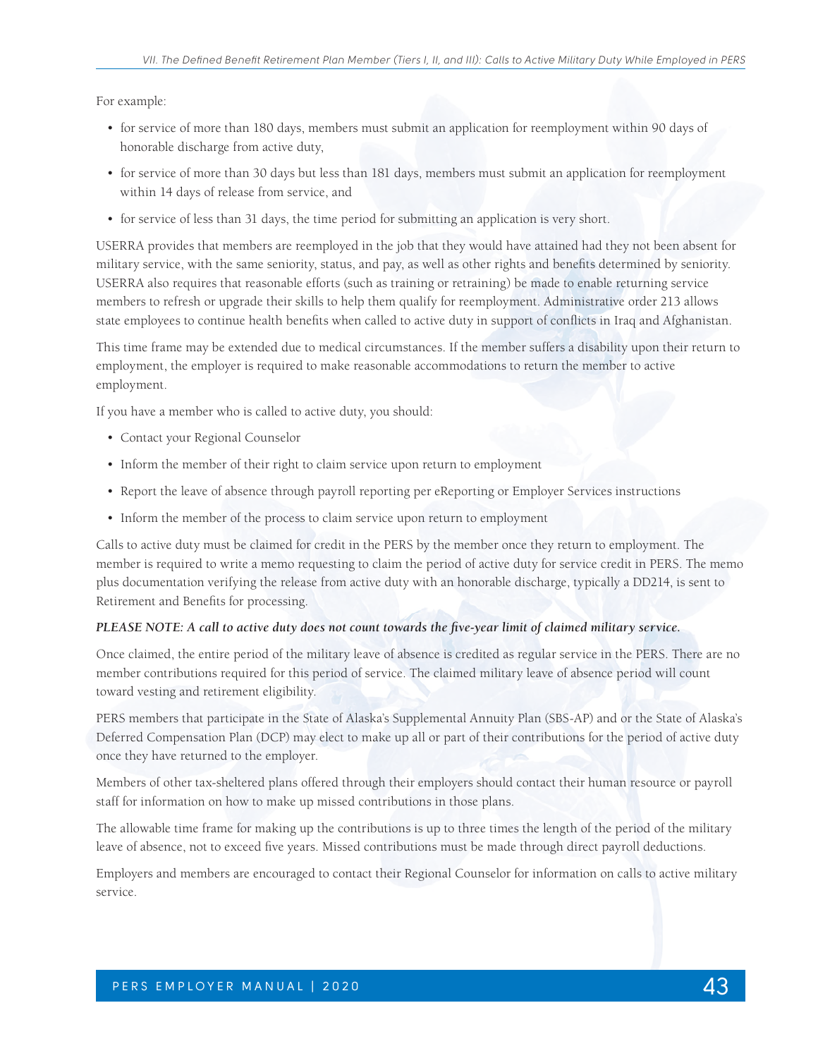For example:

- for service of more than 180 days, members must submit an application for reemployment within 90 days of honorable discharge from active duty,
- for service of more than 30 days but less than 181 days, members must submit an application for reemployment within 14 days of release from service, and
- for service of less than 31 days, the time period for submitting an application is very short.

USERRA provides that members are reemployed in the job that they would have attained had they not been absent for military service, with the same seniority, status, and pay, as well as other rights and benefits determined by seniority. USERRA also requires that reasonable efforts (such as training or retraining) be made to enable returning service members to refresh or upgrade their skills to help them qualify for reemployment. Administrative order 213 allows state employees to continue health benefits when called to active duty in support of conflicts in Iraq and Afghanistan.

This time frame may be extended due to medical circumstances. If the member suffers a disability upon their return to employment, the employer is required to make reasonable accommodations to return the member to active employment.

If you have a member who is called to active duty, you should:

- Contact your Regional Counselor
- Inform the member of their right to claim service upon return to employment
- Report the leave of absence through payroll reporting per eReporting or Employer Services instructions
- Inform the member of the process to claim service upon return to employment

Calls to active duty must be claimed for credit in the PERS by the member once they return to employment. The member is required to write a memo requesting to claim the period of active duty for service credit in PERS. The memo plus documentation verifying the release from active duty with an honorable discharge, typically a DD214, is sent to Retirement and Benefits for processing.

***PLEASE NOTE: A call to active duty does not count towards the five-year limit of claimed military service.***

Once claimed, the entire period of the military leave of absence is credited as regular service in the PERS. There are no member contributions required for this period of service. The claimed military leave of absence period will count toward vesting and retirement eligibility.

PERS members that participate in the State of Alaska's Supplemental Annuity Plan (SBS-AP) and or the State of Alaska's Deferred Compensation Plan (DCP) may elect to make up all or part of their contributions for the period of active duty once they have returned to the employer.

Members of other tax-sheltered plans offered through their employers should contact their human resource or payroll staff for information on how to make up missed contributions in those plans.

The allowable time frame for making up the contributions is up to three times the length of the period of the military leave of absence, not to exceed five years. Missed contributions must be made through direct payroll deductions.

Employers and members are encouraged to contact their Regional Counselor for information on calls to active military service.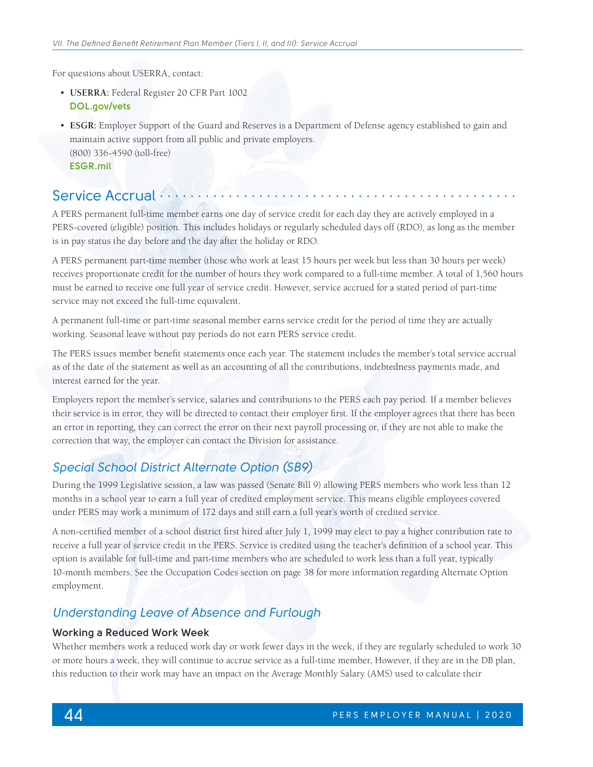For questions about USERRA, contact:

- **USERRA:** Federal Register 20 CFR Part 1002
  **DOL.gov/vets**
- **ESGR:** Employer Support of the Guard and Reserves is a Department of Defense agency established to gain and maintain active support from all public and private employers.
  (800) 336-4590 (toll-free)
  **ESGR.mil**

## Service Accrual

A PERS permanent full-time member earns one day of service credit for each day they are actively employed in a PERS-covered (eligible) position. This includes holidays or regularly scheduled days off (RDO), as long as the member is in pay status the day before and the day after the holiday or RDO.

A PERS permanent part-time member (those who work at least 15 hours per week but less than 30 hours per week) receives proportionate credit for the number of hours they work compared to a full-time member. A total of 1,560 hours must be earned to receive one full year of service credit. However, service accrued for a stated period of part-time service may not exceed the full-time equivalent.

A permanent full-time or part-time seasonal member earns service credit for the period of time they are actually working. Seasonal leave without pay periods do not earn PERS service credit.

The PERS issues member benefit statements once each year. The statement includes the member's total service accrual as of the date of the statement as well as an accounting of all the contributions, indebtedness payments made, and interest earned for the year.

Employers report the member's service, salaries and contributions to the PERS each pay period. If a member believes their service is in error, they will be directed to contact their employer first. If the employer agrees that there has been an error in reporting, they can correct the error on their next payroll processing or, if they are not able to make the correction that way, the employer can contact the Division for assistance.

### *Special School District Alternate Option (SB9)*

During the 1999 Legislative session, a law was passed (Senate Bill 9) allowing PERS members who work less than 12 months in a school year to earn a full year of credited employment service. This means eligible employees covered under PERS may work a minimum of 172 days and still earn a full year's worth of credited service.

A non-certified member of a school district first hired after July 1, 1999 may elect to pay a higher contribution rate to receive a full year of service credit in the PERS. Service is credited using the teacher's definition of a school year. This option is available for full-time and part-time members who are scheduled to work less than a full year, typically 10-month members. See the Occupation Codes section on page 38 for more information regarding Alternate Option employment.

### *Understanding Leave of Absence and Furlough*

#### Working a Reduced Work Week

Whether members work a reduced work day or work fewer days in the week, if they are regularly scheduled to work 30 or more hours a week, they will continue to accrue service as a full-time member, However, if they are in the DB plan, this reduction to their work may have an impact on the Average Monthly Salary (AMS) used to calculate their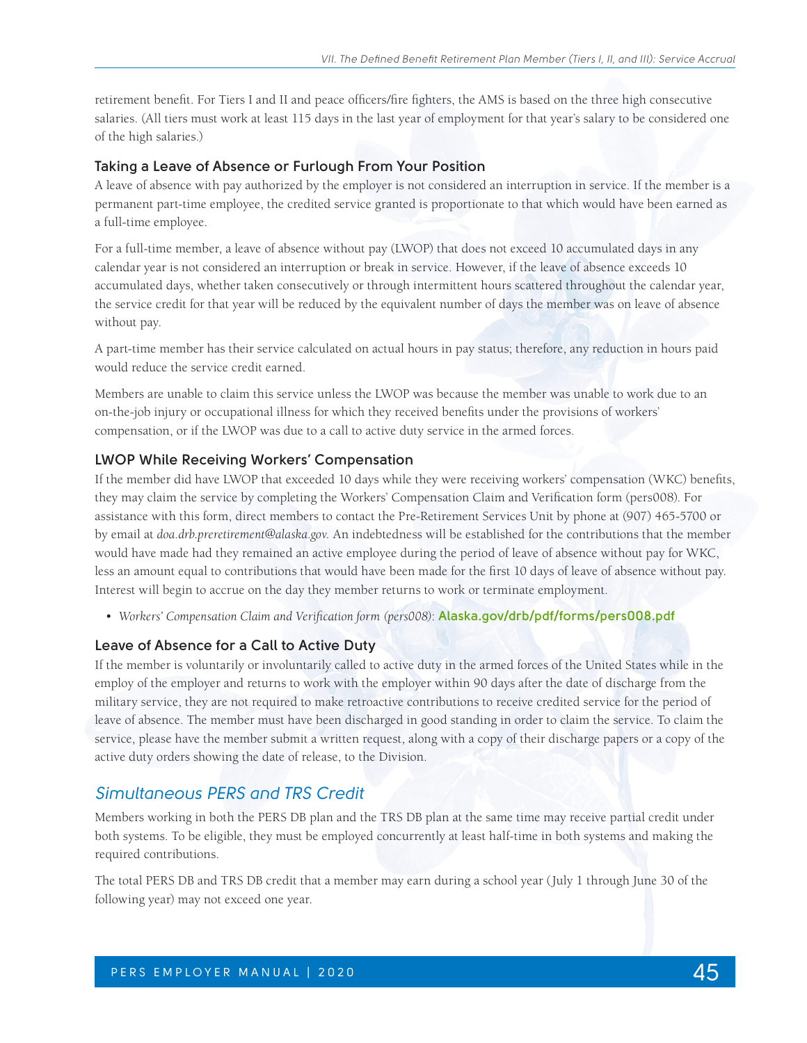retirement benefit. For Tiers I and II and peace officers/fire fighters, the AMS is based on the three high consecutive salaries. (All tiers must work at least 115 days in the last year of employment for that year's salary to be considered one of the high salaries.)

### Taking a Leave of Absence or Furlough From Your Position

A leave of absence with pay authorized by the employer is not considered an interruption in service. If the member is a permanent part-time employee, the credited service granted is proportionate to that which would have been earned as a full-time employee.

For a full-time member, a leave of absence without pay (LWOP) that does not exceed 10 accumulated days in any calendar year is not considered an interruption or break in service. However, if the leave of absence exceeds 10 accumulated days, whether taken consecutively or through intermittent hours scattered throughout the calendar year, the service credit for that year will be reduced by the equivalent number of days the member was on leave of absence without pay.

A part-time member has their service calculated on actual hours in pay status; therefore, any reduction in hours paid would reduce the service credit earned.

Members are unable to claim this service unless the LWOP was because the member was unable to work due to an on-the-job injury or occupational illness for which they received benefits under the provisions of workers' compensation, or if the LWOP was due to a call to active duty service in the armed forces.

### LWOP While Receiving Workers' Compensation

If the member did have LWOP that exceeded 10 days while they were receiving workers' compensation (WKC) benefits, they may claim the service by completing the Workers' Compensation Claim and Verification form (pers008). For assistance with this form, direct members to contact the Pre-Retirement Services Unit by phone at (907) 465-5700 or by email at *doa.drb.preretirement@alaska.gov*. An indebtedness will be established for the contributions that the member would have made had they remained an active employee during the period of leave of absence without pay for WKC, less an amount equal to contributions that would have been made for the first 10 days of leave of absence without pay. Interest will begin to accrue on the day they member returns to work or terminate employment.

- *Workers' Compensation Claim and Verification form (pers008)*: **Alaska.gov/drb/pdf/forms/pers008.pdf**

### Leave of Absence for a Call to Active Duty

If the member is voluntarily or involuntarily called to active duty in the armed forces of the United States while in the employ of the employer and returns to work with the employer within 90 days after the date of discharge from the military service, they are not required to make retroactive contributions to receive credited service for the period of leave of absence. The member must have been discharged in good standing in order to claim the service. To claim the service, please have the member submit a written request, along with a copy of their discharge papers or a copy of the active duty orders showing the date of release, to the Division.

## *Simultaneous PERS and TRS Credit*

Members working in both the PERS DB plan and the TRS DB plan at the same time may receive partial credit under both systems. To be eligible, they must be employed concurrently at least half-time in both systems and making the required contributions.

The total PERS DB and TRS DB credit that a member may earn during a school year (July 1 through June 30 of the following year) may not exceed one year.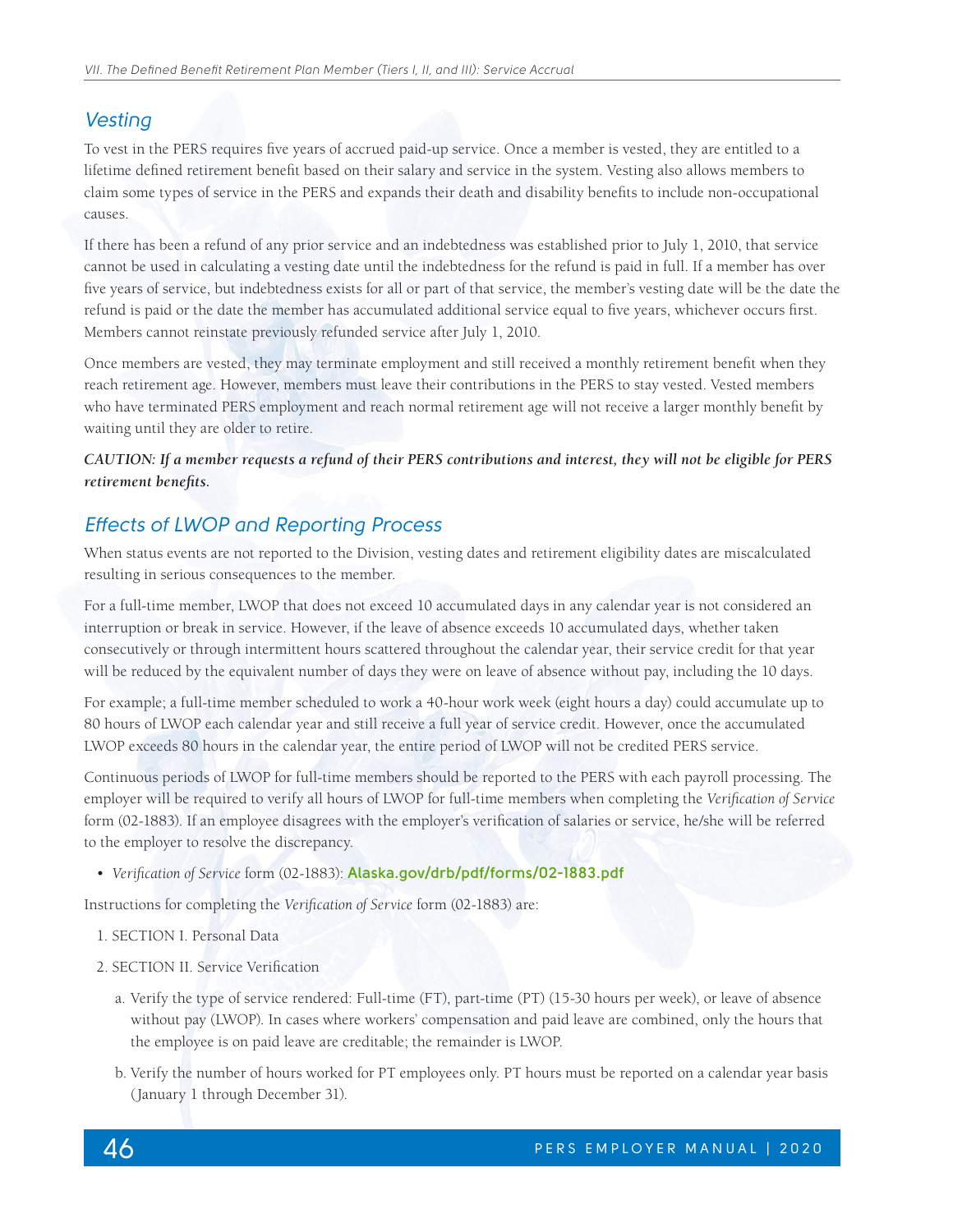## Vesting

To vest in the PERS requires five years of accrued paid-up service. Once a member is vested, they are entitled to a lifetime defined retirement benefit based on their salary and service in the system. Vesting also allows members to claim some types of service in the PERS and expands their death and disability benefits to include non-occupational causes.

If there has been a refund of any prior service and an indebtedness was established prior to July 1, 2010, that service cannot be used in calculating a vesting date until the indebtedness for the refund is paid in full. If a member has over five years of service, but indebtedness exists for all or part of that service, the member's vesting date will be the date the refund is paid or the date the member has accumulated additional service equal to five years, whichever occurs first. Members cannot reinstate previously refunded service after July 1, 2010.

Once members are vested, they may terminate employment and still received a monthly retirement benefit when they reach retirement age. However, members must leave their contributions in the PERS to stay vested. Vested members who have terminated PERS employment and reach normal retirement age will not receive a larger monthly benefit by waiting until they are older to retire.

***CAUTION: If a member requests a refund of their PERS contributions and interest, they will not be eligible for PERS retirement benefits.***

## Effects of LWOP and Reporting Process

When status events are not reported to the Division, vesting dates and retirement eligibility dates are miscalculated resulting in serious consequences to the member.

For a full-time member, LWOP that does not exceed 10 accumulated days in any calendar year is not considered an interruption or break in service. However, if the leave of absence exceeds 10 accumulated days, whether taken consecutively or through intermittent hours scattered throughout the calendar year, their service credit for that year will be reduced by the equivalent number of days they were on leave of absence without pay, including the 10 days.

For example; a full-time member scheduled to work a 40-hour work week (eight hours a day) could accumulate up to 80 hours of LWOP each calendar year and still receive a full year of service credit. However, once the accumulated LWOP exceeds 80 hours in the calendar year, the entire period of LWOP will not be credited PERS service.

Continuous periods of LWOP for full-time members should be reported to the PERS with each payroll processing. The employer will be required to verify all hours of LWOP for full-time members when completing the *Verification of Service* form (02-1883). If an employee disagrees with the employer's verification of salaries or service, he/she will be referred to the employer to resolve the discrepancy.

- *Verification of Service* form (02-1883): Alaska.gov/drb/pdf/forms/02-1883.pdf

Instructions for completing the *Verification of Service* form (02-1883) are:

1. SECTION I. Personal Data
2. SECTION II. Service Verification
   a. Verify the type of service rendered: Full-time (FT), part-time (PT) (15-30 hours per week), or leave of absence without pay (LWOP). In cases where workers' compensation and paid leave are combined, only the hours that the employee is on paid leave are creditable; the remainder is LWOP.
   b. Verify the number of hours worked for PT employees only. PT hours must be reported on a calendar year basis (January 1 through December 31).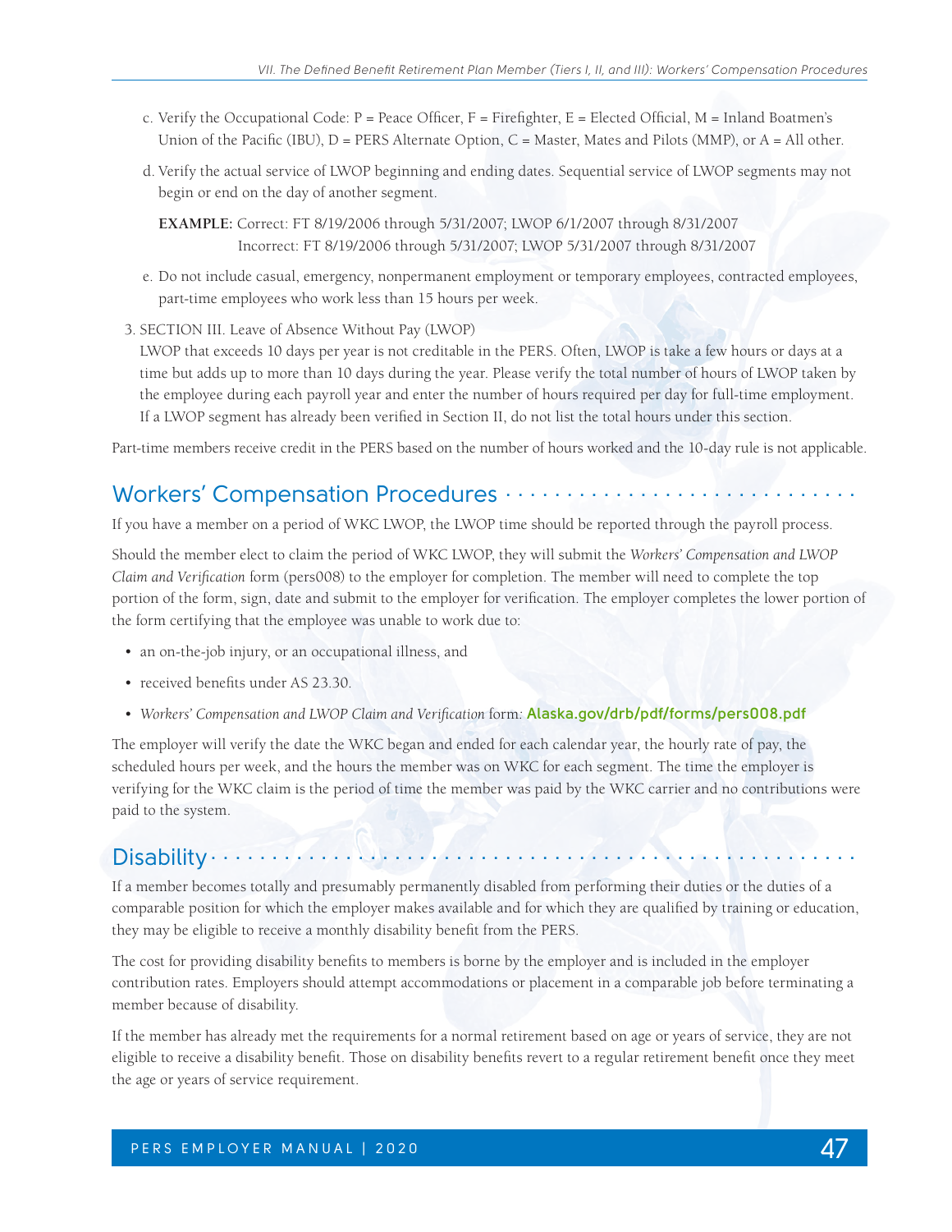c. Verify the Occupational Code: P = Peace Officer, F = Firefighter, E = Elected Official, M = Inland Boatmen's Union of the Pacific (IBU), D = PERS Alternate Option, C = Master, Mates and Pilots (MMP), or A = All other.

d. Verify the actual service of LWOP beginning and ending dates. Sequential service of LWOP segments may not begin or end on the day of another segment.

**EXAMPLE:** Correct: FT 8/19/2006 through 5/31/2007; LWOP 6/1/2007 through 8/31/2007
Incorrect: FT 8/19/2006 through 5/31/2007; LWOP 5/31/2007 through 8/31/2007

e. Do not include casual, emergency, nonpermanent employment or temporary employees, contracted employees, part-time employees who work less than 15 hours per week.

3. SECTION III. Leave of Absence Without Pay (LWOP)
LWOP that exceeds 10 days per year is not creditable in the PERS. Often, LWOP is take a few hours or days at a time but adds up to more than 10 days during the year. Please verify the total number of hours of LWOP taken by the employee during each payroll year and enter the number of hours required per day for full-time employment. If a LWOP segment has already been verified in Section II, do not list the total hours under this section.

Part-time members receive credit in the PERS based on the number of hours worked and the 10-day rule is not applicable.

## Workers' Compensation Procedures

If you have a member on a period of WKC LWOP, the LWOP time should be reported through the payroll process.

Should the member elect to claim the period of WKC LWOP, they will submit the *Workers' Compensation and LWOP Claim and Verification* form (pers008) to the employer for completion. The member will need to complete the top portion of the form, sign, date and submit to the employer for verification. The employer completes the lower portion of the form certifying that the employee was unable to work due to:

- an on-the-job injury, or an occupational illness, and
- received benefits under AS 23.30.
- *Workers' Compensation and LWOP Claim and Verification* form: **Alaska.gov/drb/pdf/forms/pers008.pdf**

The employer will verify the date the WKC began and ended for each calendar year, the hourly rate of pay, the scheduled hours per week, and the hours the member was on WKC for each segment. The time the employer is verifying for the WKC claim is the period of time the member was paid by the WKC carrier and no contributions were paid to the system.

## Disability

If a member becomes totally and presumably permanently disabled from performing their duties or the duties of a comparable position for which the employer makes available and for which they are qualified by training or education, they may be eligible to receive a monthly disability benefit from the PERS.

The cost for providing disability benefits to members is borne by the employer and is included in the employer contribution rates. Employers should attempt accommodations or placement in a comparable job before terminating a member because of disability.

If the member has already met the requirements for a normal retirement based on age or years of service, they are not eligible to receive a disability benefit. Those on disability benefits revert to a regular retirement benefit once they meet the age or years of service requirement.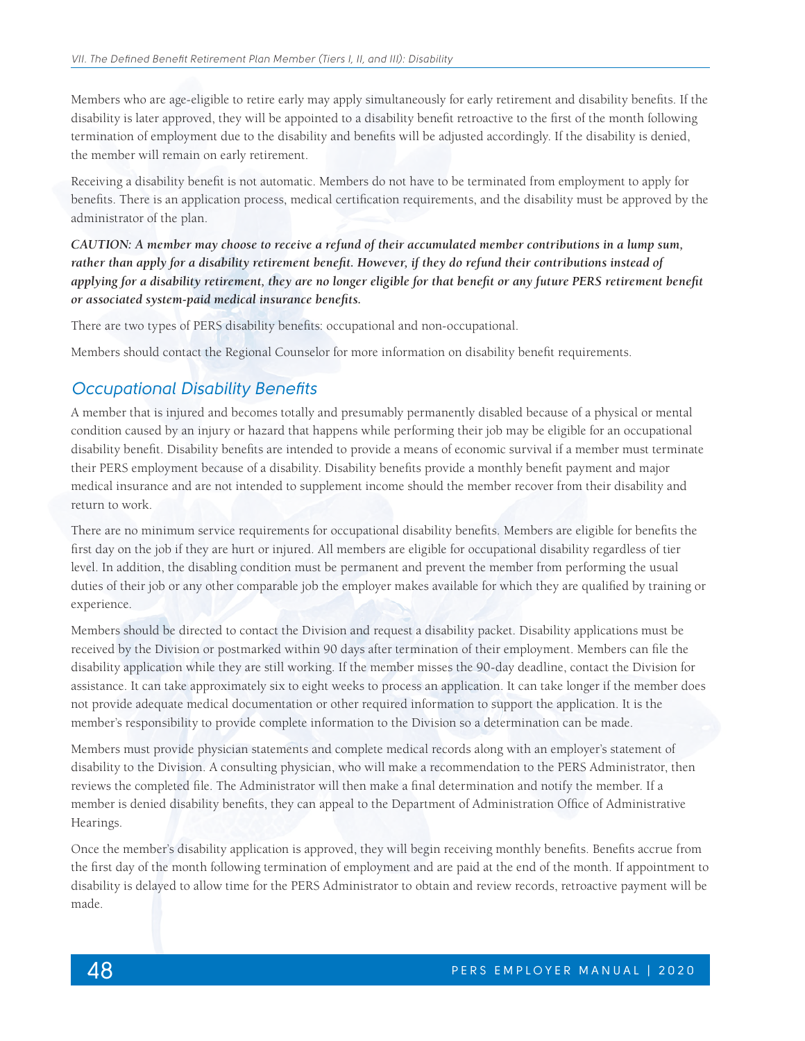Members who are age-eligible to retire early may apply simultaneously for early retirement and disability benefits. If the disability is later approved, they will be appointed to a disability benefit retroactive to the first of the month following termination of employment due to the disability and benefits will be adjusted accordingly. If the disability is denied, the member will remain on early retirement.

Receiving a disability benefit is not automatic. Members do not have to be terminated from employment to apply for benefits. There is an application process, medical certification requirements, and the disability must be approved by the administrator of the plan.

***CAUTION: A member may choose to receive a refund of their accumulated member contributions in a lump sum, rather than apply for a disability retirement benefit. However, if they do refund their contributions instead of applying for a disability retirement, they are no longer eligible for that benefit or any future PERS retirement benefit or associated system-paid medical insurance benefits.***

There are two types of PERS disability benefits: occupational and non-occupational.

Members should contact the Regional Counselor for more information on disability benefit requirements.

## Occupational Disability Benefits

A member that is injured and becomes totally and presumably permanently disabled because of a physical or mental condition caused by an injury or hazard that happens while performing their job may be eligible for an occupational disability benefit. Disability benefits are intended to provide a means of economic survival if a member must terminate their PERS employment because of a disability. Disability benefits provide a monthly benefit payment and major medical insurance and are not intended to supplement income should the member recover from their disability and return to work.

There are no minimum service requirements for occupational disability benefits. Members are eligible for benefits the first day on the job if they are hurt or injured. All members are eligible for occupational disability regardless of tier level. In addition, the disabling condition must be permanent and prevent the member from performing the usual duties of their job or any other comparable job the employer makes available for which they are qualified by training or experience.

Members should be directed to contact the Division and request a disability packet. Disability applications must be received by the Division or postmarked within 90 days after termination of their employment. Members can file the disability application while they are still working. If the member misses the 90-day deadline, contact the Division for assistance. It can take approximately six to eight weeks to process an application. It can take longer if the member does not provide adequate medical documentation or other required information to support the application. It is the member's responsibility to provide complete information to the Division so a determination can be made.

Members must provide physician statements and complete medical records along with an employer's statement of disability to the Division. A consulting physician, who will make a recommendation to the PERS Administrator, then reviews the completed file. The Administrator will then make a final determination and notify the member. If a member is denied disability benefits, they can appeal to the Department of Administration Office of Administrative Hearings.

Once the member's disability application is approved, they will begin receiving monthly benefits. Benefits accrue from the first day of the month following termination of employment and are paid at the end of the month. If appointment to disability is delayed to allow time for the PERS Administrator to obtain and review records, retroactive payment will be made.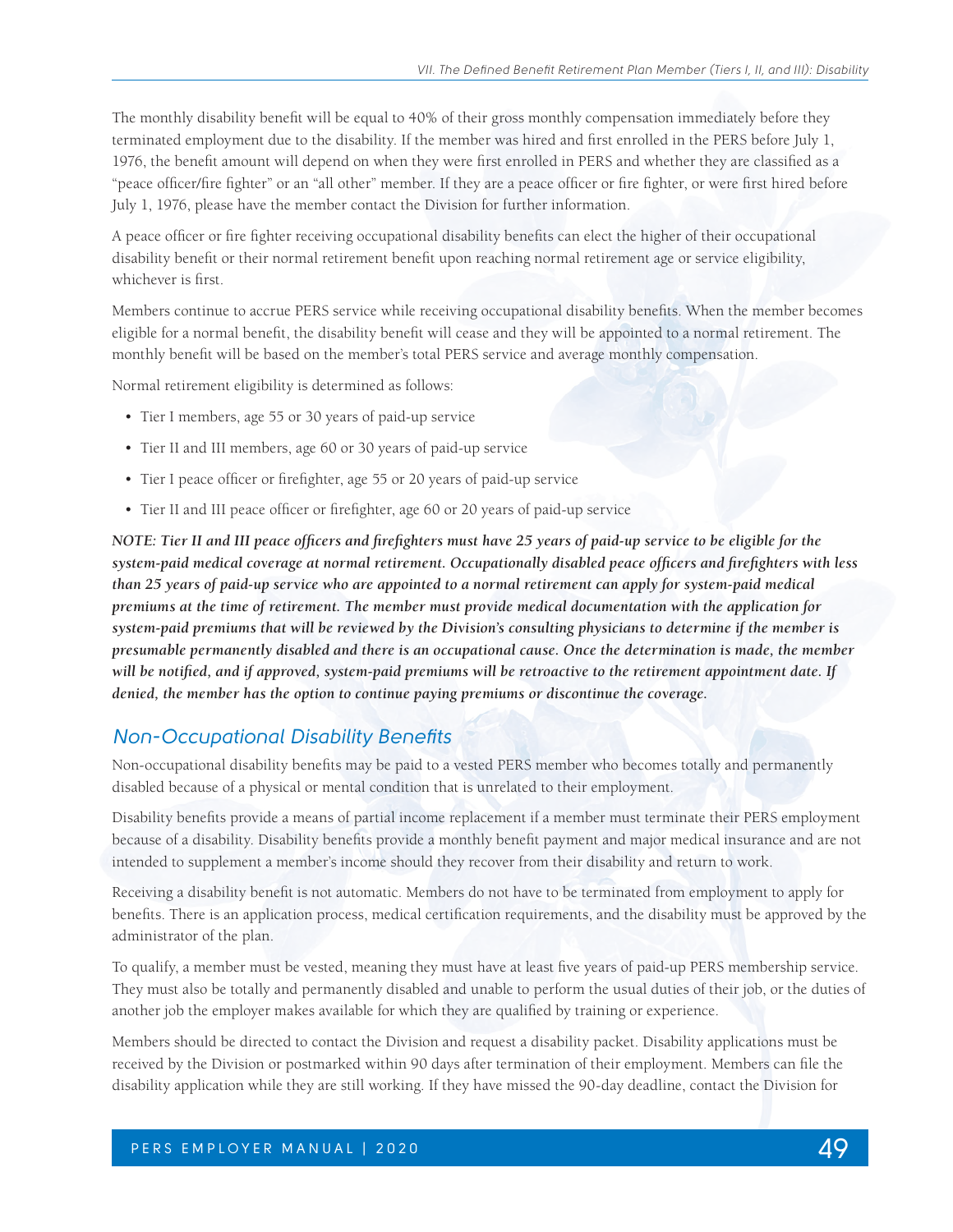The monthly disability benefit will be equal to 40% of their gross monthly compensation immediately before they terminated employment due to the disability. If the member was hired and first enrolled in the PERS before July 1, 1976, the benefit amount will depend on when they were first enrolled in PERS and whether they are classified as a "peace officer/fire fighter" or an "all other" member. If they are a peace officer or fire fighter, or were first hired before July 1, 1976, please have the member contact the Division for further information.

A peace officer or fire fighter receiving occupational disability benefits can elect the higher of their occupational disability benefit or their normal retirement benefit upon reaching normal retirement age or service eligibility, whichever is first.

Members continue to accrue PERS service while receiving occupational disability benefits. When the member becomes eligible for a normal benefit, the disability benefit will cease and they will be appointed to a normal retirement. The monthly benefit will be based on the member's total PERS service and average monthly compensation.

Normal retirement eligibility is determined as follows:

- Tier I members, age 55 or 30 years of paid-up service
- Tier II and III members, age 60 or 30 years of paid-up service
- Tier I peace officer or firefighter, age 55 or 20 years of paid-up service
- Tier II and III peace officer or firefighter, age 60 or 20 years of paid-up service

***NOTE: Tier II and III peace officers and firefighters must have 25 years of paid-up service to be eligible for the system-paid medical coverage at normal retirement. Occupationally disabled peace officers and firefighters with less than 25 years of paid-up service who are appointed to a normal retirement can apply for system-paid medical premiums at the time of retirement. The member must provide medical documentation with the application for system-paid premiums that will be reviewed by the Division's consulting physicians to determine if the member is presumable permanently disabled and there is an occupational cause. Once the determination is made, the member will be notified, and if approved, system-paid premiums will be retroactive to the retirement appointment date. If denied, the member has the option to continue paying premiums or discontinue the coverage.***

## Non-Occupational Disability Benefits

Non-occupational disability benefits may be paid to a vested PERS member who becomes totally and permanently disabled because of a physical or mental condition that is unrelated to their employment.

Disability benefits provide a means of partial income replacement if a member must terminate their PERS employment because of a disability. Disability benefits provide a monthly benefit payment and major medical insurance and are not intended to supplement a member's income should they recover from their disability and return to work.

Receiving a disability benefit is not automatic. Members do not have to be terminated from employment to apply for benefits. There is an application process, medical certification requirements, and the disability must be approved by the administrator of the plan.

To qualify, a member must be vested, meaning they must have at least five years of paid-up PERS membership service. They must also be totally and permanently disabled and unable to perform the usual duties of their job, or the duties of another job the employer makes available for which they are qualified by training or experience.

Members should be directed to contact the Division and request a disability packet. Disability applications must be received by the Division or postmarked within 90 days after termination of their employment. Members can file the disability application while they are still working. If they have missed the 90-day deadline, contact the Division for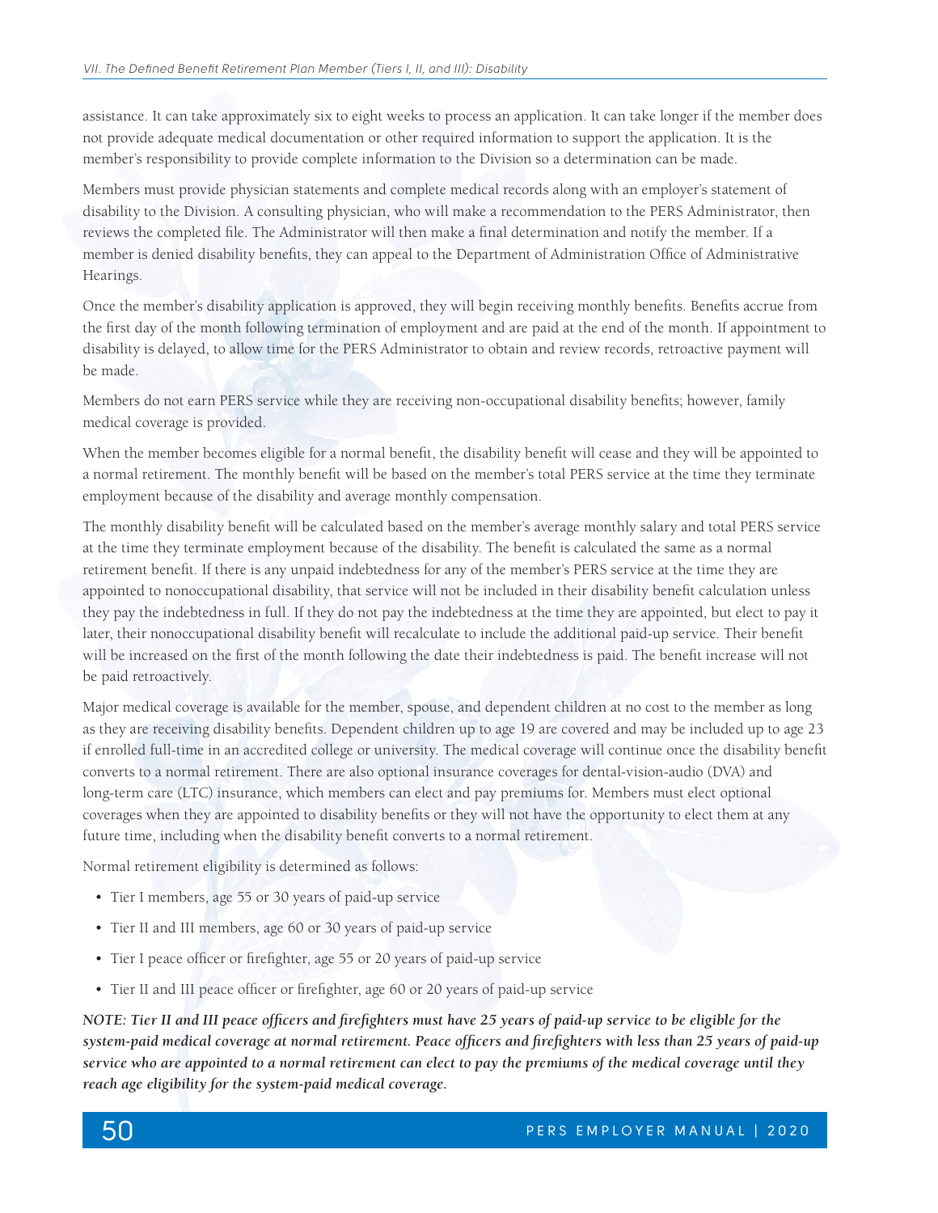assistance. It can take approximately six to eight weeks to process an application. It can take longer if the member does not provide adequate medical documentation or other required information to support the application. It is the member's responsibility to provide complete information to the Division so a determination can be made.

Members must provide physician statements and complete medical records along with an employer's statement of disability to the Division. A consulting physician, who will make a recommendation to the PERS Administrator, then reviews the completed file. The Administrator will then make a final determination and notify the member. If a member is denied disability benefits, they can appeal to the Department of Administration Office of Administrative Hearings.

Once the member's disability application is approved, they will begin receiving monthly benefits. Benefits accrue from the first day of the month following termination of employment and are paid at the end of the month. If appointment to disability is delayed, to allow time for the PERS Administrator to obtain and review records, retroactive payment will be made.

Members do not earn PERS service while they are receiving non-occupational disability benefits; however, family medical coverage is provided.

When the member becomes eligible for a normal benefit, the disability benefit will cease and they will be appointed to a normal retirement. The monthly benefit will be based on the member's total PERS service at the time they terminate employment because of the disability and average monthly compensation.

The monthly disability benefit will be calculated based on the member's average monthly salary and total PERS service at the time they terminate employment because of the disability. The benefit is calculated the same as a normal retirement benefit. If there is any unpaid indebtedness for any of the member's PERS service at the time they are appointed to nonoccupational disability, that service will not be included in their disability benefit calculation unless they pay the indebtedness in full. If they do not pay the indebtedness at the time they are appointed, but elect to pay it later, their nonoccupational disability benefit will recalculate to include the additional paid-up service. Their benefit will be increased on the first of the month following the date their indebtedness is paid. The benefit increase will not be paid retroactively.

Major medical coverage is available for the member, spouse, and dependent children at no cost to the member as long as they are receiving disability benefits. Dependent children up to age 19 are covered and may be included up to age 23 if enrolled full-time in an accredited college or university. The medical coverage will continue once the disability benefit converts to a normal retirement. There are also optional insurance coverages for dental-vision-audio (DVA) and long-term care (LTC) insurance, which members can elect and pay premiums for. Members must elect optional coverages when they are appointed to disability benefits or they will not have the opportunity to elect them at any future time, including when the disability benefit converts to a normal retirement.

Normal retirement eligibility is determined as follows:

- Tier I members, age 55 or 30 years of paid-up service
- Tier II and III members, age 60 or 30 years of paid-up service
- Tier I peace officer or firefighter, age 55 or 20 years of paid-up service
- Tier II and III peace officer or firefighter, age 60 or 20 years of paid-up service

***NOTE: Tier II and III peace officers and firefighters must have 25 years of paid-up service to be eligible for the system-paid medical coverage at normal retirement. Peace officers and firefighters with less than 25 years of paid-up service who are appointed to a normal retirement can elect to pay the premiums of the medical coverage until they reach age eligibility for the system-paid medical coverage.***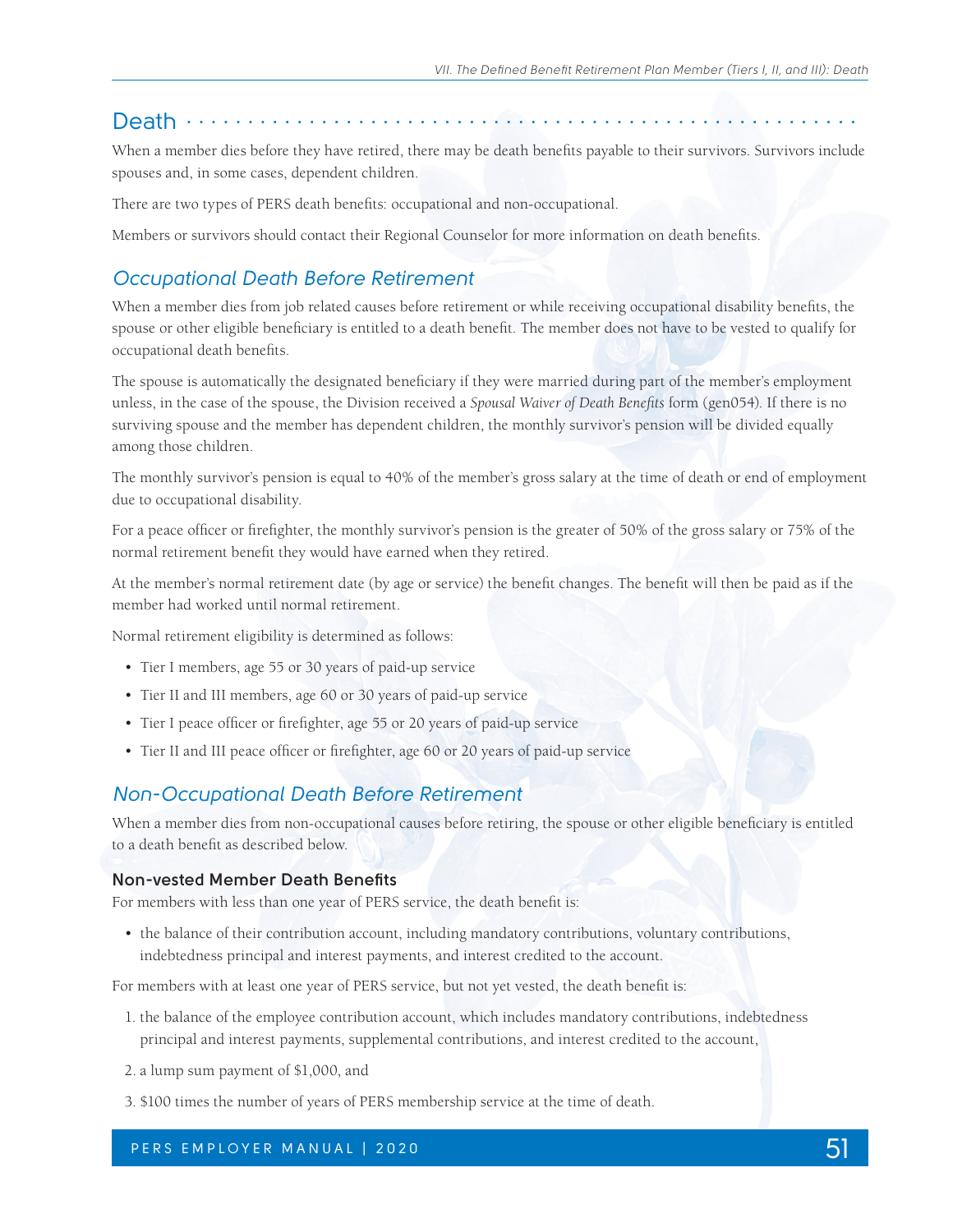## Death

When a member dies before they have retired, there may be death benefits payable to their survivors. Survivors include spouses and, in some cases, dependent children.

There are two types of PERS death benefits: occupational and non-occupational.

Members or survivors should contact their Regional Counselor for more information on death benefits.

### *Occupational Death Before Retirement*

When a member dies from job related causes before retirement or while receiving occupational disability benefits, the spouse or other eligible beneficiary is entitled to a death benefit. The member does not have to be vested to qualify for occupational death benefits.

The spouse is automatically the designated beneficiary if they were married during part of the member's employment unless, in the case of the spouse, the Division received a *Spousal Waiver of Death Benefits* form (gen054). If there is no surviving spouse and the member has dependent children, the monthly survivor's pension will be divided equally among those children.

The monthly survivor's pension is equal to 40% of the member's gross salary at the time of death or end of employment due to occupational disability.

For a peace officer or firefighter, the monthly survivor's pension is the greater of 50% of the gross salary or 75% of the normal retirement benefit they would have earned when they retired.

At the member's normal retirement date (by age or service) the benefit changes. The benefit will then be paid as if the member had worked until normal retirement.

Normal retirement eligibility is determined as follows:

- Tier I members, age 55 or 30 years of paid-up service
- Tier II and III members, age 60 or 30 years of paid-up service
- Tier I peace officer or firefighter, age 55 or 20 years of paid-up service
- Tier II and III peace officer or firefighter, age 60 or 20 years of paid-up service

### *Non-Occupational Death Before Retirement*

When a member dies from non-occupational causes before retiring, the spouse or other eligible beneficiary is entitled to a death benefit as described below.

#### Non-vested Member Death Benefits

For members with less than one year of PERS service, the death benefit is:

- the balance of their contribution account, including mandatory contributions, voluntary contributions, indebtedness principal and interest payments, and interest credited to the account.

For members with at least one year of PERS service, but not yet vested, the death benefit is:

1. the balance of the employee contribution account, which includes mandatory contributions, indebtedness principal and interest payments, supplemental contributions, and interest credited to the account,
2. a lump sum payment of $1,000, and
3. $100 times the number of years of PERS membership service at the time of death.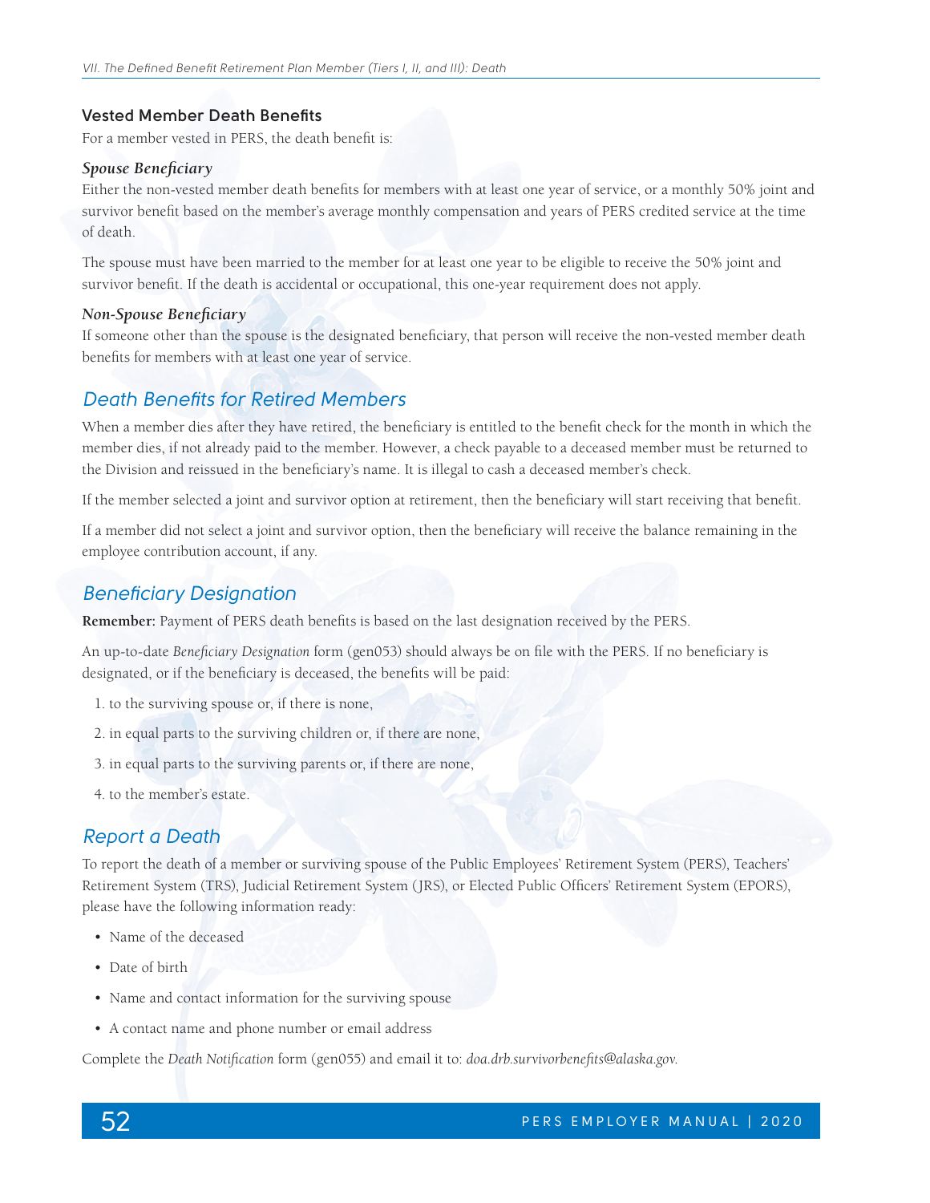### Vested Member Death Benefits

For a member vested in PERS, the death benefit is:

#### *Spouse Beneficiary*

Either the non-vested member death benefits for members with at least one year of service, or a monthly 50% joint and survivor benefit based on the member's average monthly compensation and years of PERS credited service at the time of death.

The spouse must have been married to the member for at least one year to be eligible to receive the 50% joint and survivor benefit. If the death is accidental or occupational, this one-year requirement does not apply.

#### *Non-Spouse Beneficiary*

If someone other than the spouse is the designated beneficiary, that person will receive the non-vested member death benefits for members with at least one year of service.

## Death Benefits for Retired Members

When a member dies after they have retired, the beneficiary is entitled to the benefit check for the month in which the member dies, if not already paid to the member. However, a check payable to a deceased member must be returned to the Division and reissued in the beneficiary's name. It is illegal to cash a deceased member's check.

If the member selected a joint and survivor option at retirement, then the beneficiary will start receiving that benefit.

If a member did not select a joint and survivor option, then the beneficiary will receive the balance remaining in the employee contribution account, if any.

## Beneficiary Designation

**Remember:** Payment of PERS death benefits is based on the last designation received by the PERS.

An up-to-date *Beneficiary Designation* form (gen053) should always be on file with the PERS. If no beneficiary is designated, or if the beneficiary is deceased, the benefits will be paid:

1. to the surviving spouse or, if there is none,
2. in equal parts to the surviving children or, if there are none,
3. in equal parts to the surviving parents or, if there are none,
4. to the member's estate.

## Report a Death

To report the death of a member or surviving spouse of the Public Employees' Retirement System (PERS), Teachers' Retirement System (TRS), Judicial Retirement System (JRS), or Elected Public Officers' Retirement System (EPORS), please have the following information ready:

- Name of the deceased
- Date of birth
- Name and contact information for the surviving spouse
- A contact name and phone number or email address

Complete the *Death Notification* form (gen055) and email it to: *doa.drb.survivorbenefits@alaska.gov*.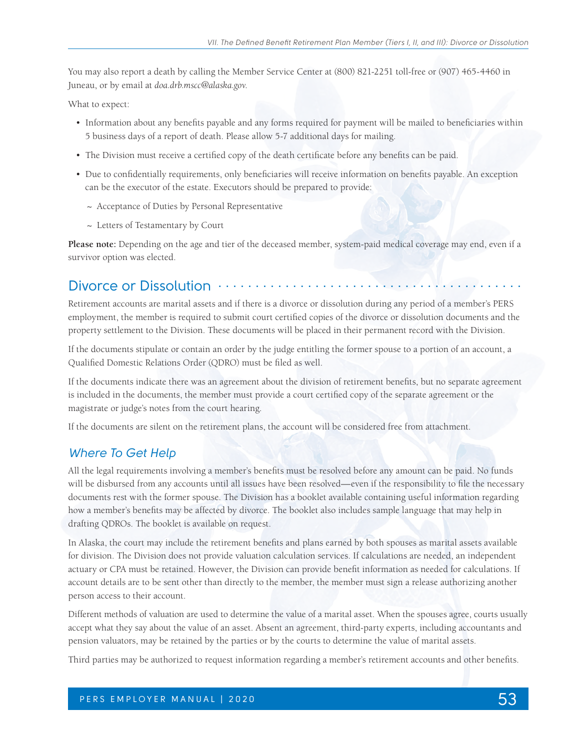You may also report a death by calling the Member Service Center at (800) 821-2251 toll-free or (907) 465-4460 in Juneau, or by email at *doa.drb.mscc@alaska.gov.*

What to expect:

- Information about any benefits payable and any forms required for payment will be mailed to beneficiaries within 5 business days of a report of death. Please allow 5-7 additional days for mailing.
- The Division must receive a certified copy of the death certificate before any benefits can be paid.
- Due to confidentially requirements, only beneficiaries will receive information on benefits payable. An exception can be the executor of the estate. Executors should be prepared to provide:
  - ~ Acceptance of Duties by Personal Representative
  - ~ Letters of Testamentary by Court

**Please note:** Depending on the age and tier of the deceased member, system-paid medical coverage may end, even if a survivor option was elected.

## Divorce or Dissolution

Retirement accounts are marital assets and if there is a divorce or dissolution during any period of a member's PERS employment, the member is required to submit court certified copies of the divorce or dissolution documents and the property settlement to the Division. These documents will be placed in their permanent record with the Division.

If the documents stipulate or contain an order by the judge entitling the former spouse to a portion of an account, a Qualified Domestic Relations Order (QDRO) must be filed as well.

If the documents indicate there was an agreement about the division of retirement benefits, but no separate agreement is included in the documents, the member must provide a court certified copy of the separate agreement or the magistrate or judge's notes from the court hearing.

If the documents are silent on the retirement plans, the account will be considered free from attachment.

### *Where To Get Help*

All the legal requirements involving a member's benefits must be resolved before any amount can be paid. No funds will be disbursed from any accounts until all issues have been resolved—even if the responsibility to file the necessary documents rest with the former spouse. The Division has a booklet available containing useful information regarding how a member's benefits may be affected by divorce. The booklet also includes sample language that may help in drafting QDROs. The booklet is available on request.

In Alaska, the court may include the retirement benefits and plans earned by both spouses as marital assets available for division. The Division does not provide valuation calculation services. If calculations are needed, an independent actuary or CPA must be retained. However, the Division can provide benefit information as needed for calculations. If account details are to be sent other than directly to the member, the member must sign a release authorizing another person access to their account.

Different methods of valuation are used to determine the value of a marital asset. When the spouses agree, courts usually accept what they say about the value of an asset. Absent an agreement, third-party experts, including accountants and pension valuators, may be retained by the parties or by the courts to determine the value of marital assets.

Third parties may be authorized to request information regarding a member's retirement accounts and other benefits.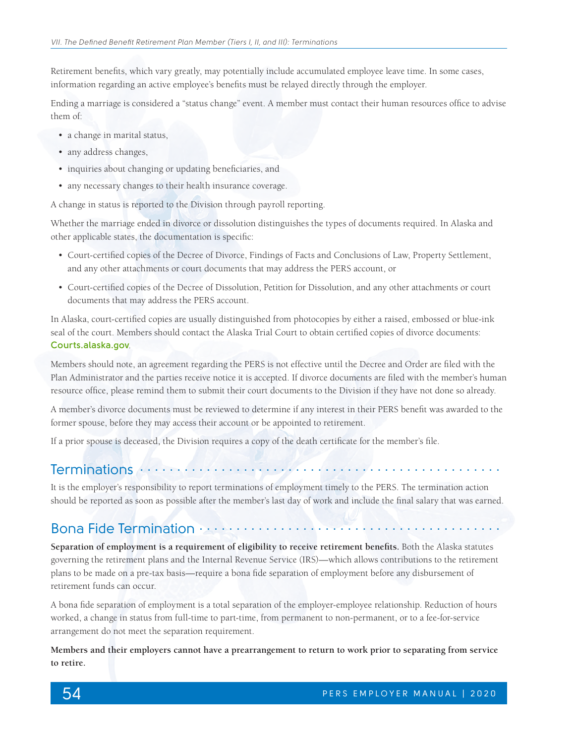Retirement benefits, which vary greatly, may potentially include accumulated employee leave time. In some cases, information regarding an active employee's benefits must be relayed directly through the employer.

Ending a marriage is considered a "status change" event. A member must contact their human resources office to advise them of:

- a change in marital status,
- any address changes,
- inquiries about changing or updating beneficiaries, and
- any necessary changes to their health insurance coverage.

A change in status is reported to the Division through payroll reporting.

Whether the marriage ended in divorce or dissolution distinguishes the types of documents required. In Alaska and other applicable states, the documentation is specific:

- Court-certified copies of the Decree of Divorce, Findings of Facts and Conclusions of Law, Property Settlement, and any other attachments or court documents that may address the PERS account, or
- Court-certified copies of the Decree of Dissolution, Petition for Dissolution, and any other attachments or court documents that may address the PERS account.

In Alaska, court-certified copies are usually distinguished from photocopies by either a raised, embossed or blue-ink seal of the court. Members should contact the Alaska Trial Court to obtain certified copies of divorce documents: **Courts.alaska.gov**.

Members should note, an agreement regarding the PERS is not effective until the Decree and Order are filed with the Plan Administrator and the parties receive notice it is accepted. If divorce documents are filed with the member's human resource office, please remind them to submit their court documents to the Division if they have not done so already.

A member's divorce documents must be reviewed to determine if any interest in their PERS benefit was awarded to the former spouse, before they may access their account or be appointed to retirement.

If a prior spouse is deceased, the Division requires a copy of the death certificate for the member's file.

## Terminations

It is the employer's responsibility to report terminations of employment timely to the PERS. The termination action should be reported as soon as possible after the member's last day of work and include the final salary that was earned.

## Bona Fide Termination

**Separation of employment is a requirement of eligibility to receive retirement benefits.** Both the Alaska statutes governing the retirement plans and the Internal Revenue Service (IRS)—which allows contributions to the retirement plans to be made on a pre-tax basis—require a bona fide separation of employment before any disbursement of retirement funds can occur.

A bona fide separation of employment is a total separation of the employer-employee relationship. Reduction of hours worked, a change in status from full-time to part-time, from permanent to non-permanent, or to a fee-for-service arrangement do not meet the separation requirement.

**Members and their employers cannot have a prearrangement to return to work prior to separating from service to retire.**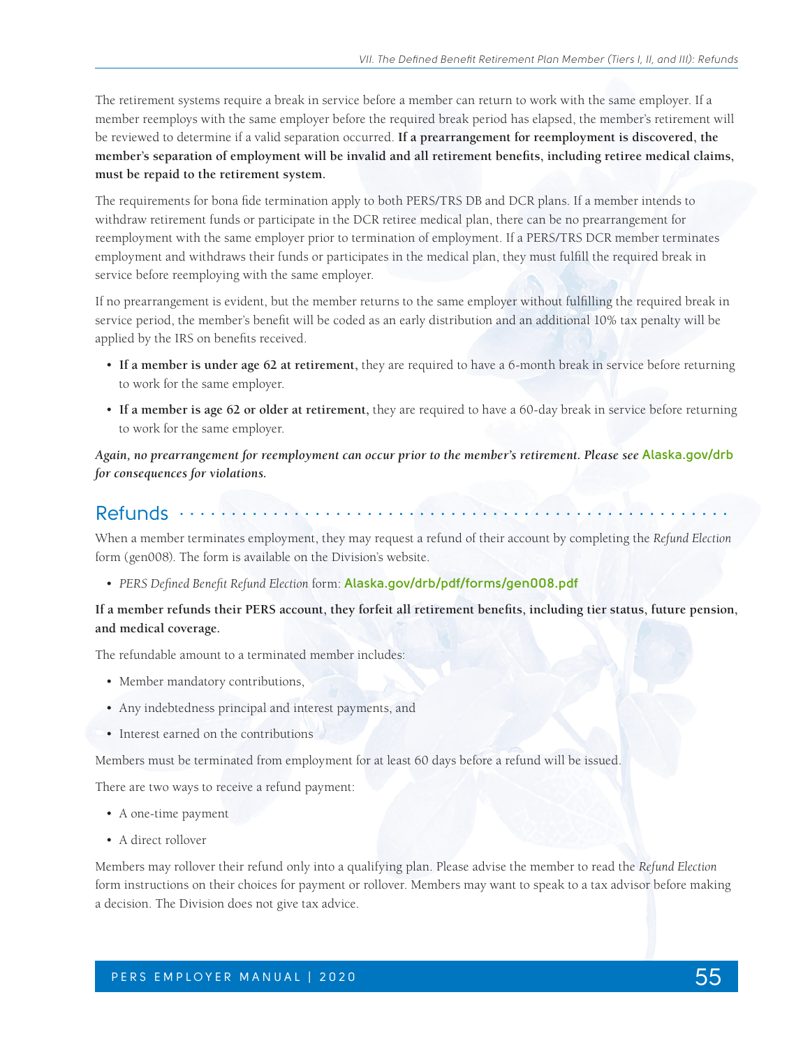The retirement systems require a break in service before a member can return to work with the same employer. If a member reemploys with the same employer before the required break period has elapsed, the member's retirement will be reviewed to determine if a valid separation occurred. **If a prearrangement for reemployment is discovered, the member's separation of employment will be invalid and all retirement benefits, including retiree medical claims, must be repaid to the retirement system.**

The requirements for bona fide termination apply to both PERS/TRS DB and DCR plans. If a member intends to withdraw retirement funds or participate in the DCR retiree medical plan, there can be no prearrangement for reemployment with the same employer prior to termination of employment. If a PERS/TRS DCR member terminates employment and withdraws their funds or participates in the medical plan, they must fulfill the required break in service before reemploying with the same employer.

If no prearrangement is evident, but the member returns to the same employer without fulfilling the required break in service period, the member's benefit will be coded as an early distribution and an additional 10% tax penalty will be applied by the IRS on benefits received.

- **If a member is under age 62 at retirement,** they are required to have a 6-month break in service before returning to work for the same employer.
- **If a member is age 62 or older at retirement,** they are required to have a 60-day break in service before returning to work for the same employer.

***Again, no prearrangement for reemployment can occur prior to the member's retirement. Please see* Alaska.gov/drb *for consequences for violations.***

## Refunds

When a member terminates employment, they may request a refund of their account by completing the *Refund Election* form (gen008). The form is available on the Division's website.

- *PERS Defined Benefit Refund Election* form: Alaska.gov/drb/pdf/forms/gen008.pdf

**If a member refunds their PERS account, they forfeit all retirement benefits, including tier status, future pension, and medical coverage.**

The refundable amount to a terminated member includes:

- Member mandatory contributions,
- Any indebtedness principal and interest payments, and
- Interest earned on the contributions

Members must be terminated from employment for at least 60 days before a refund will be issued.

There are two ways to receive a refund payment:

- A one-time payment
- A direct rollover

Members may rollover their refund only into a qualifying plan. Please advise the member to read the *Refund Election* form instructions on their choices for payment or rollover. Members may want to speak to a tax advisor before making a decision. The Division does not give tax advice.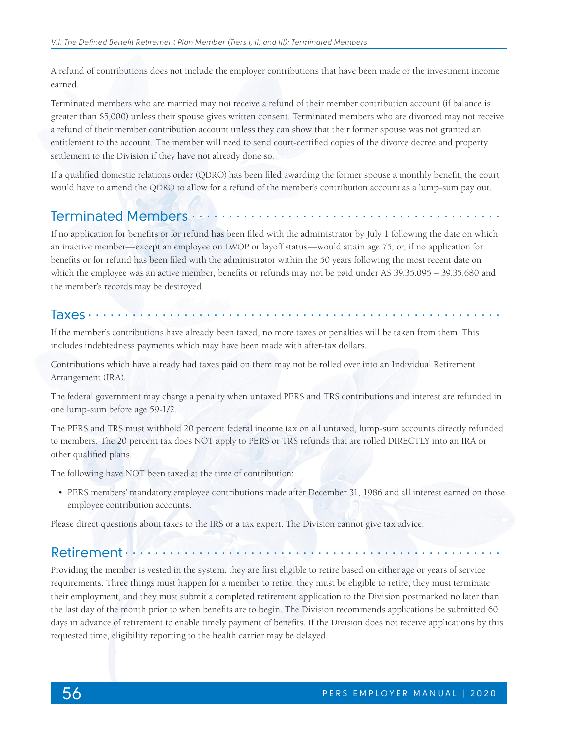A refund of contributions does not include the employer contributions that have been made or the investment income earned.

Terminated members who are married may not receive a refund of their member contribution account (if balance is greater than $5,000) unless their spouse gives written consent. Terminated members who are divorced may not receive a refund of their member contribution account unless they can show that their former spouse was not granted an entitlement to the account. The member will need to send court-certified copies of the divorce decree and property settlement to the Division if they have not already done so.

If a qualified domestic relations order (QDRO) has been filed awarding the former spouse a monthly benefit, the court would have to amend the QDRO to allow for a refund of the member's contribution account as a lump-sum pay out.

## Terminated Members

If no application for benefits or for refund has been filed with the administrator by July 1 following the date on which an inactive member—except an employee on LWOP or layoff status—would attain age 75, or, if no application for benefits or for refund has been filed with the administrator within the 50 years following the most recent date on which the employee was an active member, benefits or refunds may not be paid under AS 39.35.095 – 39.35.680 and the member's records may be destroyed.

## Taxes

If the member's contributions have already been taxed, no more taxes or penalties will be taken from them. This includes indebtedness payments which may have been made with after-tax dollars.

Contributions which have already had taxes paid on them may not be rolled over into an Individual Retirement Arrangement (IRA).

The federal government may charge a penalty when untaxed PERS and TRS contributions and interest are refunded in one lump-sum before age 59-1/2.

The PERS and TRS must withhold 20 percent federal income tax on all untaxed, lump-sum accounts directly refunded to members. The 20 percent tax does NOT apply to PERS or TRS refunds that are rolled DIRECTLY into an IRA or other qualified plans.

The following have NOT been taxed at the time of contribution:

- PERS members' mandatory employee contributions made after December 31, 1986 and all interest earned on those employee contribution accounts.

Please direct questions about taxes to the IRS or a tax expert. The Division cannot give tax advice.

## Retirement

Providing the member is vested in the system, they are first eligible to retire based on either age or years of service requirements. Three things must happen for a member to retire: they must be eligible to retire, they must terminate their employment, and they must submit a completed retirement application to the Division postmarked no later than the last day of the month prior to when benefits are to begin. The Division recommends applications be submitted 60 days in advance of retirement to enable timely payment of benefits. If the Division does not receive applications by this requested time, eligibility reporting to the health carrier may be delayed.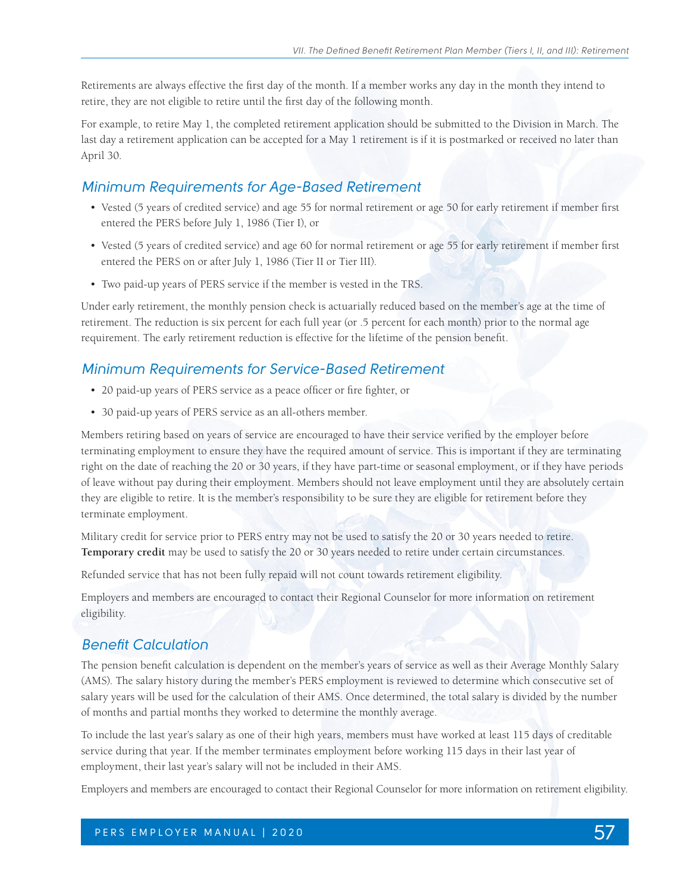Retirements are always effective the first day of the month. If a member works any day in the month they intend to retire, they are not eligible to retire until the first day of the following month.

For example, to retire May 1, the completed retirement application should be submitted to the Division in March. The last day a retirement application can be accepted for a May 1 retirement is if it is postmarked or received no later than April 30.

## Minimum Requirements for Age-Based Retirement

- Vested (5 years of credited service) and age 55 for normal retirement or age 50 for early retirement if member first entered the PERS before July 1, 1986 (Tier I), or
- Vested (5 years of credited service) and age 60 for normal retirement or age 55 for early retirement if member first entered the PERS on or after July 1, 1986 (Tier II or Tier III).
- Two paid-up years of PERS service if the member is vested in the TRS.

Under early retirement, the monthly pension check is actuarially reduced based on the member's age at the time of retirement. The reduction is six percent for each full year (or .5 percent for each month) prior to the normal age requirement. The early retirement reduction is effective for the lifetime of the pension benefit.

## Minimum Requirements for Service-Based Retirement

- 20 paid-up years of PERS service as a peace officer or fire fighter, or
- 30 paid-up years of PERS service as an all-others member.

Members retiring based on years of service are encouraged to have their service verified by the employer before terminating employment to ensure they have the required amount of service. This is important if they are terminating right on the date of reaching the 20 or 30 years, if they have part-time or seasonal employment, or if they have periods of leave without pay during their employment. Members should not leave employment until they are absolutely certain they are eligible to retire. It is the member's responsibility to be sure they are eligible for retirement before they terminate employment.

Military credit for service prior to PERS entry may not be used to satisfy the 20 or 30 years needed to retire. **Temporary credit** may be used to satisfy the 20 or 30 years needed to retire under certain circumstances.

Refunded service that has not been fully repaid will not count towards retirement eligibility.

Employers and members are encouraged to contact their Regional Counselor for more information on retirement eligibility.

## Benefit Calculation

The pension benefit calculation is dependent on the member's years of service as well as their Average Monthly Salary (AMS). The salary history during the member's PERS employment is reviewed to determine which consecutive set of salary years will be used for the calculation of their AMS. Once determined, the total salary is divided by the number of months and partial months they worked to determine the monthly average.

To include the last year's salary as one of their high years, members must have worked at least 115 days of creditable service during that year. If the member terminates employment before working 115 days in their last year of employment, their last year's salary will not be included in their AMS.

Employers and members are encouraged to contact their Regional Counselor for more information on retirement eligibility.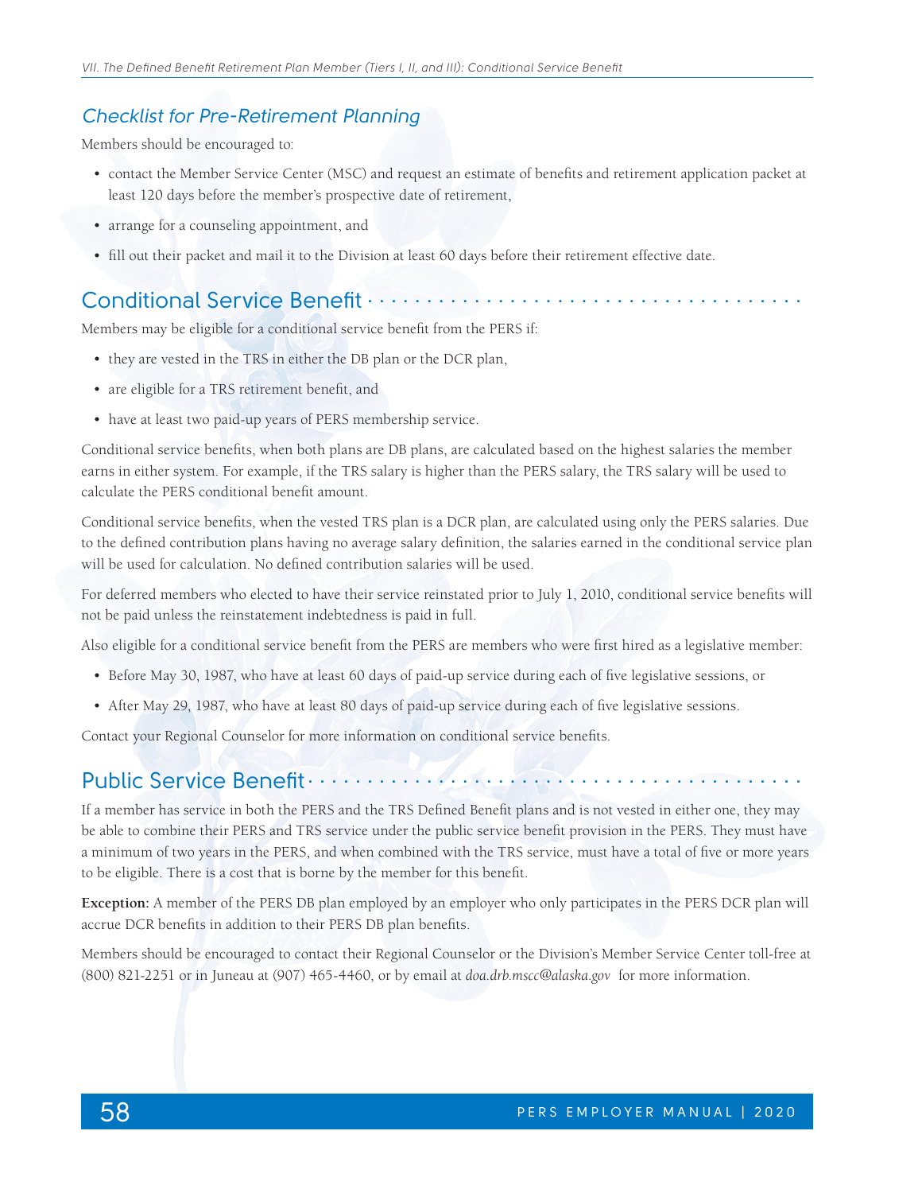### Checklist for Pre-Retirement Planning

Members should be encouraged to:

- contact the Member Service Center (MSC) and request an estimate of benefits and retirement application packet at least 120 days before the member's prospective date of retirement,
- arrange for a counseling appointment, and
- fill out their packet and mail it to the Division at least 60 days before their retirement effective date.

## Conditional Service Benefit

Members may be eligible for a conditional service benefit from the PERS if:

- they are vested in the TRS in either the DB plan or the DCR plan,
- are eligible for a TRS retirement benefit, and
- have at least two paid-up years of PERS membership service.

Conditional service benefits, when both plans are DB plans, are calculated based on the highest salaries the member earns in either system. For example, if the TRS salary is higher than the PERS salary, the TRS salary will be used to calculate the PERS conditional benefit amount.

Conditional service benefits, when the vested TRS plan is a DCR plan, are calculated using only the PERS salaries. Due to the defined contribution plans having no average salary definition, the salaries earned in the conditional service plan will be used for calculation. No defined contribution salaries will be used.

For deferred members who elected to have their service reinstated prior to July 1, 2010, conditional service benefits will not be paid unless the reinstatement indebtedness is paid in full.

Also eligible for a conditional service benefit from the PERS are members who were first hired as a legislative member:

- Before May 30, 1987, who have at least 60 days of paid-up service during each of five legislative sessions, or
- After May 29, 1987, who have at least 80 days of paid-up service during each of five legislative sessions.

Contact your Regional Counselor for more information on conditional service benefits.

## Public Service Benefit

If a member has service in both the PERS and the TRS Defined Benefit plans and is not vested in either one, they may be able to combine their PERS and TRS service under the public service benefit provision in the PERS. They must have a minimum of two years in the PERS, and when combined with the TRS service, must have a total of five or more years to be eligible. There is a cost that is borne by the member for this benefit.

**Exception:** A member of the PERS DB plan employed by an employer who only participates in the PERS DCR plan will accrue DCR benefits in addition to their PERS DB plan benefits.

Members should be encouraged to contact their Regional Counselor or the Division's Member Service Center toll-free at (800) 821-2251 or in Juneau at (907) 465-4460, or by email at *doa.drb.mscc@alaska.gov* for more information.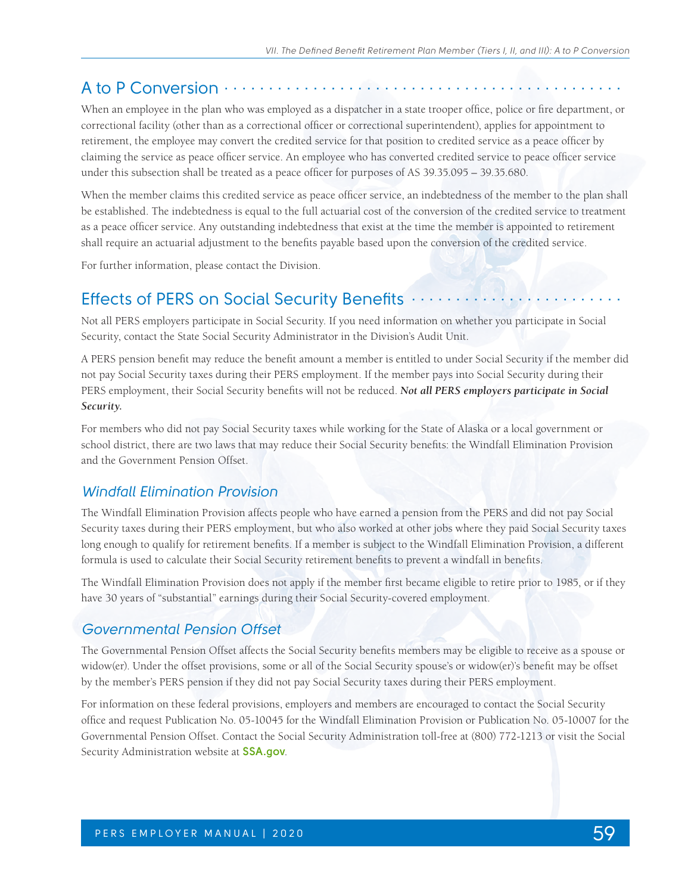## A to P Conversion

When an employee in the plan who was employed as a dispatcher in a state trooper office, police or fire department, or correctional facility (other than as a correctional officer or correctional superintendent), applies for appointment to retirement, the employee may convert the credited service for that position to credited service as a peace officer by claiming the service as peace officer service. An employee who has converted credited service to peace officer service under this subsection shall be treated as a peace officer for purposes of AS 39.35.095 – 39.35.680.

When the member claims this credited service as peace officer service, an indebtedness of the member to the plan shall be established. The indebtedness is equal to the full actuarial cost of the conversion of the credited service to treatment as a peace officer service. Any outstanding indebtedness that exist at the time the member is appointed to retirement shall require an actuarial adjustment to the benefits payable based upon the conversion of the credited service.

For further information, please contact the Division.

## Effects of PERS on Social Security Benefits

Not all PERS employers participate in Social Security. If you need information on whether you participate in Social Security, contact the State Social Security Administrator in the Division's Audit Unit.

A PERS pension benefit may reduce the benefit amount a member is entitled to under Social Security if the member did not pay Social Security taxes during their PERS employment. If the member pays into Social Security during their PERS employment, their Social Security benefits will not be reduced. ***Not all PERS employers participate in Social Security.***

For members who did not pay Social Security taxes while working for the State of Alaska or a local government or school district, there are two laws that may reduce their Social Security benefits: the Windfall Elimination Provision and the Government Pension Offset.

### *Windfall Elimination Provision*

The Windfall Elimination Provision affects people who have earned a pension from the PERS and did not pay Social Security taxes during their PERS employment, but who also worked at other jobs where they paid Social Security taxes long enough to qualify for retirement benefits. If a member is subject to the Windfall Elimination Provision, a different formula is used to calculate their Social Security retirement benefits to prevent a windfall in benefits.

The Windfall Elimination Provision does not apply if the member first became eligible to retire prior to 1985, or if they have 30 years of "substantial" earnings during their Social Security-covered employment.

### *Governmental Pension Offset*

The Governmental Pension Offset affects the Social Security benefits members may be eligible to receive as a spouse or widow(er). Under the offset provisions, some or all of the Social Security spouse's or widow(er)'s benefit may be offset by the member's PERS pension if they did not pay Social Security taxes during their PERS employment.

For information on these federal provisions, employers and members are encouraged to contact the Social Security office and request Publication No. 05-10045 for the Windfall Elimination Provision or Publication No. 05-10007 for the Governmental Pension Offset. Contact the Social Security Administration toll-free at (800) 772-1213 or visit the Social Security Administration website at **SSA.gov**.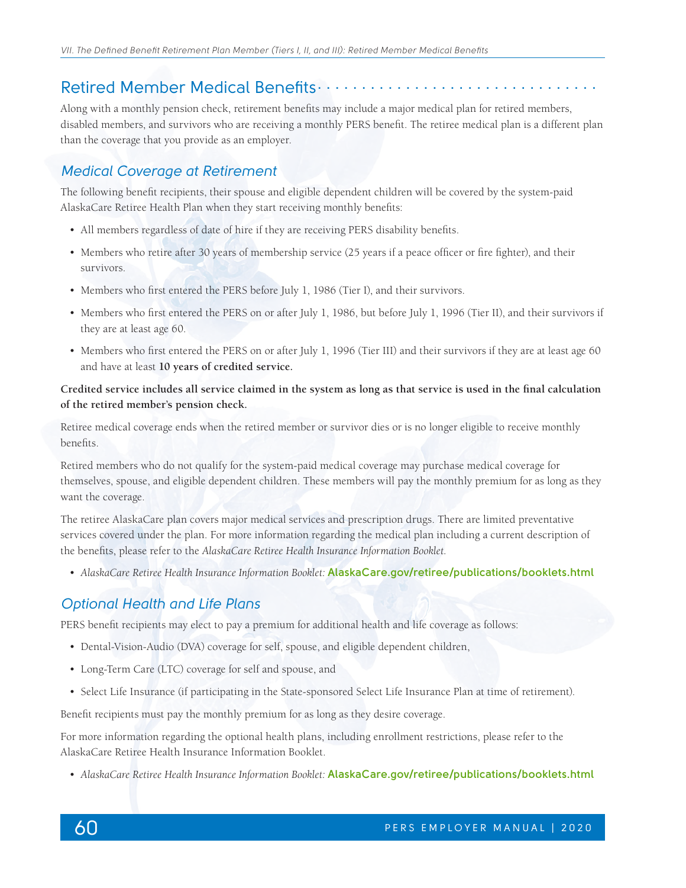## Retired Member Medical Benefits

Along with a monthly pension check, retirement benefits may include a major medical plan for retired members, disabled members, and survivors who are receiving a monthly PERS benefit. The retiree medical plan is a different plan than the coverage that you provide as an employer.

### *Medical Coverage at Retirement*

The following benefit recipients, their spouse and eligible dependent children will be covered by the system-paid AlaskaCare Retiree Health Plan when they start receiving monthly benefits:

- All members regardless of date of hire if they are receiving PERS disability benefits.
- Members who retire after 30 years of membership service (25 years if a peace officer or fire fighter), and their survivors.
- Members who first entered the PERS before July 1, 1986 (Tier I), and their survivors.
- Members who first entered the PERS on or after July 1, 1986, but before July 1, 1996 (Tier II), and their survivors if they are at least age 60.
- Members who first entered the PERS on or after July 1, 1996 (Tier III) and their survivors if they are at least age 60 and have at least **10 years of credited service.**

**Credited service includes all service claimed in the system as long as that service is used in the final calculation of the retired member's pension check.**

Retiree medical coverage ends when the retired member or survivor dies or is no longer eligible to receive monthly benefits.

Retired members who do not qualify for the system-paid medical coverage may purchase medical coverage for themselves, spouse, and eligible dependent children. These members will pay the monthly premium for as long as they want the coverage.

The retiree AlaskaCare plan covers major medical services and prescription drugs. There are limited preventative services covered under the plan. For more information regarding the medical plan including a current description of the benefits, please refer to the *AlaskaCare Retiree Health Insurance Information Booklet*.

- *AlaskaCare Retiree Health Insurance Information Booklet:* AlaskaCare.gov/retiree/publications/booklets.html

### *Optional Health and Life Plans*

PERS benefit recipients may elect to pay a premium for additional health and life coverage as follows:

- Dental-Vision-Audio (DVA) coverage for self, spouse, and eligible dependent children,
- Long-Term Care (LTC) coverage for self and spouse, and
- Select Life Insurance (if participating in the State-sponsored Select Life Insurance Plan at time of retirement).

Benefit recipients must pay the monthly premium for as long as they desire coverage.

For more information regarding the optional health plans, including enrollment restrictions, please refer to the AlaskaCare Retiree Health Insurance Information Booklet.

- *AlaskaCare Retiree Health Insurance Information Booklet:* AlaskaCare.gov/retiree/publications/booklets.html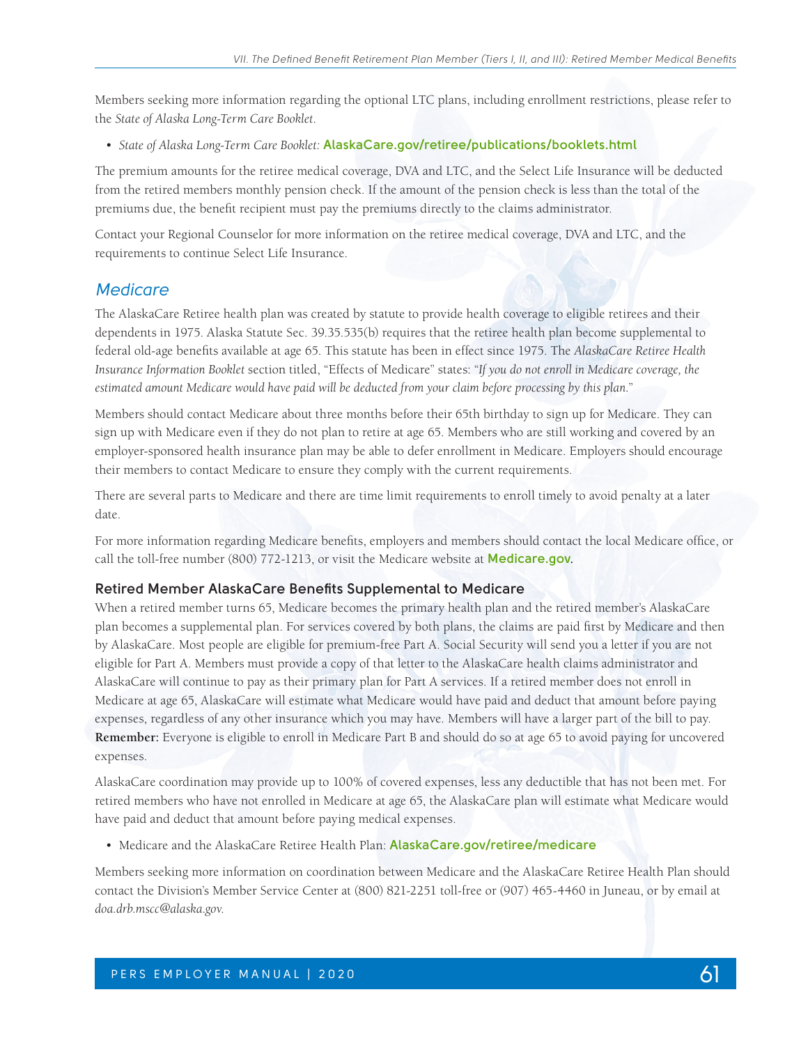Members seeking more information regarding the optional LTC plans, including enrollment restrictions, please refer to the *State of Alaska Long-Term Care Booklet*.

- *State of Alaska Long-Term Care Booklet:* **AlaskaCare.gov/retiree/publications/booklets.html**

The premium amounts for the retiree medical coverage, DVA and LTC, and the Select Life Insurance will be deducted from the retired members monthly pension check. If the amount of the pension check is less than the total of the premiums due, the benefit recipient must pay the premiums directly to the claims administrator.

Contact your Regional Counselor for more information on the retiree medical coverage, DVA and LTC, and the requirements to continue Select Life Insurance.

## Medicare

The AlaskaCare Retiree health plan was created by statute to provide health coverage to eligible retirees and their dependents in 1975. Alaska Statute Sec. 39.35.535(b) requires that the retiree health plan become supplemental to federal old-age benefits available at age 65. This statute has been in effect since 1975. The *AlaskaCare Retiree Health Insurance Information Booklet* section titled, "Effects of Medicare" states: "*If you do not enroll in Medicare coverage, the estimated amount Medicare would have paid will be deducted from your claim before processing by this plan.*"

Members should contact Medicare about three months before their 65th birthday to sign up for Medicare. They can sign up with Medicare even if they do not plan to retire at age 65. Members who are still working and covered by an employer-sponsored health insurance plan may be able to defer enrollment in Medicare. Employers should encourage their members to contact Medicare to ensure they comply with the current requirements.

There are several parts to Medicare and there are time limit requirements to enroll timely to avoid penalty at a later date.

For more information regarding Medicare benefits, employers and members should contact the local Medicare office, or call the toll-free number (800) 772-1213, or visit the Medicare website at **Medicare.gov**.

### Retired Member AlaskaCare Benefits Supplemental to Medicare

When a retired member turns 65, Medicare becomes the primary health plan and the retired member's AlaskaCare plan becomes a supplemental plan. For services covered by both plans, the claims are paid first by Medicare and then by AlaskaCare. Most people are eligible for premium-free Part A. Social Security will send you a letter if you are not eligible for Part A. Members must provide a copy of that letter to the AlaskaCare health claims administrator and AlaskaCare will continue to pay as their primary plan for Part A services. If a retired member does not enroll in Medicare at age 65, AlaskaCare will estimate what Medicare would have paid and deduct that amount before paying expenses, regardless of any other insurance which you may have. Members will have a larger part of the bill to pay. **Remember:** Everyone is eligible to enroll in Medicare Part B and should do so at age 65 to avoid paying for uncovered expenses.

AlaskaCare coordination may provide up to 100% of covered expenses, less any deductible that has not been met. For retired members who have not enrolled in Medicare at age 65, the AlaskaCare plan will estimate what Medicare would have paid and deduct that amount before paying medical expenses.

- Medicare and the AlaskaCare Retiree Health Plan: **AlaskaCare.gov/retiree/medicare**

Members seeking more information on coordination between Medicare and the AlaskaCare Retiree Health Plan should contact the Division's Member Service Center at (800) 821-2251 toll-free or (907) 465-4460 in Juneau, or by email at *doa.drb.mscc@alaska.gov*.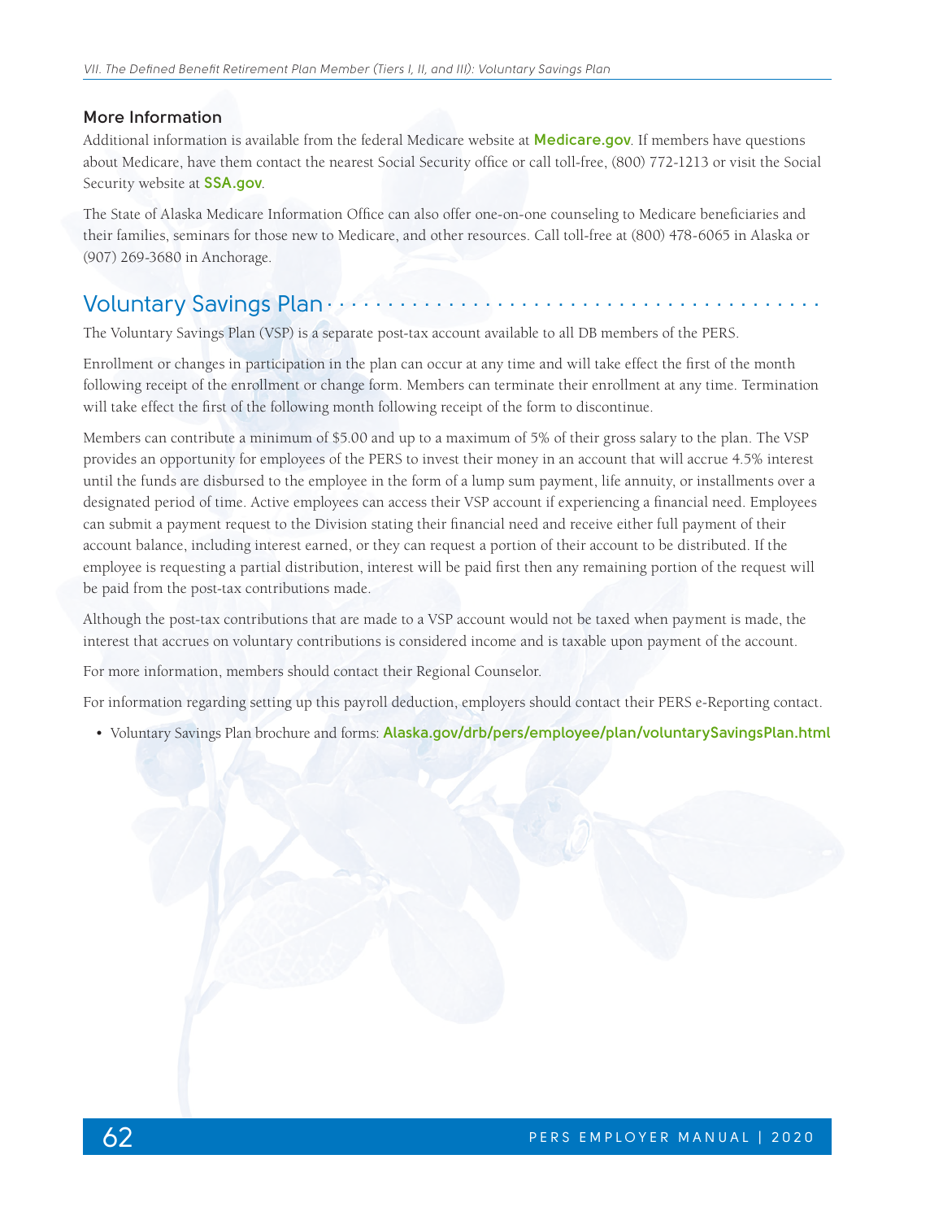### More Information

Additional information is available from the federal Medicare website at **Medicare.gov**. If members have questions about Medicare, have them contact the nearest Social Security office or call toll-free, (800) 772-1213 or visit the Social Security website at **SSA.gov**.

The State of Alaska Medicare Information Office can also offer one-on-one counseling to Medicare beneficiaries and their families, seminars for those new to Medicare, and other resources. Call toll-free at (800) 478-6065 in Alaska or (907) 269-3680 in Anchorage.

## Voluntary Savings Plan

The Voluntary Savings Plan (VSP) is a separate post-tax account available to all DB members of the PERS.

Enrollment or changes in participation in the plan can occur at any time and will take effect the first of the month following receipt of the enrollment or change form. Members can terminate their enrollment at any time. Termination will take effect the first of the following month following receipt of the form to discontinue.

Members can contribute a minimum of $5.00 and up to a maximum of 5% of their gross salary to the plan. The VSP provides an opportunity for employees of the PERS to invest their money in an account that will accrue 4.5% interest until the funds are disbursed to the employee in the form of a lump sum payment, life annuity, or installments over a designated period of time. Active employees can access their VSP account if experiencing a financial need. Employees can submit a payment request to the Division stating their financial need and receive either full payment of their account balance, including interest earned, or they can request a portion of their account to be distributed. If the employee is requesting a partial distribution, interest will be paid first then any remaining portion of the request will be paid from the post-tax contributions made.

Although the post-tax contributions that are made to a VSP account would not be taxed when payment is made, the interest that accrues on voluntary contributions is considered income and is taxable upon payment of the account.

For more information, members should contact their Regional Counselor.

For information regarding setting up this payroll deduction, employers should contact their PERS e-Reporting contact.

- Voluntary Savings Plan brochure and forms: **Alaska.gov/drb/pers/employee/plan/voluntarySavingsPlan.html**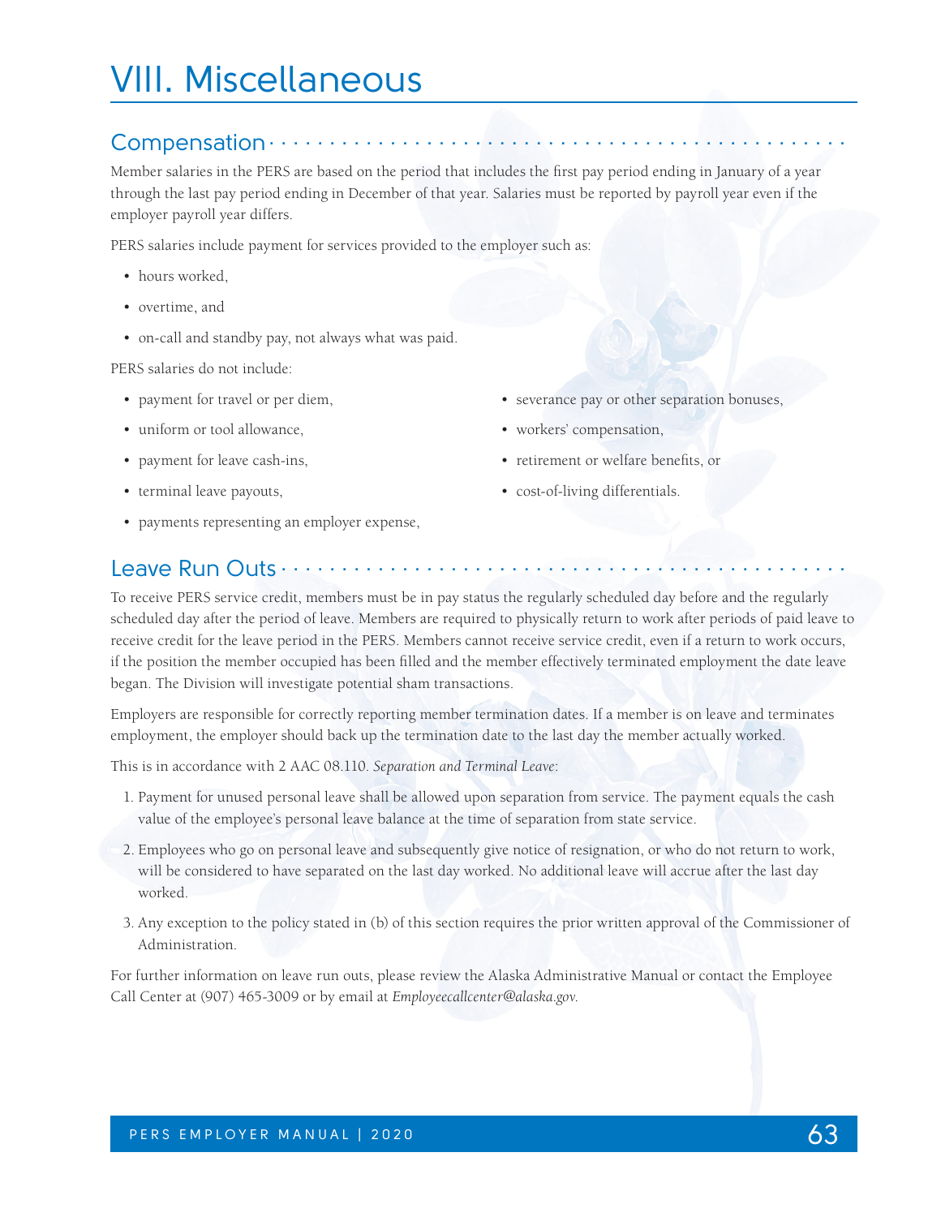# VIII. Miscellaneous

## Compensation

Member salaries in the PERS are based on the period that includes the first pay period ending in January of a year through the last pay period ending in December of that year. Salaries must be reported by payroll year even if the employer payroll year differs.

PERS salaries include payment for services provided to the employer such as:

- hours worked,
- overtime, and
- on-call and standby pay, not always what was paid.

PERS salaries do not include:

- payment for travel or per diem,
- uniform or tool allowance,
- payment for leave cash-ins,
- terminal leave payouts,
- payments representing an employer expense,
- severance pay or other separation bonuses,
- workers' compensation,
- retirement or welfare benefits, or
- cost-of-living differentials.

## Leave Run Outs

To receive PERS service credit, members must be in pay status the regularly scheduled day before and the regularly scheduled day after the period of leave. Members are required to physically return to work after periods of paid leave to receive credit for the leave period in the PERS. Members cannot receive service credit, even if a return to work occurs, if the position the member occupied has been filled and the member effectively terminated employment the date leave began. The Division will investigate potential sham transactions.

Employers are responsible for correctly reporting member termination dates. If a member is on leave and terminates employment, the employer should back up the termination date to the last day the member actually worked.

This is in accordance with 2 AAC 08.110. *Separation and Terminal Leave*:

1. Payment for unused personal leave shall be allowed upon separation from service. The payment equals the cash value of the employee's personal leave balance at the time of separation from state service.
2. Employees who go on personal leave and subsequently give notice of resignation, or who do not return to work, will be considered to have separated on the last day worked. No additional leave will accrue after the last day worked.
3. Any exception to the policy stated in (b) of this section requires the prior written approval of the Commissioner of Administration.

For further information on leave run outs, please review the Alaska Administrative Manual or contact the Employee Call Center at (907) 465-3009 or by email at *Employeecallcenter@alaska.gov.*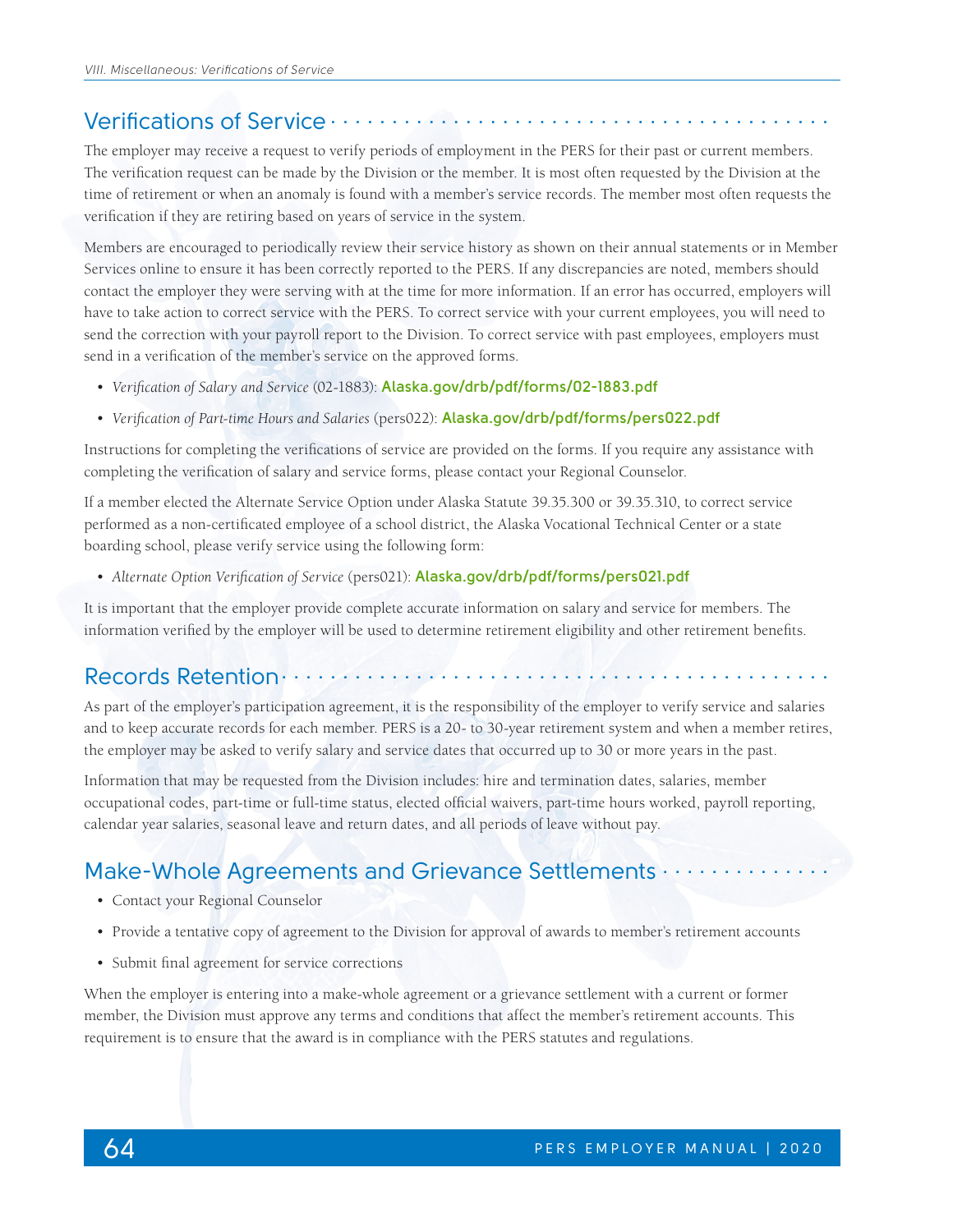## Verifications of Service

The employer may receive a request to verify periods of employment in the PERS for their past or current members. The verification request can be made by the Division or the member. It is most often requested by the Division at the time of retirement or when an anomaly is found with a member's service records. The member most often requests the verification if they are retiring based on years of service in the system.

Members are encouraged to periodically review their service history as shown on their annual statements or in Member Services online to ensure it has been correctly reported to the PERS. If any discrepancies are noted, members should contact the employer they were serving with at the time for more information. If an error has occurred, employers will have to take action to correct service with the PERS. To correct service with your current employees, you will need to send the correction with your payroll report to the Division. To correct service with past employees, employers must send in a verification of the member's service on the approved forms.

- *Verification of Salary and Service* (02-1883): **Alaska.gov/drb/pdf/forms/02-1883.pdf**
- *Verification of Part-time Hours and Salaries* (pers022): **Alaska.gov/drb/pdf/forms/pers022.pdf**

Instructions for completing the verifications of service are provided on the forms. If you require any assistance with completing the verification of salary and service forms, please contact your Regional Counselor.

If a member elected the Alternate Service Option under Alaska Statute 39.35.300 or 39.35.310, to correct service performed as a non-certificated employee of a school district, the Alaska Vocational Technical Center or a state boarding school, please verify service using the following form:

- *Alternate Option Verification of Service* (pers021): **Alaska.gov/drb/pdf/forms/pers021.pdf**

It is important that the employer provide complete accurate information on salary and service for members. The information verified by the employer will be used to determine retirement eligibility and other retirement benefits.

## Records Retention

As part of the employer's participation agreement, it is the responsibility of the employer to verify service and salaries and to keep accurate records for each member. PERS is a 20- to 30-year retirement system and when a member retires, the employer may be asked to verify salary and service dates that occurred up to 30 or more years in the past.

Information that may be requested from the Division includes: hire and termination dates, salaries, member occupational codes, part-time or full-time status, elected official waivers, part-time hours worked, payroll reporting, calendar year salaries, seasonal leave and return dates, and all periods of leave without pay.

## Make-Whole Agreements and Grievance Settlements

- Contact your Regional Counselor
- Provide a tentative copy of agreement to the Division for approval of awards to member's retirement accounts
- Submit final agreement for service corrections

When the employer is entering into a make-whole agreement or a grievance settlement with a current or former member, the Division must approve any terms and conditions that affect the member's retirement accounts. This requirement is to ensure that the award is in compliance with the PERS statutes and regulations.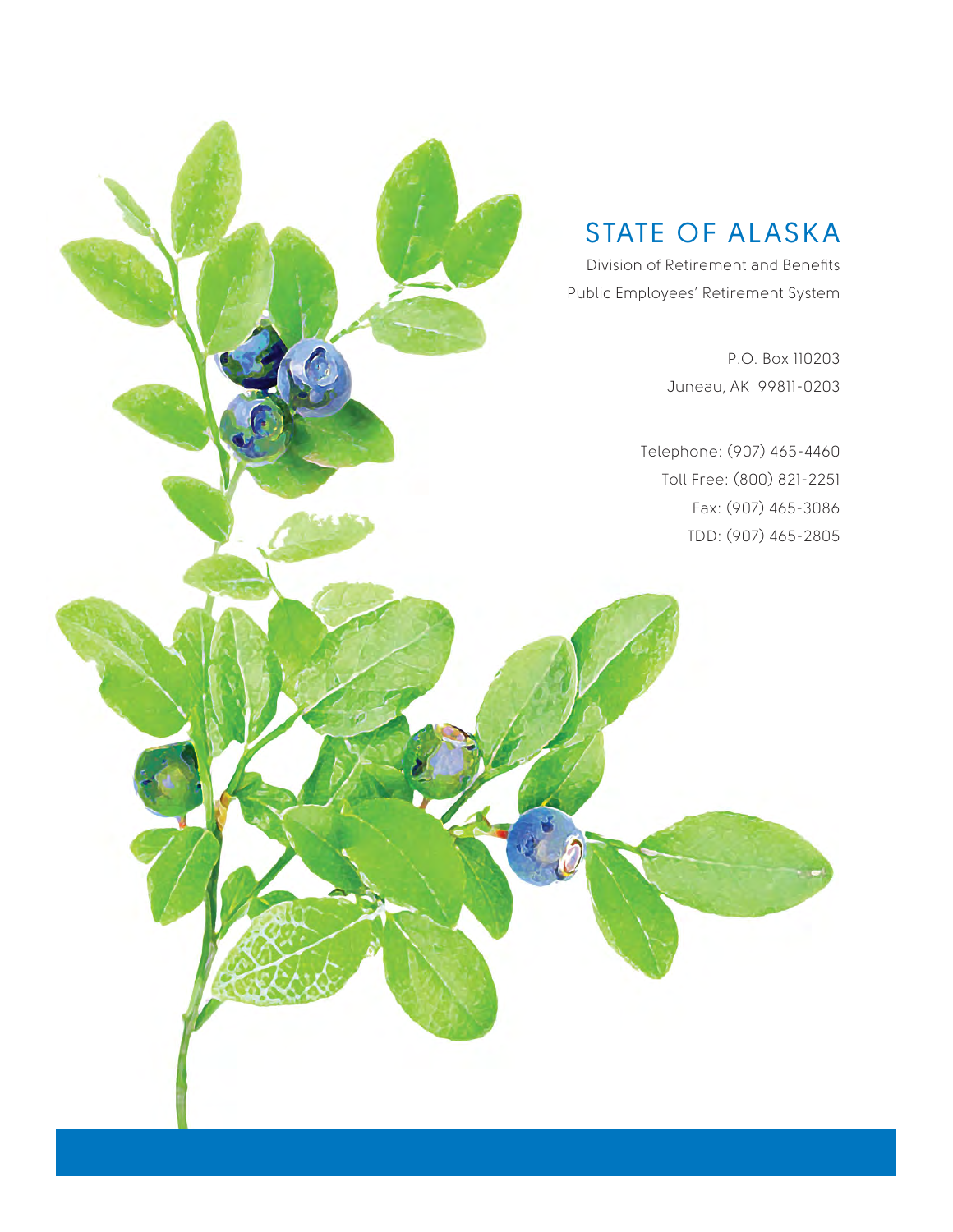# STATE OF ALASKA

Division of Retirement and Benefits
Public Employees' Retirement System

P.O. Box 110203
Juneau, AK 99811-0203

Telephone: (907) 465-4460
Toll Free: (800) 821-2251
Fax: (907) 465-3086
TDD: (907) 465-2805